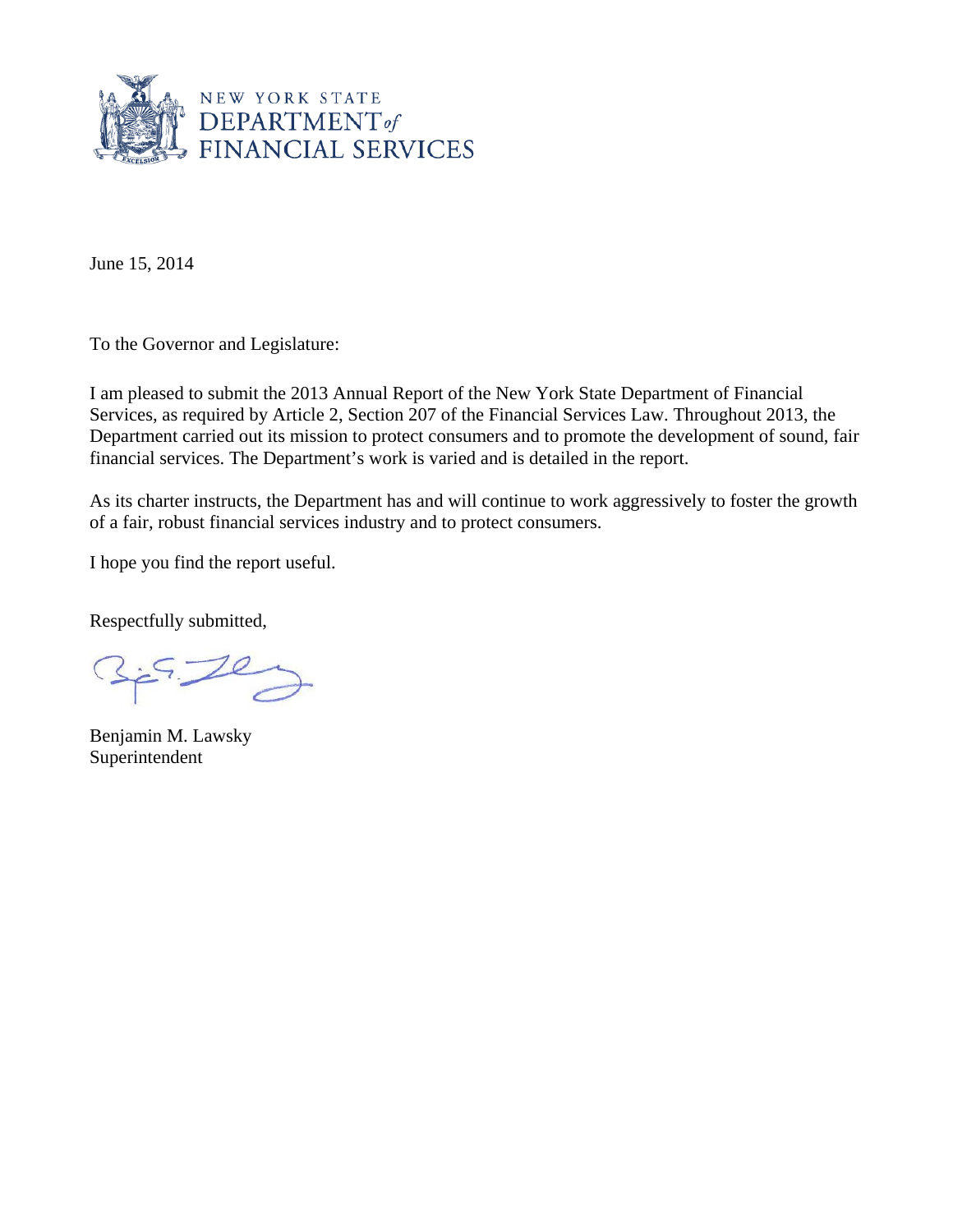NEW YORK STATE
DEPARTMENT of
FINANCIAL SERVICES

June 15, 2014

To the Governor and Legislature:

I am pleased to submit the 2013 Annual Report of the New York State Department of Financial Services, as required by Article 2, Section 207 of the Financial Services Law. Throughout 2013, the Department carried out its mission to protect consumers and to promote the development of sound, fair financial services. The Department's work is varied and is detailed in the report.

As its charter instructs, the Department has and will continue to work aggressively to foster the growth of a fair, robust financial services industry and to protect consumers.

I hope you find the report useful.

Respectfully submitted,

Benjamin M. Lawsky
Superintendent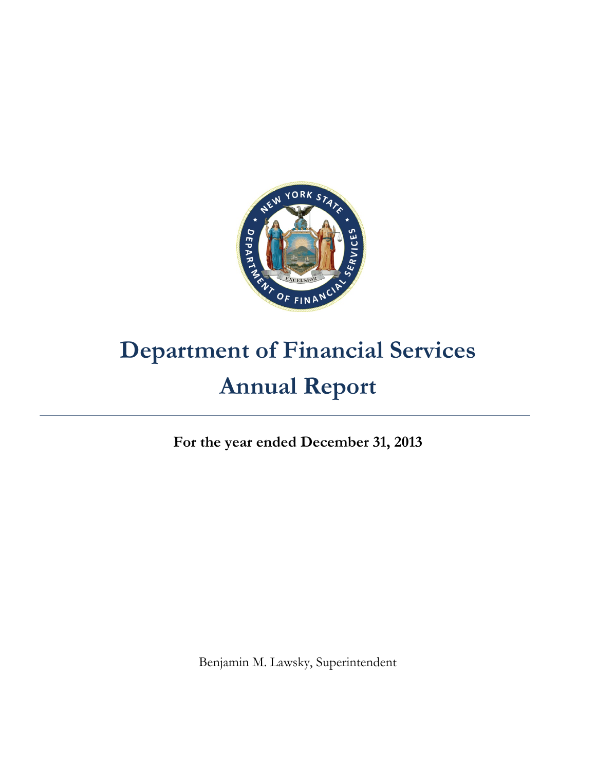# Department of Financial Services
# Annual Report

---

**For the year ended December 31, 2013**

Benjamin M. Lawsky, Superintendent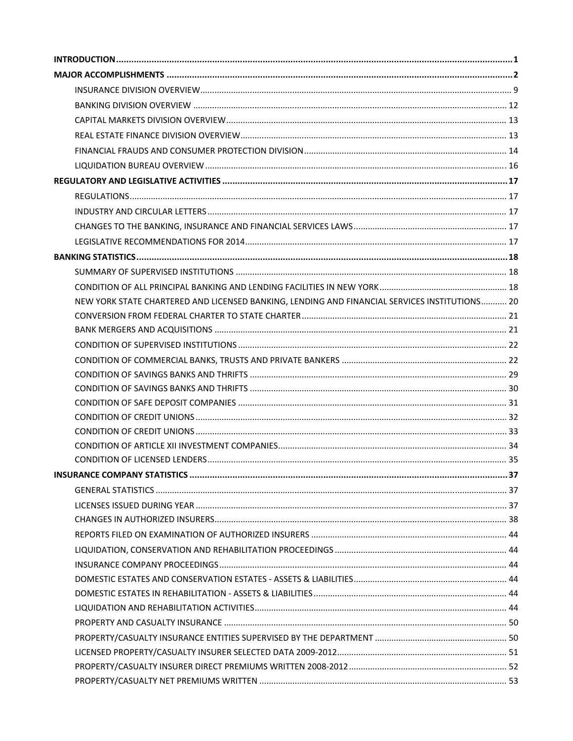**INTRODUCTION** ........................................................................................................................................ **1**

**MAJOR ACCOMPLISHMENTS** ........................................................................................................ **2**

- INSURANCE DIVISION OVERVIEW ............................................................................................ 9
- BANKING DIVISION OVERVIEW .............................................................................................. 12
- CAPITAL MARKETS DIVISION OVERVIEW ................................................................................ 13
- REAL ESTATE FINANCE DIVISION OVERVIEW ........................................................................... 13
- FINANCIAL FRAUDS AND CONSUMER PROTECTION DIVISION ................................................. 14
- LIQUIDATION BUREAU OVERVIEW ......................................................................................... 16

**REGULATORY AND LEGISLATIVE ACTIVITIES** ................................................................................ **17**

- REGULATIONS ........................................................................................................................ 17
- INDUSTRY AND CIRCULAR LETTERS ......................................................................................... 17
- CHANGES TO THE BANKING, INSURANCE AND FINANCIAL SERVICES LAWS ............................... 17
- LEGISLATIVE RECOMMENDATIONS FOR 2014 ........................................................................... 17

**BANKING STATISTICS** .................................................................................................................. **18**

- SUMMARY OF SUPERVISED INSTITUTIONS ............................................................................... 18
- CONDITION OF ALL PRINCIPAL BANKING AND LENDING FACILITIES IN NEW YORK ..................... 18
- NEW YORK STATE CHARTERED AND LICENSED BANKING, LENDING AND FINANCIAL SERVICES INSTITUTIONS ........... 20
- CONVERSION FROM FEDERAL CHARTER TO STATE CHARTER ..................................................... 21
- BANK MERGERS AND ACQUISITIONS ........................................................................................ 21
- CONDITION OF SUPERVISED INSTITUTIONS ............................................................................. 22
- CONDITION OF COMMERCIAL BANKS, TRUSTS AND PRIVATE BANKERS ..................................... 22
- CONDITION OF SAVINGS BANKS AND THRIFTS .......................................................................... 29
- CONDITION OF SAVINGS BANKS AND THRIFTS .......................................................................... 30
- CONDITION OF SAFE DEPOSIT COMPANIES ............................................................................... 31
- CONDITION OF CREDIT UNIONS ................................................................................................ 32
- CONDITION OF CREDIT UNIONS ................................................................................................ 33
- CONDITION OF ARTICLE XII INVESTMENT COMPANIES ............................................................... 34
- CONDITION OF LICENSED LENDERS ............................................................................................ 35

**INSURANCE COMPANY STATISTICS** ............................................................................................. **37**

- GENERAL STATISTICS .................................................................................................................. 37
- LICENSES ISSUED DURING YEAR .................................................................................................. 37
- CHANGES IN AUTHORIZED INSURERS ........................................................................................... 38
- REPORTS FILED ON EXAMINATION OF AUTHORIZED INSURERS .................................................. 44
- LIQUIDATION, CONSERVATION AND REHABILITATION PROCEEDINGS ......................................... 44
- INSURANCE COMPANY PROCEEDINGS ......................................................................................... 44
- DOMESTIC ESTATES AND CONSERVATION ESTATES - ASSETS & LIABILITIES ................................ 44
- DOMESTIC ESTATES IN REHABILITATION - ASSETS & LIABILITIES ................................................. 44
- LIQUIDATION AND REHABILITATION ACTIVITIES .......................................................................... 44
- PROPERTY AND CASUALTY INSURANCE ....................................................................................... 50
- PROPERTY/CASUALTY INSURANCE ENTITIES SUPERVISED BY THE DEPARTMENT ........................ 50
- LICENSED PROPERTY/CASUALTY INSURER SELECTED DATA 2009-2012 ........................................ 51
- PROPERTY/CASUALTY INSURER DIRECT PREMIUMS WRITTEN 2008-2012 .................................... 52
- PROPERTY/CASUALTY NET PREMIUMS WRITTEN ......................................................................... 53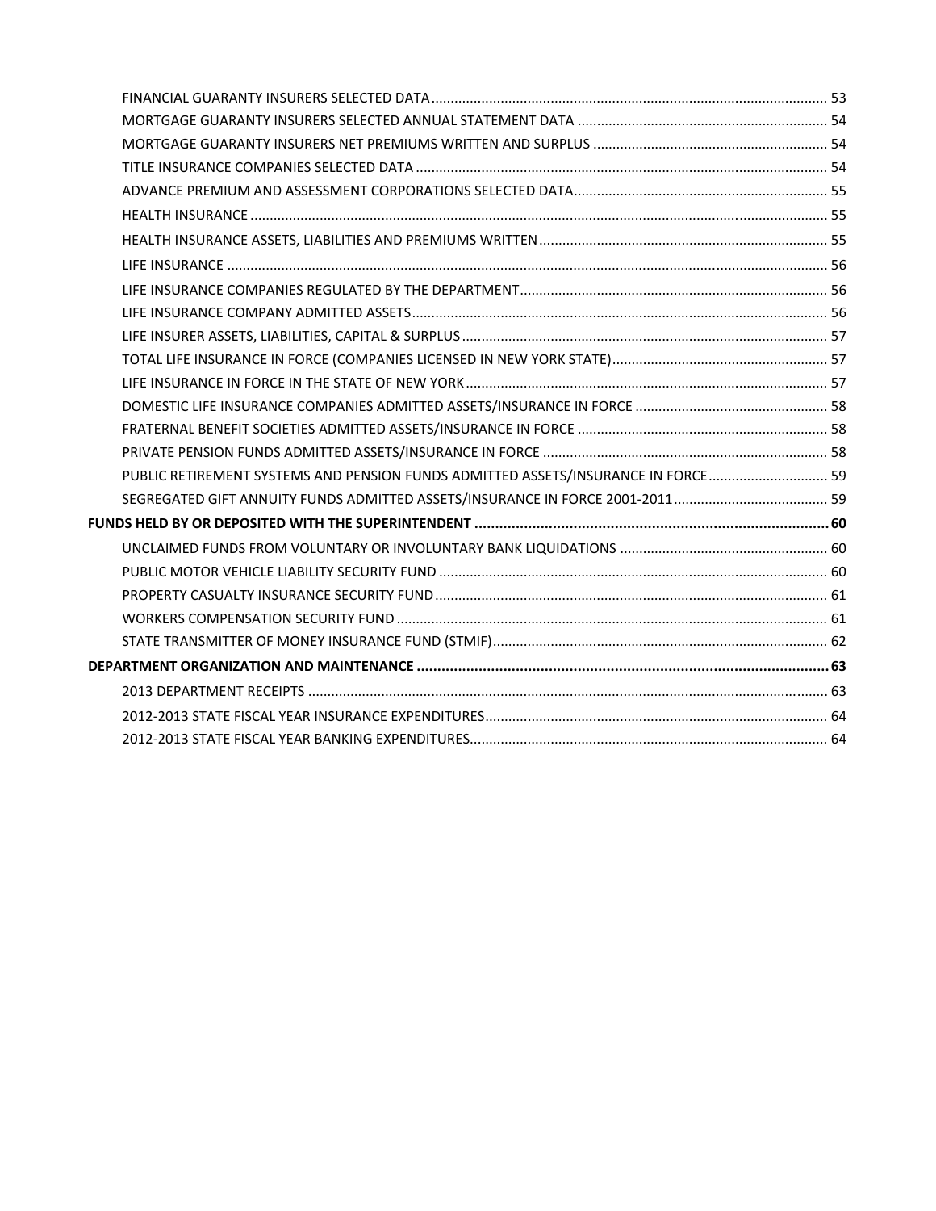FINANCIAL GUARANTY INSURERS SELECTED DATA ........................................................ 53
MORTGAGE GUARANTY INSURERS SELECTED ANNUAL STATEMENT DATA ........................................................ 54
MORTGAGE GUARANTY INSURERS NET PREMIUMS WRITTEN AND SURPLUS ........................................................ 54
TITLE INSURANCE COMPANIES SELECTED DATA ........................................................ 54
ADVANCE PREMIUM AND ASSESSMENT CORPORATIONS SELECTED DATA ........................................................ 55
HEALTH INSURANCE ........................................................ 55
HEALTH INSURANCE ASSETS, LIABILITIES AND PREMIUMS WRITTEN ........................................................ 55
LIFE INSURANCE ........................................................ 56
LIFE INSURANCE COMPANIES REGULATED BY THE DEPARTMENT ........................................................ 56
LIFE INSURANCE COMPANY ADMITTED ASSETS ........................................................ 56
LIFE INSURER ASSETS, LIABILITIES, CAPITAL & SURPLUS ........................................................ 57
TOTAL LIFE INSURANCE IN FORCE (COMPANIES LICENSED IN NEW YORK STATE) ........................................................ 57
LIFE INSURANCE IN FORCE IN THE STATE OF NEW YORK ........................................................ 57
DOMESTIC LIFE INSURANCE COMPANIES ADMITTED ASSETS/INSURANCE IN FORCE ........................................................ 58
FRATERNAL BENEFIT SOCIETIES ADMITTED ASSETS/INSURANCE IN FORCE ........................................................ 58
PRIVATE PENSION FUNDS ADMITTED ASSETS/INSURANCE IN FORCE ........................................................ 58
PUBLIC RETIREMENT SYSTEMS AND PENSION FUNDS ADMITTED ASSETS/INSURANCE IN FORCE ........................................................ 59
SEGREGATED GIFT ANNUITY FUNDS ADMITTED ASSETS/INSURANCE IN FORCE 2001-2011 ........................................................ 59

**FUNDS HELD BY OR DEPOSITED WITH THE SUPERINTENDENT ........................................................ 60**

UNCLAIMED FUNDS FROM VOLUNTARY OR INVOLUNTARY BANK LIQUIDATIONS ........................................................ 60
PUBLIC MOTOR VEHICLE LIABILITY SECURITY FUND ........................................................ 60
PROPERTY CASUALTY INSURANCE SECURITY FUND ........................................................ 61
WORKERS COMPENSATION SECURITY FUND ........................................................ 61
STATE TRANSMITTER OF MONEY INSURANCE FUND (STMIF) ........................................................ 62

**DEPARTMENT ORGANIZATION AND MAINTENANCE ........................................................ 63**

2013 DEPARTMENT RECEIPTS ........................................................ 63
2012-2013 STATE FISCAL YEAR INSURANCE EXPENDITURES ........................................................ 64
2012-2013 STATE FISCAL YEAR BANKING EXPENDITURES ........................................................ 64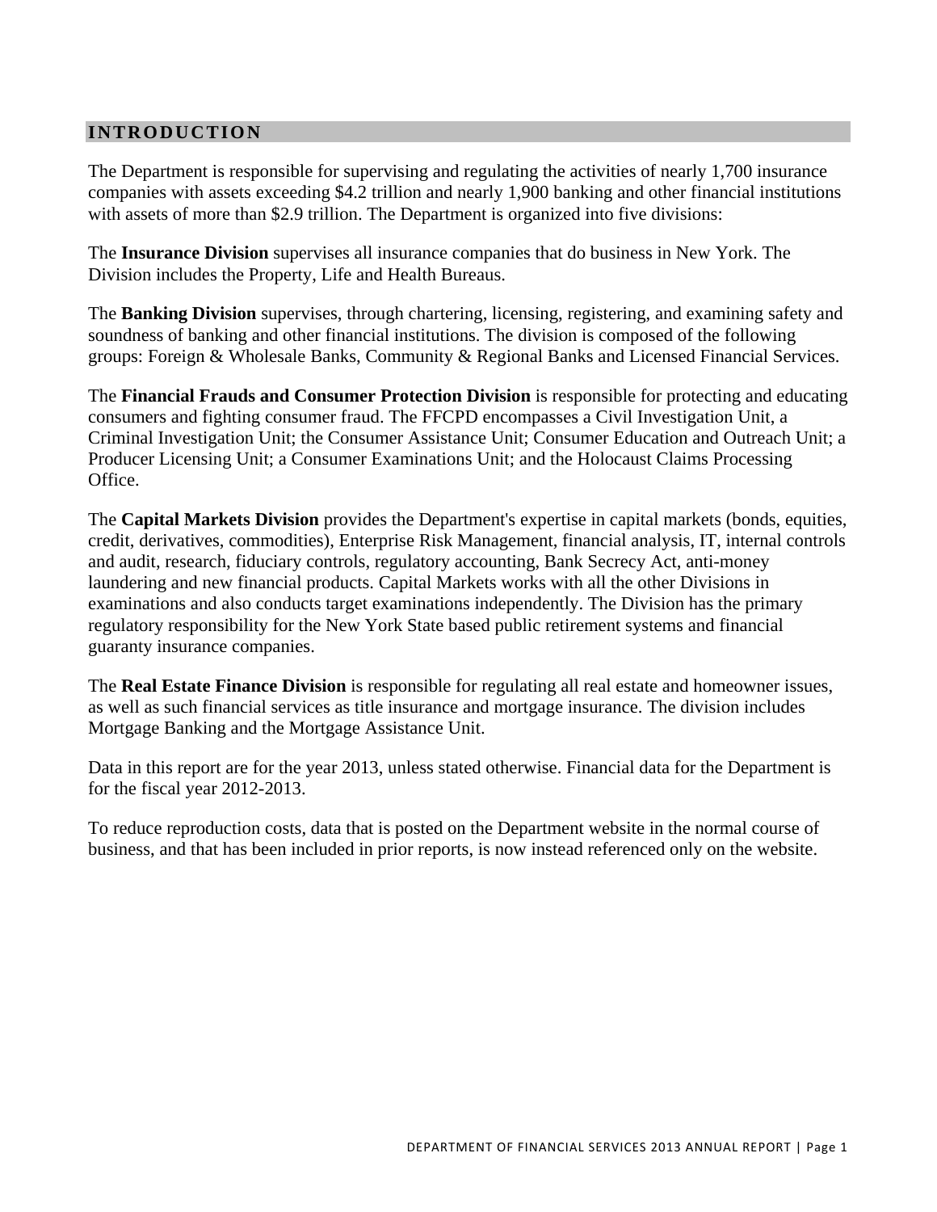## INTRODUCTION

The Department is responsible for supervising and regulating the activities of nearly 1,700 insurance companies with assets exceeding $4.2 trillion and nearly 1,900 banking and other financial institutions with assets of more than $2.9 trillion. The Department is organized into five divisions:

The **Insurance Division** supervises all insurance companies that do business in New York. The Division includes the Property, Life and Health Bureaus.

The **Banking Division** supervises, through chartering, licensing, registering, and examining safety and soundness of banking and other financial institutions. The division is composed of the following groups: Foreign & Wholesale Banks, Community & Regional Banks and Licensed Financial Services.

The **Financial Frauds and Consumer Protection Division** is responsible for protecting and educating consumers and fighting consumer fraud. The FFCPD encompasses a Civil Investigation Unit, a Criminal Investigation Unit; the Consumer Assistance Unit; Consumer Education and Outreach Unit; a Producer Licensing Unit; a Consumer Examinations Unit; and the Holocaust Claims Processing Office.

The **Capital Markets Division** provides the Department's expertise in capital markets (bonds, equities, credit, derivatives, commodities), Enterprise Risk Management, financial analysis, IT, internal controls and audit, research, fiduciary controls, regulatory accounting, Bank Secrecy Act, anti-money laundering and new financial products. Capital Markets works with all the other Divisions in examinations and also conducts target examinations independently. The Division has the primary regulatory responsibility for the New York State based public retirement systems and financial guaranty insurance companies.

The **Real Estate Finance Division** is responsible for regulating all real estate and homeowner issues, as well as such financial services as title insurance and mortgage insurance. The division includes Mortgage Banking and the Mortgage Assistance Unit.

Data in this report are for the year 2013, unless stated otherwise. Financial data for the Department is for the fiscal year 2012-2013.

To reduce reproduction costs, data that is posted on the Department website in the normal course of business, and that has been included in prior reports, is now instead referenced only on the website.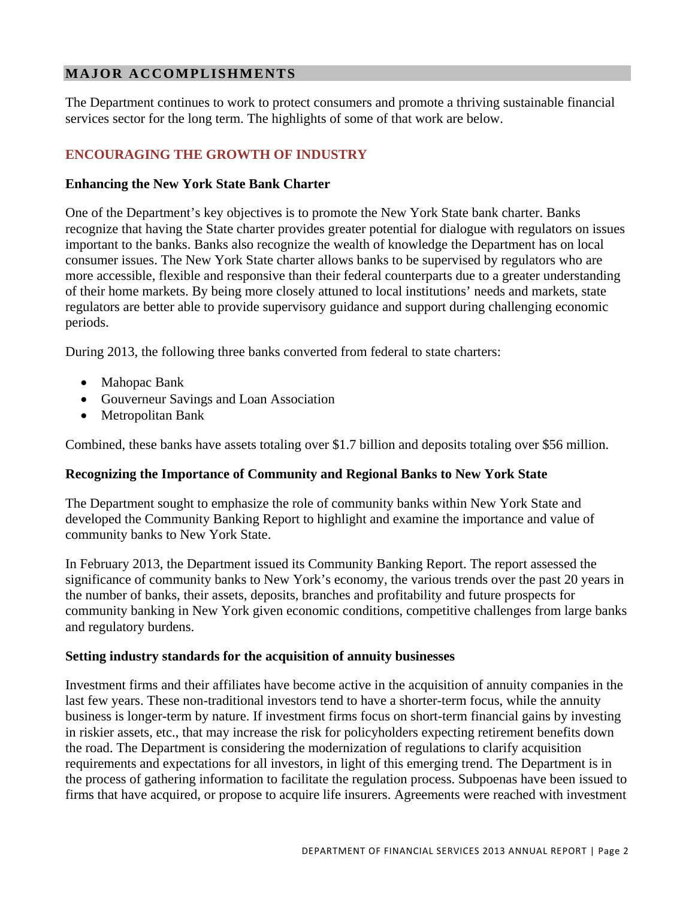## MAJOR ACCOMPLISHMENTS

The Department continues to work to protect consumers and promote a thriving sustainable financial services sector for the long term. The highlights of some of that work are below.

### ENCOURAGING THE GROWTH OF INDUSTRY

**Enhancing the New York State Bank Charter**

One of the Department's key objectives is to promote the New York State bank charter. Banks recognize that having the State charter provides greater potential for dialogue with regulators on issues important to the banks. Banks also recognize the wealth of knowledge the Department has on local consumer issues. The New York State charter allows banks to be supervised by regulators who are more accessible, flexible and responsive than their federal counterparts due to a greater understanding of their home markets. By being more closely attuned to local institutions' needs and markets, state regulators are better able to provide supervisory guidance and support during challenging economic periods.

During 2013, the following three banks converted from federal to state charters:

- Mahopac Bank
- Gouverneur Savings and Loan Association
- Metropolitan Bank

Combined, these banks have assets totaling over $1.7 billion and deposits totaling over $56 million.

**Recognizing the Importance of Community and Regional Banks to New York State**

The Department sought to emphasize the role of community banks within New York State and developed the Community Banking Report to highlight and examine the importance and value of community banks to New York State.

In February 2013, the Department issued its Community Banking Report. The report assessed the significance of community banks to New York's economy, the various trends over the past 20 years in the number of banks, their assets, deposits, branches and profitability and future prospects for community banking in New York given economic conditions, competitive challenges from large banks and regulatory burdens.

**Setting industry standards for the acquisition of annuity businesses**

Investment firms and their affiliates have become active in the acquisition of annuity companies in the last few years. These non-traditional investors tend to have a shorter-term focus, while the annuity business is longer-term by nature. If investment firms focus on short-term financial gains by investing in riskier assets, etc., that may increase the risk for policyholders expecting retirement benefits down the road. The Department is considering the modernization of regulations to clarify acquisition requirements and expectations for all investors, in light of this emerging trend. The Department is in the process of gathering information to facilitate the regulation process. Subpoenas have been issued to firms that have acquired, or propose to acquire life insurers. Agreements were reached with investment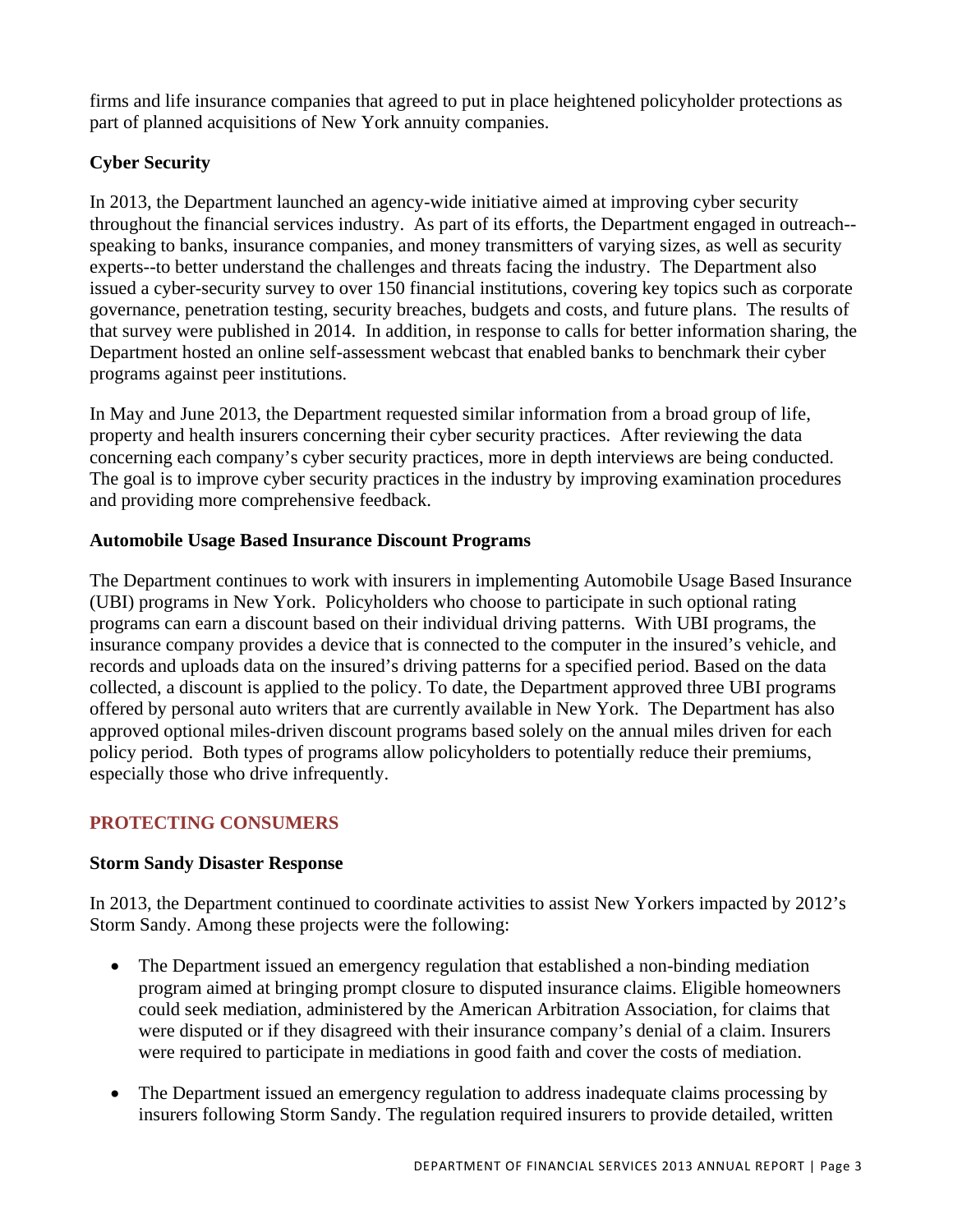firms and life insurance companies that agreed to put in place heightened policyholder protections as part of planned acquisitions of New York annuity companies.

### Cyber Security

In 2013, the Department launched an agency-wide initiative aimed at improving cyber security throughout the financial services industry. As part of its efforts, the Department engaged in outreach--speaking to banks, insurance companies, and money transmitters of varying sizes, as well as security experts--to better understand the challenges and threats facing the industry. The Department also issued a cyber-security survey to over 150 financial institutions, covering key topics such as corporate governance, penetration testing, security breaches, budgets and costs, and future plans. The results of that survey were published in 2014. In addition, in response to calls for better information sharing, the Department hosted an online self-assessment webcast that enabled banks to benchmark their cyber programs against peer institutions.

In May and June 2013, the Department requested similar information from a broad group of life, property and health insurers concerning their cyber security practices. After reviewing the data concerning each company's cyber security practices, more in depth interviews are being conducted. The goal is to improve cyber security practices in the industry by improving examination procedures and providing more comprehensive feedback.

### Automobile Usage Based Insurance Discount Programs

The Department continues to work with insurers in implementing Automobile Usage Based Insurance (UBI) programs in New York. Policyholders who choose to participate in such optional rating programs can earn a discount based on their individual driving patterns. With UBI programs, the insurance company provides a device that is connected to the computer in the insured's vehicle, and records and uploads data on the insured's driving patterns for a specified period. Based on the data collected, a discount is applied to the policy. To date, the Department approved three UBI programs offered by personal auto writers that are currently available in New York. The Department has also approved optional miles-driven discount programs based solely on the annual miles driven for each policy period. Both types of programs allow policyholders to potentially reduce their premiums, especially those who drive infrequently.

## PROTECTING CONSUMERS

### Storm Sandy Disaster Response

In 2013, the Department continued to coordinate activities to assist New Yorkers impacted by 2012's Storm Sandy. Among these projects were the following:

- The Department issued an emergency regulation that established a non-binding mediation program aimed at bringing prompt closure to disputed insurance claims. Eligible homeowners could seek mediation, administered by the American Arbitration Association, for claims that were disputed or if they disagreed with their insurance company's denial of a claim. Insurers were required to participate in mediations in good faith and cover the costs of mediation.

- The Department issued an emergency regulation to address inadequate claims processing by insurers following Storm Sandy. The regulation required insurers to provide detailed, written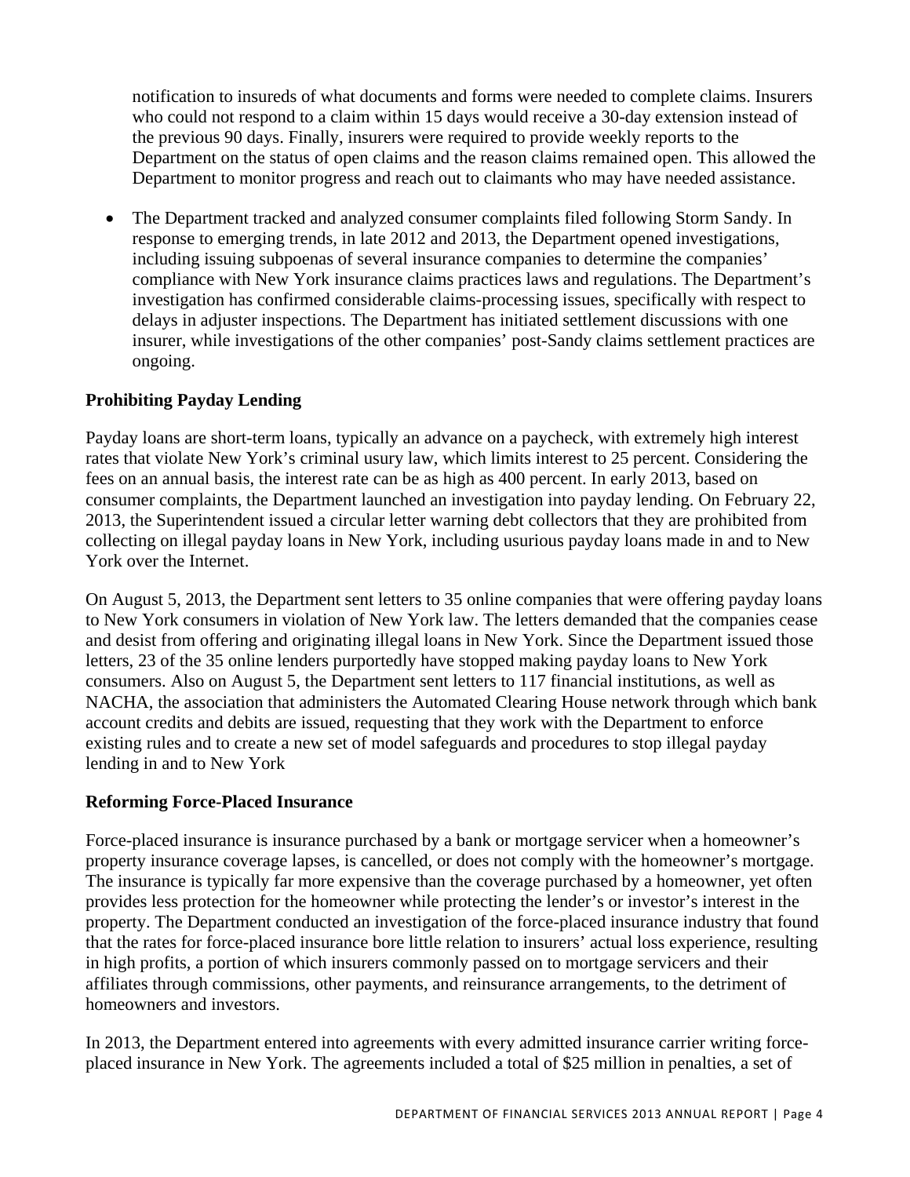notification to insureds of what documents and forms were needed to complete claims. Insurers who could not respond to a claim within 15 days would receive a 30-day extension instead of the previous 90 days. Finally, insurers were required to provide weekly reports to the Department on the status of open claims and the reason claims remained open. This allowed the Department to monitor progress and reach out to claimants who may have needed assistance.

- The Department tracked and analyzed consumer complaints filed following Storm Sandy. In response to emerging trends, in late 2012 and 2013, the Department opened investigations, including issuing subpoenas of several insurance companies to determine the companies' compliance with New York insurance claims practices laws and regulations. The Department's investigation has confirmed considerable claims-processing issues, specifically with respect to delays in adjuster inspections. The Department has initiated settlement discussions with one insurer, while investigations of the other companies' post-Sandy claims settlement practices are ongoing.

**Prohibiting Payday Lending**

Payday loans are short-term loans, typically an advance on a paycheck, with extremely high interest rates that violate New York's criminal usury law, which limits interest to 25 percent. Considering the fees on an annual basis, the interest rate can be as high as 400 percent. In early 2013, based on consumer complaints, the Department launched an investigation into payday lending. On February 22, 2013, the Superintendent issued a circular letter warning debt collectors that they are prohibited from collecting on illegal payday loans in New York, including usurious payday loans made in and to New York over the Internet.

On August 5, 2013, the Department sent letters to 35 online companies that were offering payday loans to New York consumers in violation of New York law. The letters demanded that the companies cease and desist from offering and originating illegal loans in New York. Since the Department issued those letters, 23 of the 35 online lenders purportedly have stopped making payday loans to New York consumers. Also on August 5, the Department sent letters to 117 financial institutions, as well as NACHA, the association that administers the Automated Clearing House network through which bank account credits and debits are issued, requesting that they work with the Department to enforce existing rules and to create a new set of model safeguards and procedures to stop illegal payday lending in and to New York

**Reforming Force-Placed Insurance**

Force-placed insurance is insurance purchased by a bank or mortgage servicer when a homeowner's property insurance coverage lapses, is cancelled, or does not comply with the homeowner's mortgage. The insurance is typically far more expensive than the coverage purchased by a homeowner, yet often provides less protection for the homeowner while protecting the lender's or investor's interest in the property. The Department conducted an investigation of the force-placed insurance industry that found that the rates for force-placed insurance bore little relation to insurers' actual loss experience, resulting in high profits, a portion of which insurers commonly passed on to mortgage servicers and their affiliates through commissions, other payments, and reinsurance arrangements, to the detriment of homeowners and investors.

In 2013, the Department entered into agreements with every admitted insurance carrier writing force-placed insurance in New York. The agreements included a total of $25 million in penalties, a set of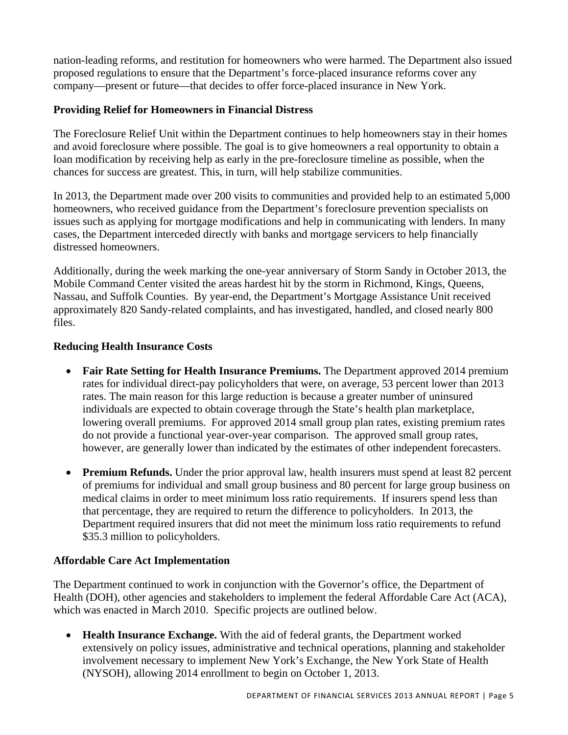nation-leading reforms, and restitution for homeowners who were harmed. The Department also issued proposed regulations to ensure that the Department's force-placed insurance reforms cover any company—present or future—that decides to offer force-placed insurance in New York.

**Providing Relief for Homeowners in Financial Distress**

The Foreclosure Relief Unit within the Department continues to help homeowners stay in their homes and avoid foreclosure where possible. The goal is to give homeowners a real opportunity to obtain a loan modification by receiving help as early in the pre-foreclosure timeline as possible, when the chances for success are greatest. This, in turn, will help stabilize communities.

In 2013, the Department made over 200 visits to communities and provided help to an estimated 5,000 homeowners, who received guidance from the Department's foreclosure prevention specialists on issues such as applying for mortgage modifications and help in communicating with lenders. In many cases, the Department interceded directly with banks and mortgage servicers to help financially distressed homeowners.

Additionally, during the week marking the one-year anniversary of Storm Sandy in October 2013, the Mobile Command Center visited the areas hardest hit by the storm in Richmond, Kings, Queens, Nassau, and Suffolk Counties. By year-end, the Department's Mortgage Assistance Unit received approximately 820 Sandy-related complaints, and has investigated, handled, and closed nearly 800 files.

**Reducing Health Insurance Costs**

- **Fair Rate Setting for Health Insurance Premiums.** The Department approved 2014 premium rates for individual direct-pay policyholders that were, on average, 53 percent lower than 2013 rates. The main reason for this large reduction is because a greater number of uninsured individuals are expected to obtain coverage through the State's health plan marketplace, lowering overall premiums. For approved 2014 small group plan rates, existing premium rates do not provide a functional year-over-year comparison. The approved small group rates, however, are generally lower than indicated by the estimates of other independent forecasters.

- **Premium Refunds.** Under the prior approval law, health insurers must spend at least 82 percent of premiums for individual and small group business and 80 percent for large group business on medical claims in order to meet minimum loss ratio requirements. If insurers spend less than that percentage, they are required to return the difference to policyholders. In 2013, the Department required insurers that did not meet the minimum loss ratio requirements to refund \$35.3 million to policyholders.

**Affordable Care Act Implementation**

The Department continued to work in conjunction with the Governor's office, the Department of Health (DOH), other agencies and stakeholders to implement the federal Affordable Care Act (ACA), which was enacted in March 2010. Specific projects are outlined below.

- **Health Insurance Exchange.** With the aid of federal grants, the Department worked extensively on policy issues, administrative and technical operations, planning and stakeholder involvement necessary to implement New York's Exchange, the New York State of Health (NYSOH), allowing 2014 enrollment to begin on October 1, 2013.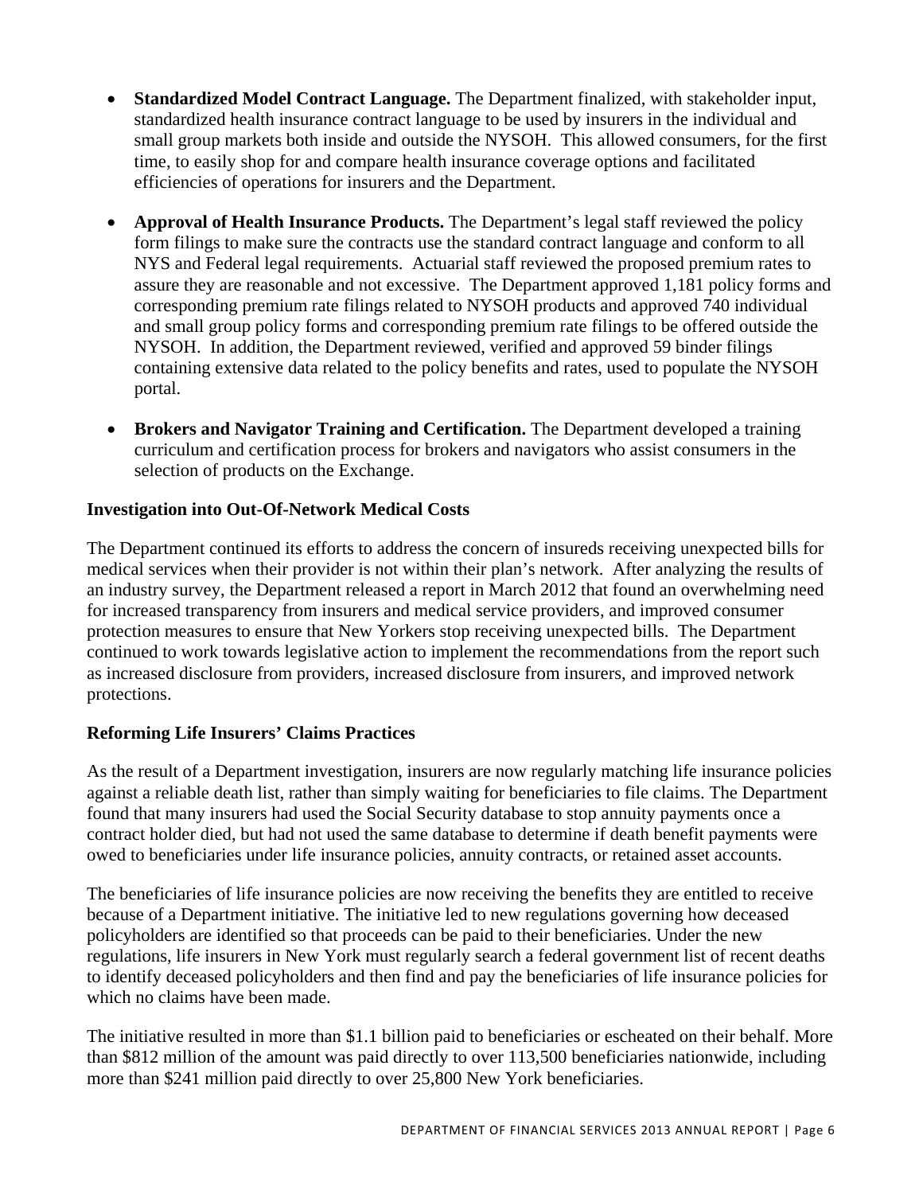- **Standardized Model Contract Language.** The Department finalized, with stakeholder input, standardized health insurance contract language to be used by insurers in the individual and small group markets both inside and outside the NYSOH. This allowed consumers, for the first time, to easily shop for and compare health insurance coverage options and facilitated efficiencies of operations for insurers and the Department.

- **Approval of Health Insurance Products.** The Department's legal staff reviewed the policy form filings to make sure the contracts use the standard contract language and conform to all NYS and Federal legal requirements. Actuarial staff reviewed the proposed premium rates to assure they are reasonable and not excessive. The Department approved 1,181 policy forms and corresponding premium rate filings related to NYSOH products and approved 740 individual and small group policy forms and corresponding premium rate filings to be offered outside the NYSOH. In addition, the Department reviewed, verified and approved 59 binder filings containing extensive data related to the policy benefits and rates, used to populate the NYSOH portal.

- **Brokers and Navigator Training and Certification.** The Department developed a training curriculum and certification process for brokers and navigators who assist consumers in the selection of products on the Exchange.

### Investigation into Out-Of-Network Medical Costs

The Department continued its efforts to address the concern of insureds receiving unexpected bills for medical services when their provider is not within their plan's network. After analyzing the results of an industry survey, the Department released a report in March 2012 that found an overwhelming need for increased transparency from insurers and medical service providers, and improved consumer protection measures to ensure that New Yorkers stop receiving unexpected bills. The Department continued to work towards legislative action to implement the recommendations from the report such as increased disclosure from providers, increased disclosure from insurers, and improved network protections.

### Reforming Life Insurers' Claims Practices

As the result of a Department investigation, insurers are now regularly matching life insurance policies against a reliable death list, rather than simply waiting for beneficiaries to file claims. The Department found that many insurers had used the Social Security database to stop annuity payments once a contract holder died, but had not used the same database to determine if death benefit payments were owed to beneficiaries under life insurance policies, annuity contracts, or retained asset accounts.

The beneficiaries of life insurance policies are now receiving the benefits they are entitled to receive because of a Department initiative. The initiative led to new regulations governing how deceased policyholders are identified so that proceeds can be paid to their beneficiaries. Under the new regulations, life insurers in New York must regularly search a federal government list of recent deaths to identify deceased policyholders and then find and pay the beneficiaries of life insurance policies for which no claims have been made.

The initiative resulted in more than $1.1 billion paid to beneficiaries or escheated on their behalf. More than $812 million of the amount was paid directly to over 113,500 beneficiaries nationwide, including more than $241 million paid directly to over 25,800 New York beneficiaries.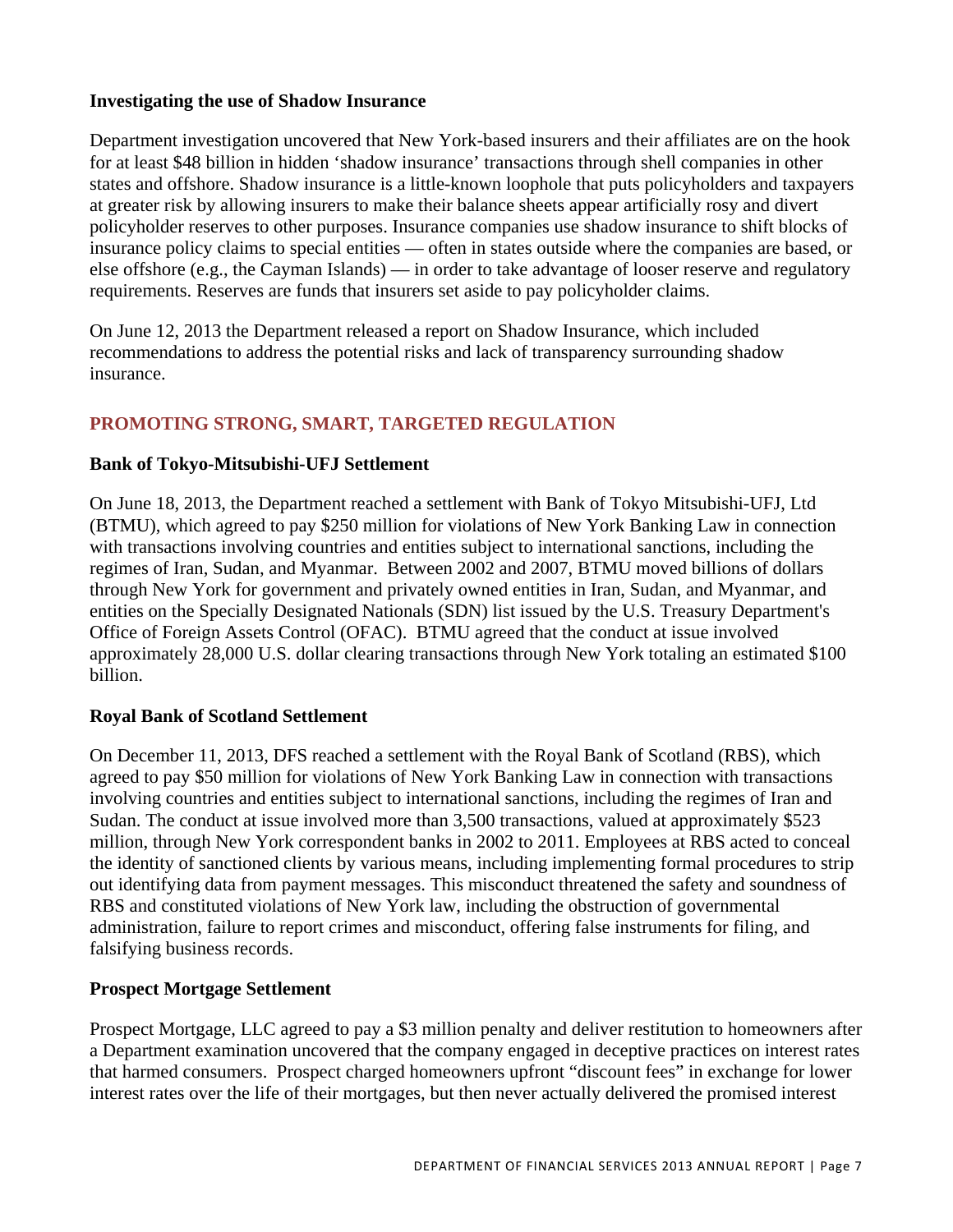### Investigating the use of Shadow Insurance

Department investigation uncovered that New York-based insurers and their affiliates are on the hook for at least $48 billion in hidden 'shadow insurance' transactions through shell companies in other states and offshore. Shadow insurance is a little-known loophole that puts policyholders and taxpayers at greater risk by allowing insurers to make their balance sheets appear artificially rosy and divert policyholder reserves to other purposes. Insurance companies use shadow insurance to shift blocks of insurance policy claims to special entities — often in states outside where the companies are based, or else offshore (e.g., the Cayman Islands) — in order to take advantage of looser reserve and regulatory requirements. Reserves are funds that insurers set aside to pay policyholder claims.

On June 12, 2013 the Department released a report on Shadow Insurance, which included recommendations to address the potential risks and lack of transparency surrounding shadow insurance.

## PROMOTING STRONG, SMART, TARGETED REGULATION

### Bank of Tokyo-Mitsubishi-UFJ Settlement

On June 18, 2013, the Department reached a settlement with Bank of Tokyo Mitsubishi-UFJ, Ltd (BTMU), which agreed to pay $250 million for violations of New York Banking Law in connection with transactions involving countries and entities subject to international sanctions, including the regimes of Iran, Sudan, and Myanmar. Between 2002 and 2007, BTMU moved billions of dollars through New York for government and privately owned entities in Iran, Sudan, and Myanmar, and entities on the Specially Designated Nationals (SDN) list issued by the U.S. Treasury Department's Office of Foreign Assets Control (OFAC). BTMU agreed that the conduct at issue involved approximately 28,000 U.S. dollar clearing transactions through New York totaling an estimated $100 billion.

### Royal Bank of Scotland Settlement

On December 11, 2013, DFS reached a settlement with the Royal Bank of Scotland (RBS), which agreed to pay $50 million for violations of New York Banking Law in connection with transactions involving countries and entities subject to international sanctions, including the regimes of Iran and Sudan. The conduct at issue involved more than 3,500 transactions, valued at approximately $523 million, through New York correspondent banks in 2002 to 2011. Employees at RBS acted to conceal the identity of sanctioned clients by various means, including implementing formal procedures to strip out identifying data from payment messages. This misconduct threatened the safety and soundness of RBS and constituted violations of New York law, including the obstruction of governmental administration, failure to report crimes and misconduct, offering false instruments for filing, and falsifying business records.

### Prospect Mortgage Settlement

Prospect Mortgage, LLC agreed to pay a $3 million penalty and deliver restitution to homeowners after a Department examination uncovered that the company engaged in deceptive practices on interest rates that harmed consumers. Prospect charged homeowners upfront "discount fees" in exchange for lower interest rates over the life of their mortgages, but then never actually delivered the promised interest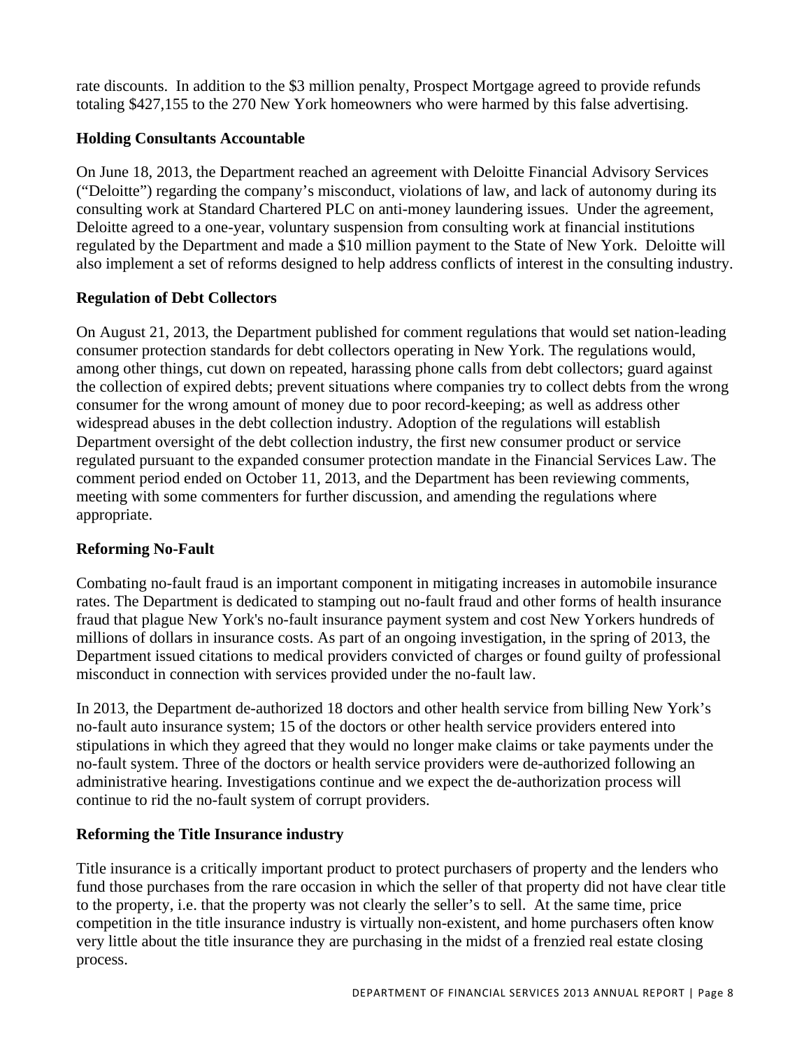rate discounts. In addition to the $3 million penalty, Prospect Mortgage agreed to provide refunds totaling $427,155 to the 270 New York homeowners who were harmed by this false advertising.

**Holding Consultants Accountable**

On June 18, 2013, the Department reached an agreement with Deloitte Financial Advisory Services ("Deloitte") regarding the company's misconduct, violations of law, and lack of autonomy during its consulting work at Standard Chartered PLC on anti-money laundering issues. Under the agreement, Deloitte agreed to a one-year, voluntary suspension from consulting work at financial institutions regulated by the Department and made a $10 million payment to the State of New York. Deloitte will also implement a set of reforms designed to help address conflicts of interest in the consulting industry.

**Regulation of Debt Collectors**

On August 21, 2013, the Department published for comment regulations that would set nation-leading consumer protection standards for debt collectors operating in New York. The regulations would, among other things, cut down on repeated, harassing phone calls from debt collectors; guard against the collection of expired debts; prevent situations where companies try to collect debts from the wrong consumer for the wrong amount of money due to poor record-keeping; as well as address other widespread abuses in the debt collection industry. Adoption of the regulations will establish Department oversight of the debt collection industry, the first new consumer product or service regulated pursuant to the expanded consumer protection mandate in the Financial Services Law. The comment period ended on October 11, 2013, and the Department has been reviewing comments, meeting with some commenters for further discussion, and amending the regulations where appropriate.

**Reforming No-Fault**

Combating no-fault fraud is an important component in mitigating increases in automobile insurance rates. The Department is dedicated to stamping out no-fault fraud and other forms of health insurance fraud that plague New York's no-fault insurance payment system and cost New Yorkers hundreds of millions of dollars in insurance costs. As part of an ongoing investigation, in the spring of 2013, the Department issued citations to medical providers convicted of charges or found guilty of professional misconduct in connection with services provided under the no-fault law.

In 2013, the Department de-authorized 18 doctors and other health service from billing New York's no-fault auto insurance system; 15 of the doctors or other health service providers entered into stipulations in which they agreed that they would no longer make claims or take payments under the no-fault system. Three of the doctors or health service providers were de-authorized following an administrative hearing. Investigations continue and we expect the de-authorization process will continue to rid the no-fault system of corrupt providers.

**Reforming the Title Insurance industry**

Title insurance is a critically important product to protect purchasers of property and the lenders who fund those purchases from the rare occasion in which the seller of that property did not have clear title to the property, i.e. that the property was not clearly the seller's to sell. At the same time, price competition in the title insurance industry is virtually non-existent, and home purchasers often know very little about the title insurance they are purchasing in the midst of a frenzied real estate closing process.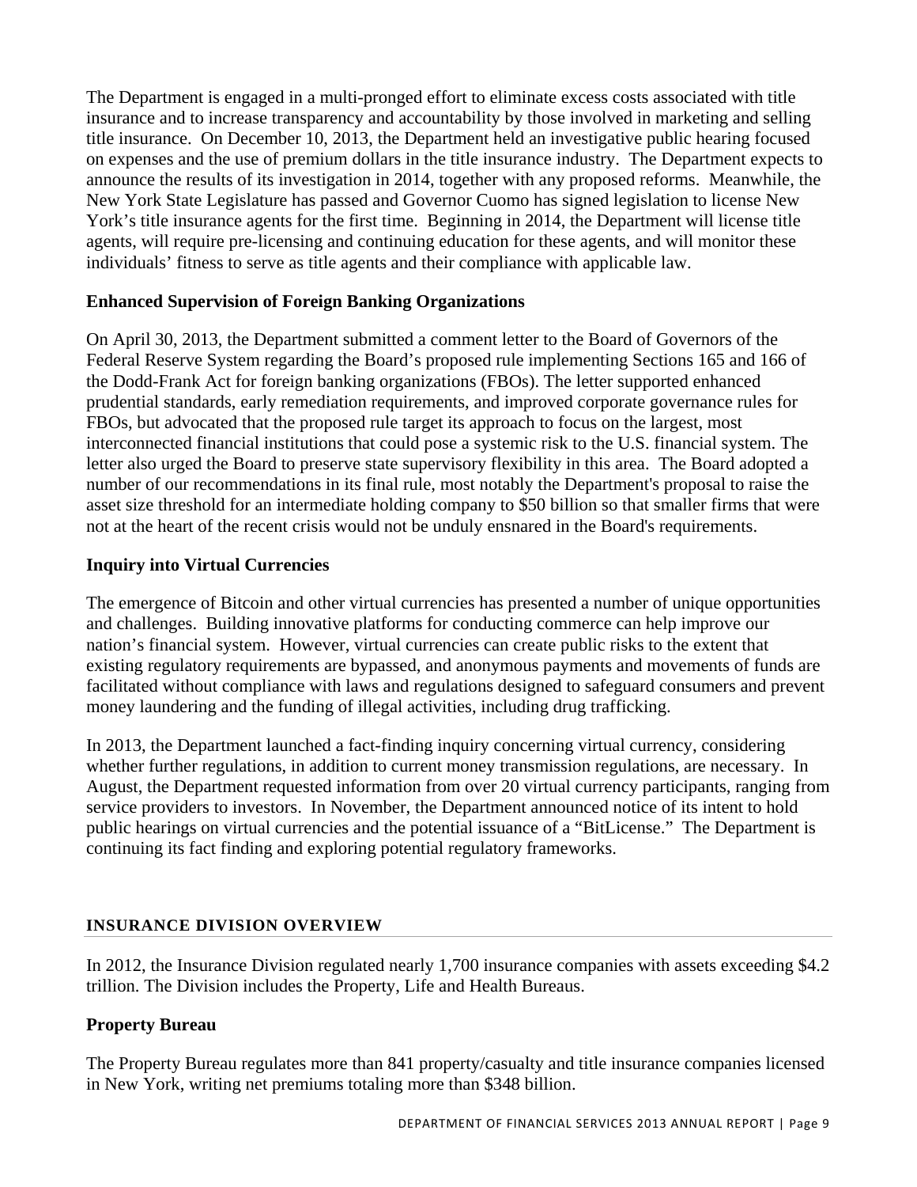The Department is engaged in a multi-pronged effort to eliminate excess costs associated with title insurance and to increase transparency and accountability by those involved in marketing and selling title insurance. On December 10, 2013, the Department held an investigative public hearing focused on expenses and the use of premium dollars in the title insurance industry. The Department expects to announce the results of its investigation in 2014, together with any proposed reforms. Meanwhile, the New York State Legislature has passed and Governor Cuomo has signed legislation to license New York's title insurance agents for the first time. Beginning in 2014, the Department will license title agents, will require pre-licensing and continuing education for these agents, and will monitor these individuals' fitness to serve as title agents and their compliance with applicable law.

**Enhanced Supervision of Foreign Banking Organizations**

On April 30, 2013, the Department submitted a comment letter to the Board of Governors of the Federal Reserve System regarding the Board's proposed rule implementing Sections 165 and 166 of the Dodd-Frank Act for foreign banking organizations (FBOs). The letter supported enhanced prudential standards, early remediation requirements, and improved corporate governance rules for FBOs, but advocated that the proposed rule target its approach to focus on the largest, most interconnected financial institutions that could pose a systemic risk to the U.S. financial system. The letter also urged the Board to preserve state supervisory flexibility in this area. The Board adopted a number of our recommendations in its final rule, most notably the Department's proposal to raise the asset size threshold for an intermediate holding company to $50 billion so that smaller firms that were not at the heart of the recent crisis would not be unduly ensnared in the Board's requirements.

**Inquiry into Virtual Currencies**

The emergence of Bitcoin and other virtual currencies has presented a number of unique opportunities and challenges. Building innovative platforms for conducting commerce can help improve our nation's financial system. However, virtual currencies can create public risks to the extent that existing regulatory requirements are bypassed, and anonymous payments and movements of funds are facilitated without compliance with laws and regulations designed to safeguard consumers and prevent money laundering and the funding of illegal activities, including drug trafficking.

In 2013, the Department launched a fact-finding inquiry concerning virtual currency, considering whether further regulations, in addition to current money transmission regulations, are necessary. In August, the Department requested information from over 20 virtual currency participants, ranging from service providers to investors. In November, the Department announced notice of its intent to hold public hearings on virtual currencies and the potential issuance of a "BitLicense." The Department is continuing its fact finding and exploring potential regulatory frameworks.

## INSURANCE DIVISION OVERVIEW

In 2012, the Insurance Division regulated nearly 1,700 insurance companies with assets exceeding $4.2 trillion. The Division includes the Property, Life and Health Bureaus.

**Property Bureau**

The Property Bureau regulates more than 841 property/casualty and title insurance companies licensed in New York, writing net premiums totaling more than $348 billion.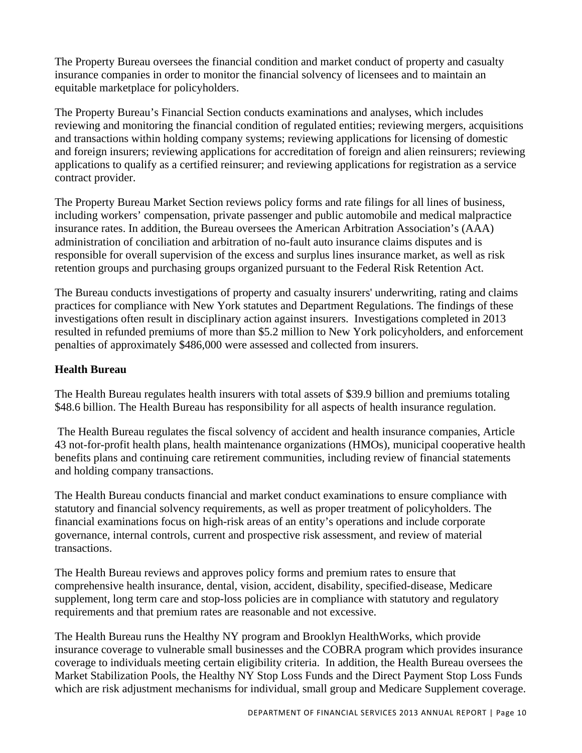The Property Bureau oversees the financial condition and market conduct of property and casualty insurance companies in order to monitor the financial solvency of licensees and to maintain an equitable marketplace for policyholders.

The Property Bureau's Financial Section conducts examinations and analyses, which includes reviewing and monitoring the financial condition of regulated entities; reviewing mergers, acquisitions and transactions within holding company systems; reviewing applications for licensing of domestic and foreign insurers; reviewing applications for accreditation of foreign and alien reinsurers; reviewing applications to qualify as a certified reinsurer; and reviewing applications for registration as a service contract provider.

The Property Bureau Market Section reviews policy forms and rate filings for all lines of business, including workers' compensation, private passenger and public automobile and medical malpractice insurance rates. In addition, the Bureau oversees the American Arbitration Association's (AAA) administration of conciliation and arbitration of no-fault auto insurance claims disputes and is responsible for overall supervision of the excess and surplus lines insurance market, as well as risk retention groups and purchasing groups organized pursuant to the Federal Risk Retention Act.

The Bureau conducts investigations of property and casualty insurers' underwriting, rating and claims practices for compliance with New York statutes and Department Regulations. The findings of these investigations often result in disciplinary action against insurers. Investigations completed in 2013 resulted in refunded premiums of more than $5.2 million to New York policyholders, and enforcement penalties of approximately $486,000 were assessed and collected from insurers.

**Health Bureau**

The Health Bureau regulates health insurers with total assets of $39.9 billion and premiums totaling $48.6 billion. The Health Bureau has responsibility for all aspects of health insurance regulation.

The Health Bureau regulates the fiscal solvency of accident and health insurance companies, Article 43 not-for-profit health plans, health maintenance organizations (HMOs), municipal cooperative health benefits plans and continuing care retirement communities, including review of financial statements and holding company transactions.

The Health Bureau conducts financial and market conduct examinations to ensure compliance with statutory and financial solvency requirements, as well as proper treatment of policyholders. The financial examinations focus on high-risk areas of an entity's operations and include corporate governance, internal controls, current and prospective risk assessment, and review of material transactions.

The Health Bureau reviews and approves policy forms and premium rates to ensure that comprehensive health insurance, dental, vision, accident, disability, specified-disease, Medicare supplement, long term care and stop-loss policies are in compliance with statutory and regulatory requirements and that premium rates are reasonable and not excessive.

The Health Bureau runs the Healthy NY program and Brooklyn HealthWorks, which provide insurance coverage to vulnerable small businesses and the COBRA program which provides insurance coverage to individuals meeting certain eligibility criteria. In addition, the Health Bureau oversees the Market Stabilization Pools, the Healthy NY Stop Loss Funds and the Direct Payment Stop Loss Funds which are risk adjustment mechanisms for individual, small group and Medicare Supplement coverage.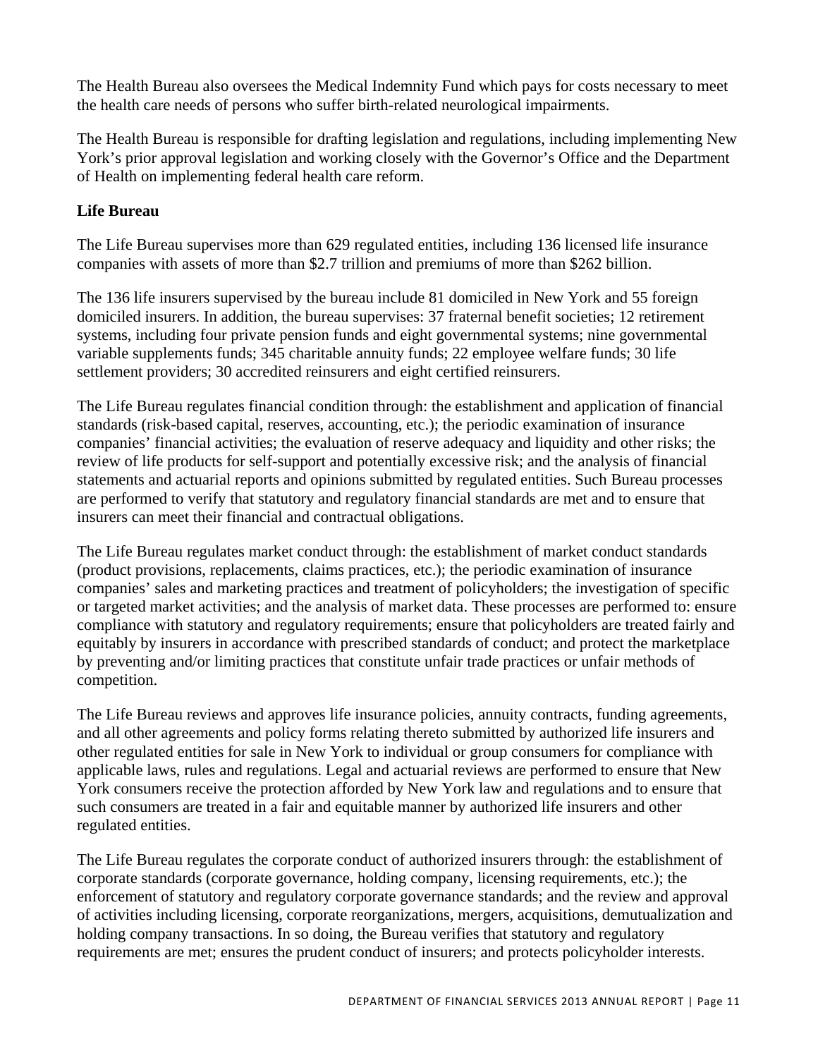The Health Bureau also oversees the Medical Indemnity Fund which pays for costs necessary to meet the health care needs of persons who suffer birth-related neurological impairments.

The Health Bureau is responsible for drafting legislation and regulations, including implementing New York's prior approval legislation and working closely with the Governor's Office and the Department of Health on implementing federal health care reform.

**Life Bureau**

The Life Bureau supervises more than 629 regulated entities, including 136 licensed life insurance companies with assets of more than $2.7 trillion and premiums of more than $262 billion.

The 136 life insurers supervised by the bureau include 81 domiciled in New York and 55 foreign domiciled insurers. In addition, the bureau supervises: 37 fraternal benefit societies; 12 retirement systems, including four private pension funds and eight governmental systems; nine governmental variable supplements funds; 345 charitable annuity funds; 22 employee welfare funds; 30 life settlement providers; 30 accredited reinsurers and eight certified reinsurers.

The Life Bureau regulates financial condition through: the establishment and application of financial standards (risk-based capital, reserves, accounting, etc.); the periodic examination of insurance companies' financial activities; the evaluation of reserve adequacy and liquidity and other risks; the review of life products for self-support and potentially excessive risk; and the analysis of financial statements and actuarial reports and opinions submitted by regulated entities. Such Bureau processes are performed to verify that statutory and regulatory financial standards are met and to ensure that insurers can meet their financial and contractual obligations.

The Life Bureau regulates market conduct through: the establishment of market conduct standards (product provisions, replacements, claims practices, etc.); the periodic examination of insurance companies' sales and marketing practices and treatment of policyholders; the investigation of specific or targeted market activities; and the analysis of market data. These processes are performed to: ensure compliance with statutory and regulatory requirements; ensure that policyholders are treated fairly and equitably by insurers in accordance with prescribed standards of conduct; and protect the marketplace by preventing and/or limiting practices that constitute unfair trade practices or unfair methods of competition.

The Life Bureau reviews and approves life insurance policies, annuity contracts, funding agreements, and all other agreements and policy forms relating thereto submitted by authorized life insurers and other regulated entities for sale in New York to individual or group consumers for compliance with applicable laws, rules and regulations. Legal and actuarial reviews are performed to ensure that New York consumers receive the protection afforded by New York law and regulations and to ensure that such consumers are treated in a fair and equitable manner by authorized life insurers and other regulated entities.

The Life Bureau regulates the corporate conduct of authorized insurers through: the establishment of corporate standards (corporate governance, holding company, licensing requirements, etc.); the enforcement of statutory and regulatory corporate governance standards; and the review and approval of activities including licensing, corporate reorganizations, mergers, acquisitions, demutualization and holding company transactions. In so doing, the Bureau verifies that statutory and regulatory requirements are met; ensures the prudent conduct of insurers; and protects policyholder interests.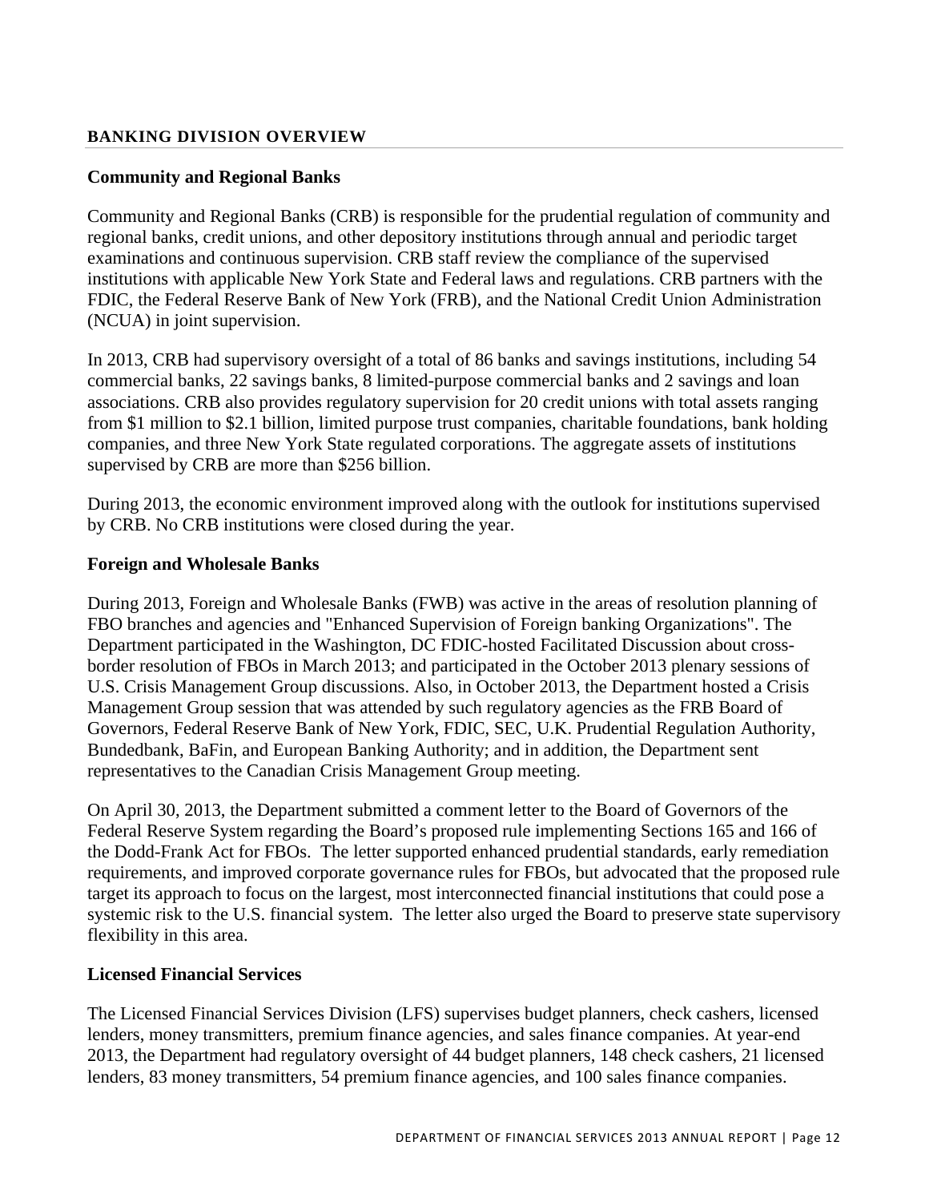## BANKING DIVISION OVERVIEW

### Community and Regional Banks

Community and Regional Banks (CRB) is responsible for the prudential regulation of community and regional banks, credit unions, and other depository institutions through annual and periodic target examinations and continuous supervision. CRB staff review the compliance of the supervised institutions with applicable New York State and Federal laws and regulations. CRB partners with the FDIC, the Federal Reserve Bank of New York (FRB), and the National Credit Union Administration (NCUA) in joint supervision.

In 2013, CRB had supervisory oversight of a total of 86 banks and savings institutions, including 54 commercial banks, 22 savings banks, 8 limited-purpose commercial banks and 2 savings and loan associations. CRB also provides regulatory supervision for 20 credit unions with total assets ranging from $1 million to $2.1 billion, limited purpose trust companies, charitable foundations, bank holding companies, and three New York State regulated corporations. The aggregate assets of institutions supervised by CRB are more than $256 billion.

During 2013, the economic environment improved along with the outlook for institutions supervised by CRB. No CRB institutions were closed during the year.

### Foreign and Wholesale Banks

During 2013, Foreign and Wholesale Banks (FWB) was active in the areas of resolution planning of FBO branches and agencies and "Enhanced Supervision of Foreign banking Organizations". The Department participated in the Washington, DC FDIC-hosted Facilitated Discussion about cross-border resolution of FBOs in March 2013; and participated in the October 2013 plenary sessions of U.S. Crisis Management Group discussions. Also, in October 2013, the Department hosted a Crisis Management Group session that was attended by such regulatory agencies as the FRB Board of Governors, Federal Reserve Bank of New York, FDIC, SEC, U.K. Prudential Regulation Authority, Bundedbank, BaFin, and European Banking Authority; and in addition, the Department sent representatives to the Canadian Crisis Management Group meeting.

On April 30, 2013, the Department submitted a comment letter to the Board of Governors of the Federal Reserve System regarding the Board's proposed rule implementing Sections 165 and 166 of the Dodd-Frank Act for FBOs. The letter supported enhanced prudential standards, early remediation requirements, and improved corporate governance rules for FBOs, but advocated that the proposed rule target its approach to focus on the largest, most interconnected financial institutions that could pose a systemic risk to the U.S. financial system. The letter also urged the Board to preserve state supervisory flexibility in this area.

### Licensed Financial Services

The Licensed Financial Services Division (LFS) supervises budget planners, check cashers, licensed lenders, money transmitters, premium finance agencies, and sales finance companies. At year-end 2013, the Department had regulatory oversight of 44 budget planners, 148 check cashers, 21 licensed lenders, 83 money transmitters, 54 premium finance agencies, and 100 sales finance companies.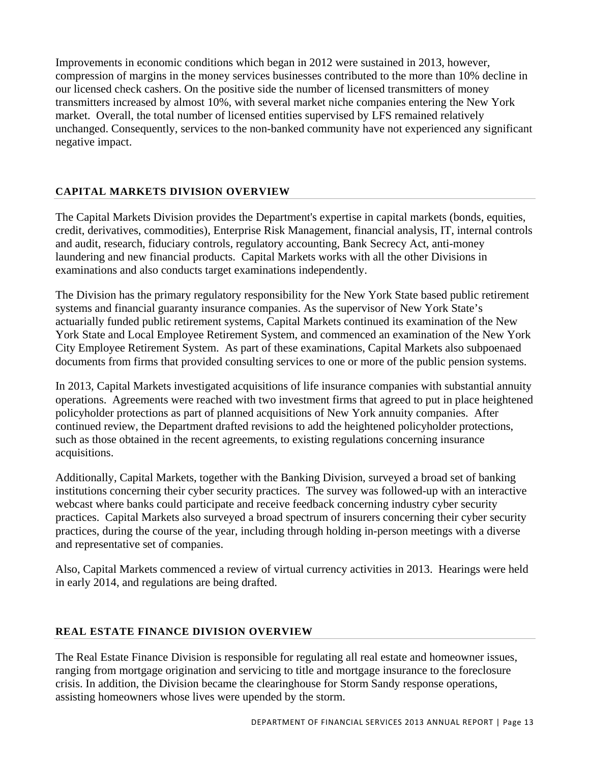Improvements in economic conditions which began in 2012 were sustained in 2013, however, compression of margins in the money services businesses contributed to the more than 10% decline in our licensed check cashers. On the positive side the number of licensed transmitters of money transmitters increased by almost 10%, with several market niche companies entering the New York market. Overall, the total number of licensed entities supervised by LFS remained relatively unchanged. Consequently, services to the non-banked community have not experienced any significant negative impact.

## CAPITAL MARKETS DIVISION OVERVIEW

The Capital Markets Division provides the Department's expertise in capital markets (bonds, equities, credit, derivatives, commodities), Enterprise Risk Management, financial analysis, IT, internal controls and audit, research, fiduciary controls, regulatory accounting, Bank Secrecy Act, anti-money laundering and new financial products. Capital Markets works with all the other Divisions in examinations and also conducts target examinations independently.

The Division has the primary regulatory responsibility for the New York State based public retirement systems and financial guaranty insurance companies. As the supervisor of New York State's actuarially funded public retirement systems, Capital Markets continued its examination of the New York State and Local Employee Retirement System, and commenced an examination of the New York City Employee Retirement System. As part of these examinations, Capital Markets also subpoenaed documents from firms that provided consulting services to one or more of the public pension systems.

In 2013, Capital Markets investigated acquisitions of life insurance companies with substantial annuity operations. Agreements were reached with two investment firms that agreed to put in place heightened policyholder protections as part of planned acquisitions of New York annuity companies. After continued review, the Department drafted revisions to add the heightened policyholder protections, such as those obtained in the recent agreements, to existing regulations concerning insurance acquisitions.

Additionally, Capital Markets, together with the Banking Division, surveyed a broad set of banking institutions concerning their cyber security practices. The survey was followed-up with an interactive webcast where banks could participate and receive feedback concerning industry cyber security practices. Capital Markets also surveyed a broad spectrum of insurers concerning their cyber security practices, during the course of the year, including through holding in-person meetings with a diverse and representative set of companies.

Also, Capital Markets commenced a review of virtual currency activities in 2013. Hearings were held in early 2014, and regulations are being drafted.

## REAL ESTATE FINANCE DIVISION OVERVIEW

The Real Estate Finance Division is responsible for regulating all real estate and homeowner issues, ranging from mortgage origination and servicing to title and mortgage insurance to the foreclosure crisis. In addition, the Division became the clearinghouse for Storm Sandy response operations, assisting homeowners whose lives were upended by the storm.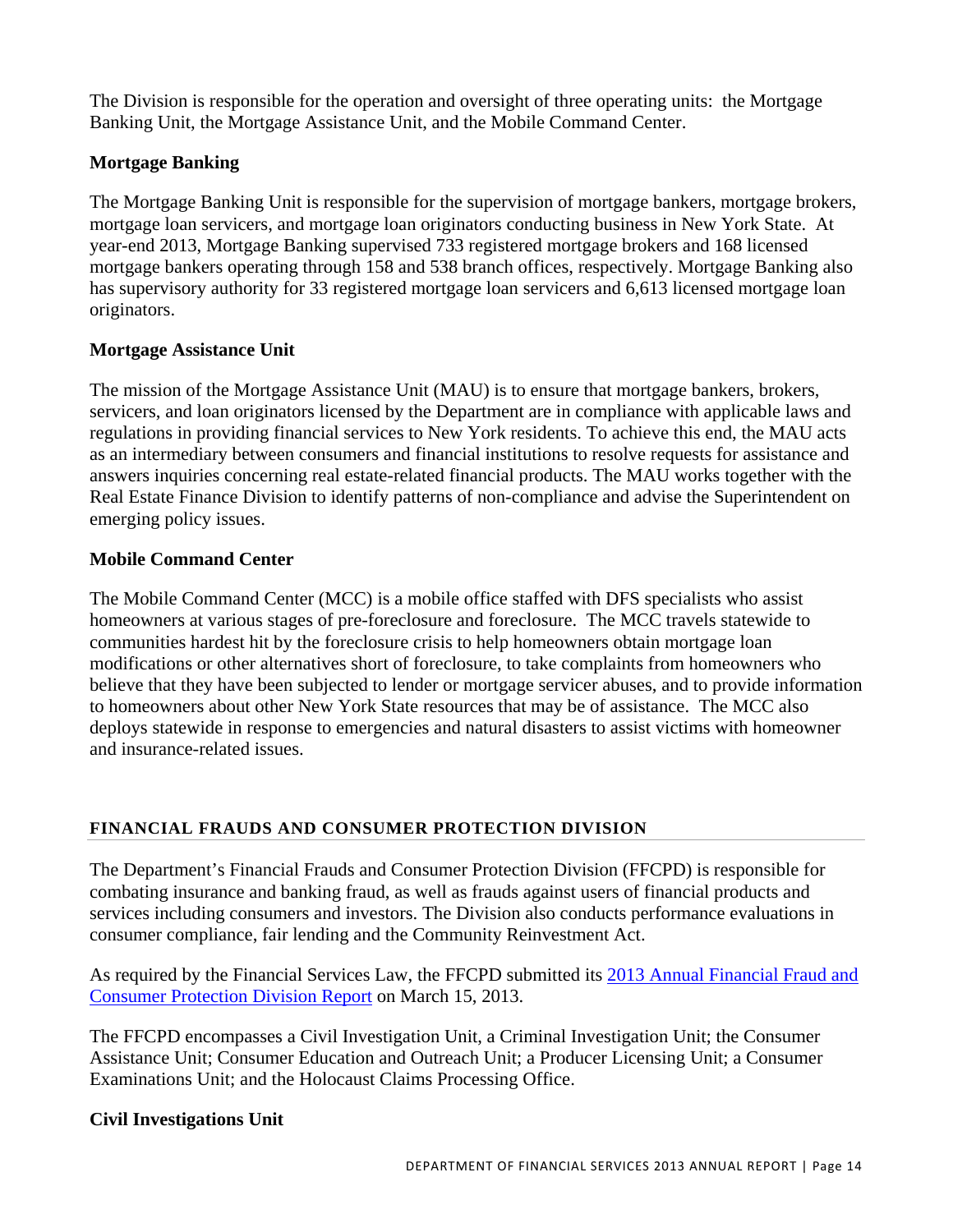The Division is responsible for the operation and oversight of three operating units: the Mortgage Banking Unit, the Mortgage Assistance Unit, and the Mobile Command Center.

### Mortgage Banking

The Mortgage Banking Unit is responsible for the supervision of mortgage bankers, mortgage brokers, mortgage loan servicers, and mortgage loan originators conducting business in New York State. At year-end 2013, Mortgage Banking supervised 733 registered mortgage brokers and 168 licensed mortgage bankers operating through 158 and 538 branch offices, respectively. Mortgage Banking also has supervisory authority for 33 registered mortgage loan servicers and 6,613 licensed mortgage loan originators.

### Mortgage Assistance Unit

The mission of the Mortgage Assistance Unit (MAU) is to ensure that mortgage bankers, brokers, servicers, and loan originators licensed by the Department are in compliance with applicable laws and regulations in providing financial services to New York residents. To achieve this end, the MAU acts as an intermediary between consumers and financial institutions to resolve requests for assistance and answers inquiries concerning real estate-related financial products. The MAU works together with the Real Estate Finance Division to identify patterns of non-compliance and advise the Superintendent on emerging policy issues.

### Mobile Command Center

The Mobile Command Center (MCC) is a mobile office staffed with DFS specialists who assist homeowners at various stages of pre-foreclosure and foreclosure. The MCC travels statewide to communities hardest hit by the foreclosure crisis to help homeowners obtain mortgage loan modifications or other alternatives short of foreclosure, to take complaints from homeowners who believe that they have been subjected to lender or mortgage servicer abuses, and to provide information to homeowners about other New York State resources that may be of assistance. The MCC also deploys statewide in response to emergencies and natural disasters to assist victims with homeowner and insurance-related issues.

## FINANCIAL FRAUDS AND CONSUMER PROTECTION DIVISION

The Department's Financial Frauds and Consumer Protection Division (FFCPD) is responsible for combating insurance and banking fraud, as well as frauds against users of financial products and services including consumers and investors. The Division also conducts performance evaluations in consumer compliance, fair lending and the Community Reinvestment Act.

As required by the Financial Services Law, the FFCPD submitted its 2013 Annual Financial Fraud and Consumer Protection Division Report on March 15, 2013.

The FFCPD encompasses a Civil Investigation Unit, a Criminal Investigation Unit; the Consumer Assistance Unit; Consumer Education and Outreach Unit; a Producer Licensing Unit; a Consumer Examinations Unit; and the Holocaust Claims Processing Office.

### Civil Investigations Unit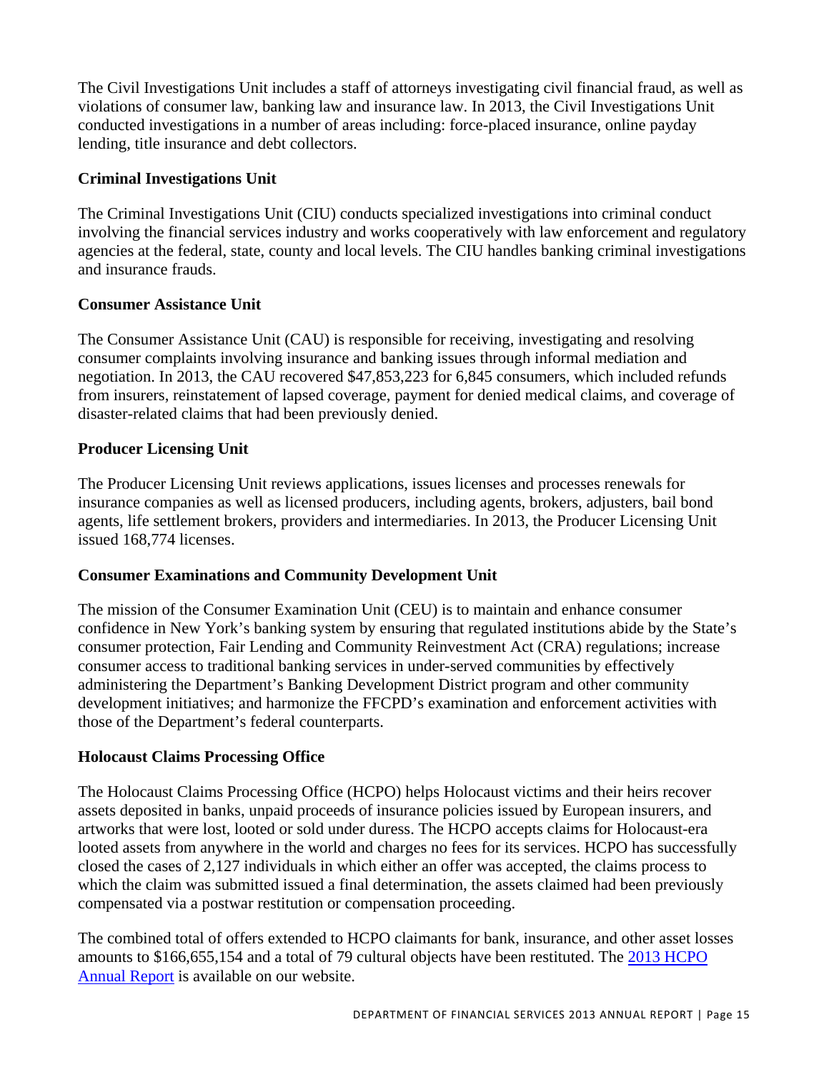The Civil Investigations Unit includes a staff of attorneys investigating civil financial fraud, as well as violations of consumer law, banking law and insurance law. In 2013, the Civil Investigations Unit conducted investigations in a number of areas including: force-placed insurance, online payday lending, title insurance and debt collectors.

### Criminal Investigations Unit

The Criminal Investigations Unit (CIU) conducts specialized investigations into criminal conduct involving the financial services industry and works cooperatively with law enforcement and regulatory agencies at the federal, state, county and local levels. The CIU handles banking criminal investigations and insurance frauds.

### Consumer Assistance Unit

The Consumer Assistance Unit (CAU) is responsible for receiving, investigating and resolving consumer complaints involving insurance and banking issues through informal mediation and negotiation. In 2013, the CAU recovered $47,853,223 for 6,845 consumers, which included refunds from insurers, reinstatement of lapsed coverage, payment for denied medical claims, and coverage of disaster-related claims that had been previously denied.

### Producer Licensing Unit

The Producer Licensing Unit reviews applications, issues licenses and processes renewals for insurance companies as well as licensed producers, including agents, brokers, adjusters, bail bond agents, life settlement brokers, providers and intermediaries. In 2013, the Producer Licensing Unit issued 168,774 licenses.

### Consumer Examinations and Community Development Unit

The mission of the Consumer Examination Unit (CEU) is to maintain and enhance consumer confidence in New York's banking system by ensuring that regulated institutions abide by the State's consumer protection, Fair Lending and Community Reinvestment Act (CRA) regulations; increase consumer access to traditional banking services in under-served communities by effectively administering the Department's Banking Development District program and other community development initiatives; and harmonize the FFCPD's examination and enforcement activities with those of the Department's federal counterparts.

### Holocaust Claims Processing Office

The Holocaust Claims Processing Office (HCPO) helps Holocaust victims and their heirs recover assets deposited in banks, unpaid proceeds of insurance policies issued by European insurers, and artworks that were lost, looted or sold under duress. The HCPO accepts claims for Holocaust-era looted assets from anywhere in the world and charges no fees for its services. HCPO has successfully closed the cases of 2,127 individuals in which either an offer was accepted, the claims process to which the claim was submitted issued a final determination, the assets claimed had been previously compensated via a postwar restitution or compensation proceeding.

The combined total of offers extended to HCPO claimants for bank, insurance, and other asset losses amounts to $166,655,154 and a total of 79 cultural objects have been restituted. The [2013 HCPO Annual Report] is available on our website.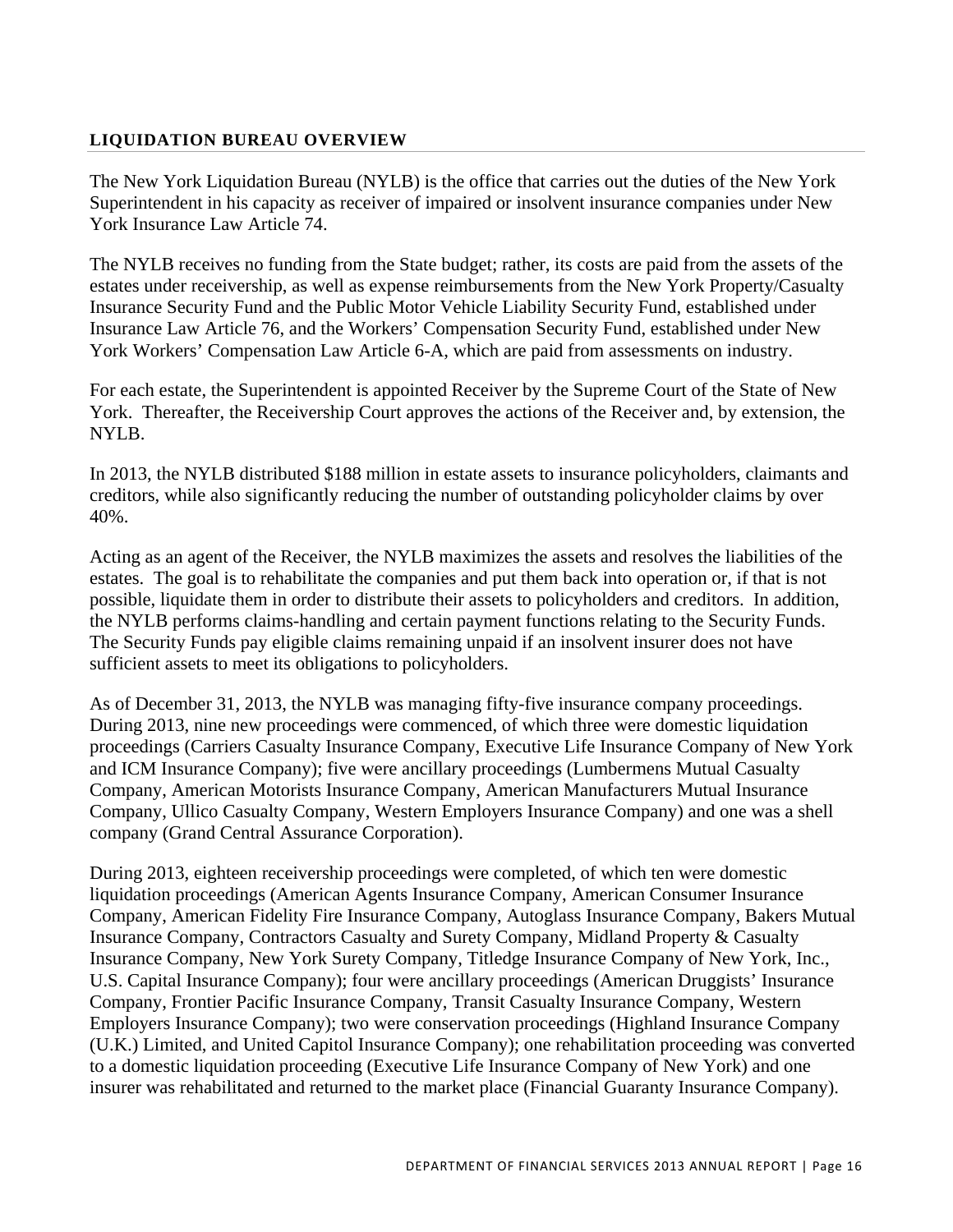## LIQUIDATION BUREAU OVERVIEW

The New York Liquidation Bureau (NYLB) is the office that carries out the duties of the New York Superintendent in his capacity as receiver of impaired or insolvent insurance companies under New York Insurance Law Article 74.

The NYLB receives no funding from the State budget; rather, its costs are paid from the assets of the estates under receivership, as well as expense reimbursements from the New York Property/Casualty Insurance Security Fund and the Public Motor Vehicle Liability Security Fund, established under Insurance Law Article 76, and the Workers' Compensation Security Fund, established under New York Workers' Compensation Law Article 6-A, which are paid from assessments on industry.

For each estate, the Superintendent is appointed Receiver by the Supreme Court of the State of New York. Thereafter, the Receivership Court approves the actions of the Receiver and, by extension, the NYLB.

In 2013, the NYLB distributed $188 million in estate assets to insurance policyholders, claimants and creditors, while also significantly reducing the number of outstanding policyholder claims by over 40%.

Acting as an agent of the Receiver, the NYLB maximizes the assets and resolves the liabilities of the estates. The goal is to rehabilitate the companies and put them back into operation or, if that is not possible, liquidate them in order to distribute their assets to policyholders and creditors. In addition, the NYLB performs claims-handling and certain payment functions relating to the Security Funds. The Security Funds pay eligible claims remaining unpaid if an insolvent insurer does not have sufficient assets to meet its obligations to policyholders.

As of December 31, 2013, the NYLB was managing fifty-five insurance company proceedings. During 2013, nine new proceedings were commenced, of which three were domestic liquidation proceedings (Carriers Casualty Insurance Company, Executive Life Insurance Company of New York and ICM Insurance Company); five were ancillary proceedings (Lumbermens Mutual Casualty Company, American Motorists Insurance Company, American Manufacturers Mutual Insurance Company, Ullico Casualty Company, Western Employers Insurance Company) and one was a shell company (Grand Central Assurance Corporation).

During 2013, eighteen receivership proceedings were completed, of which ten were domestic liquidation proceedings (American Agents Insurance Company, American Consumer Insurance Company, American Fidelity Fire Insurance Company, Autoglass Insurance Company, Bakers Mutual Insurance Company, Contractors Casualty and Surety Company, Midland Property & Casualty Insurance Company, New York Surety Company, Titledge Insurance Company of New York, Inc., U.S. Capital Insurance Company); four were ancillary proceedings (American Druggists' Insurance Company, Frontier Pacific Insurance Company, Transit Casualty Insurance Company, Western Employers Insurance Company); two were conservation proceedings (Highland Insurance Company (U.K.) Limited, and United Capitol Insurance Company); one rehabilitation proceeding was converted to a domestic liquidation proceeding (Executive Life Insurance Company of New York) and one insurer was rehabilitated and returned to the market place (Financial Guaranty Insurance Company).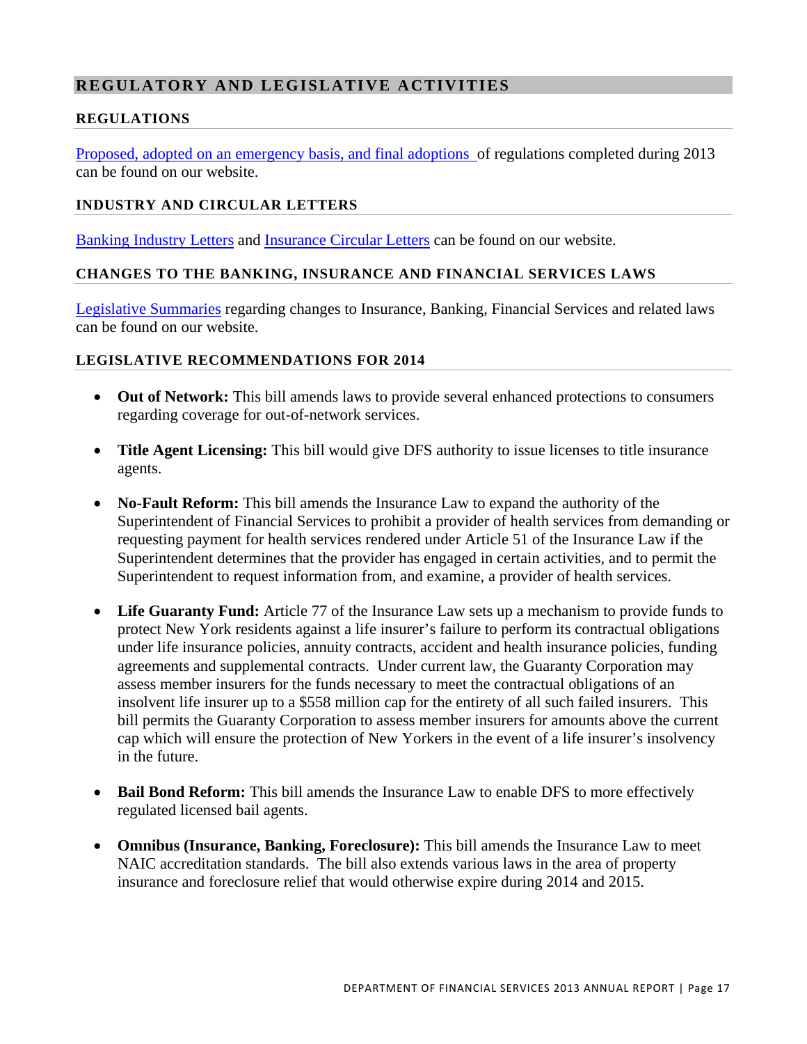## REGULATORY AND LEGISLATIVE ACTIVITIES

### REGULATIONS

Proposed, adopted on an emergency basis, and final adoptions of regulations completed during 2013 can be found on our website.

### INDUSTRY AND CIRCULAR LETTERS

Banking Industry Letters and Insurance Circular Letters can be found on our website.

### CHANGES TO THE BANKING, INSURANCE AND FINANCIAL SERVICES LAWS

Legislative Summaries regarding changes to Insurance, Banking, Financial Services and related laws can be found on our website.

### LEGISLATIVE RECOMMENDATIONS FOR 2014

- **Out of Network:** This bill amends laws to provide several enhanced protections to consumers regarding coverage for out-of-network services.

- **Title Agent Licensing:** This bill would give DFS authority to issue licenses to title insurance agents.

- **No-Fault Reform:** This bill amends the Insurance Law to expand the authority of the Superintendent of Financial Services to prohibit a provider of health services from demanding or requesting payment for health services rendered under Article 51 of the Insurance Law if the Superintendent determines that the provider has engaged in certain activities, and to permit the Superintendent to request information from, and examine, a provider of health services.

- **Life Guaranty Fund:** Article 77 of the Insurance Law sets up a mechanism to provide funds to protect New York residents against a life insurer's failure to perform its contractual obligations under life insurance policies, annuity contracts, accident and health insurance policies, funding agreements and supplemental contracts. Under current law, the Guaranty Corporation may assess member insurers for the funds necessary to meet the contractual obligations of an insolvent life insurer up to a $558 million cap for the entirety of all such failed insurers. This bill permits the Guaranty Corporation to assess member insurers for amounts above the current cap which will ensure the protection of New Yorkers in the event of a life insurer's insolvency in the future.

- **Bail Bond Reform:** This bill amends the Insurance Law to enable DFS to more effectively regulated licensed bail agents.

- **Omnibus (Insurance, Banking, Foreclosure):** This bill amends the Insurance Law to meet NAIC accreditation standards. The bill also extends various laws in the area of property insurance and foreclosure relief that would otherwise expire during 2014 and 2015.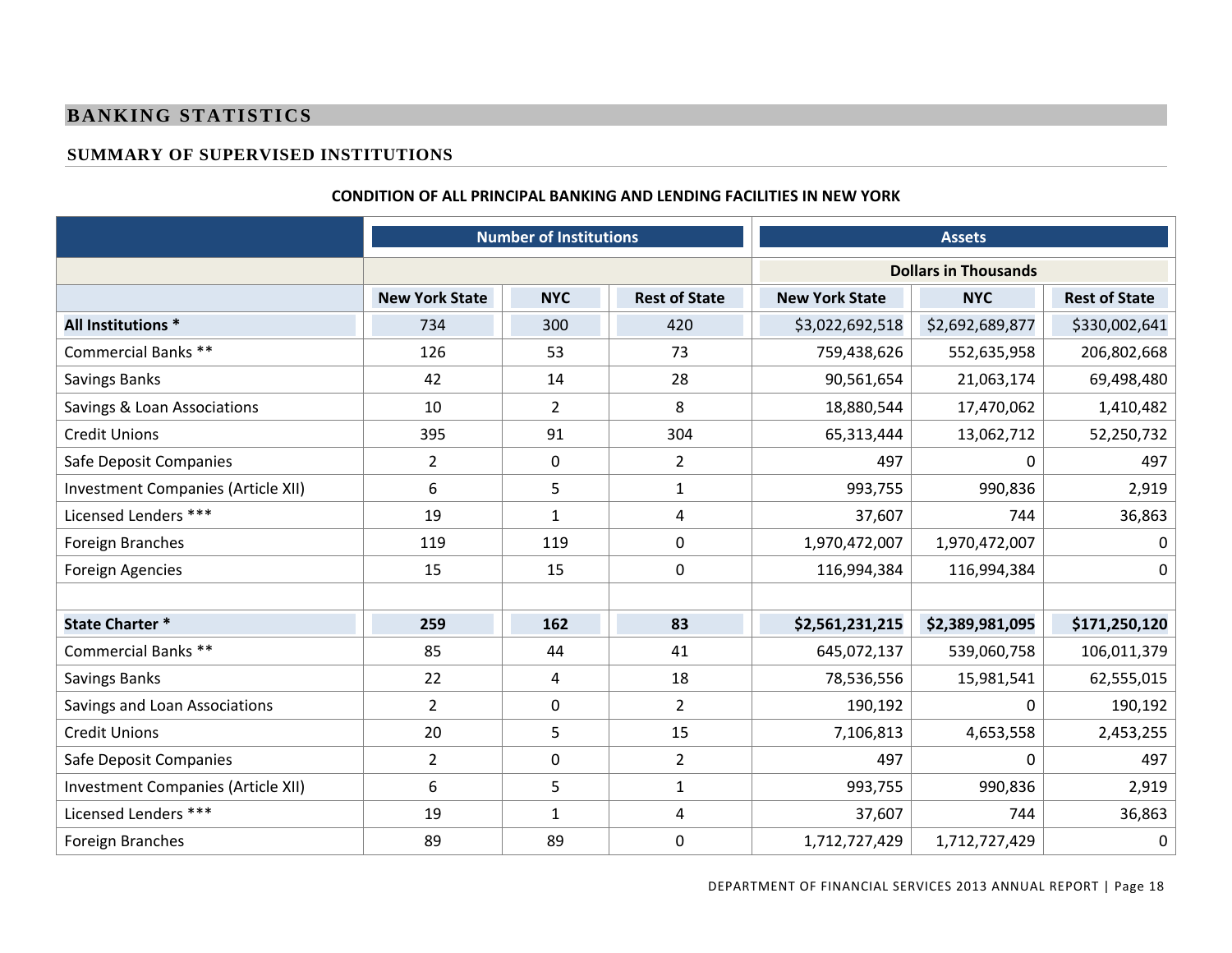## BANKING STATISTICS

### SUMMARY OF SUPERVISED INSTITUTIONS

**CONDITION OF ALL PRINCIPAL BANKING AND LENDING FACILITIES IN NEW YORK**

| | Number of Institutions | | | Assets | | |
|---|---|---|---|---|---|---|
| | | | | Dollars in Thousands | | |
| | New York State | NYC | Rest of State | New York State | NYC | Rest of State |
| **All Institutions *** | 734 | 300 | 420 | $3,022,692,518 | $2,692,689,877 | $330,002,641 |
| Commercial Banks ** | 126 | 53 | 73 | 759,438,626 | 552,635,958 | 206,802,668 |
| Savings Banks | 42 | 14 | 28 | 90,561,654 | 21,063,174 | 69,498,480 |
| Savings & Loan Associations | 10 | 2 | 8 | 18,880,544 | 17,470,062 | 1,410,482 |
| Credit Unions | 395 | 91 | 304 | 65,313,444 | 13,062,712 | 52,250,732 |
| Safe Deposit Companies | 2 | 0 | 2 | 497 | 0 | 497 |
| Investment Companies (Article XII) | 6 | 5 | 1 | 993,755 | 990,836 | 2,919 |
| Licensed Lenders *** | 19 | 1 | 4 | 37,607 | 744 | 36,863 |
| Foreign Branches | 119 | 119 | 0 | 1,970,472,007 | 1,970,472,007 | 0 |
| Foreign Agencies | 15 | 15 | 0 | 116,994,384 | 116,994,384 | 0 |
| | | | | | | |
| **State Charter *** | **259** | **162** | **83** | **$2,561,231,215** | **$2,389,981,095** | **$171,250,120** |
| Commercial Banks ** | 85 | 44 | 41 | 645,072,137 | 539,060,758 | 106,011,379 |
| Savings Banks | 22 | 4 | 18 | 78,536,556 | 15,981,541 | 62,555,015 |
| Savings and Loan Associations | 2 | 0 | 2 | 190,192 | 0 | 190,192 |
| Credit Unions | 20 | 5 | 15 | 7,106,813 | 4,653,558 | 2,453,255 |
| Safe Deposit Companies | 2 | 0 | 2 | 497 | 0 | 497 |
| Investment Companies (Article XII) | 6 | 5 | 1 | 993,755 | 990,836 | 2,919 |
| Licensed Lenders *** | 19 | 1 | 4 | 37,607 | 744 | 36,863 |
| Foreign Branches | 89 | 89 | 0 | 1,712,727,429 | 1,712,727,429 | 0 |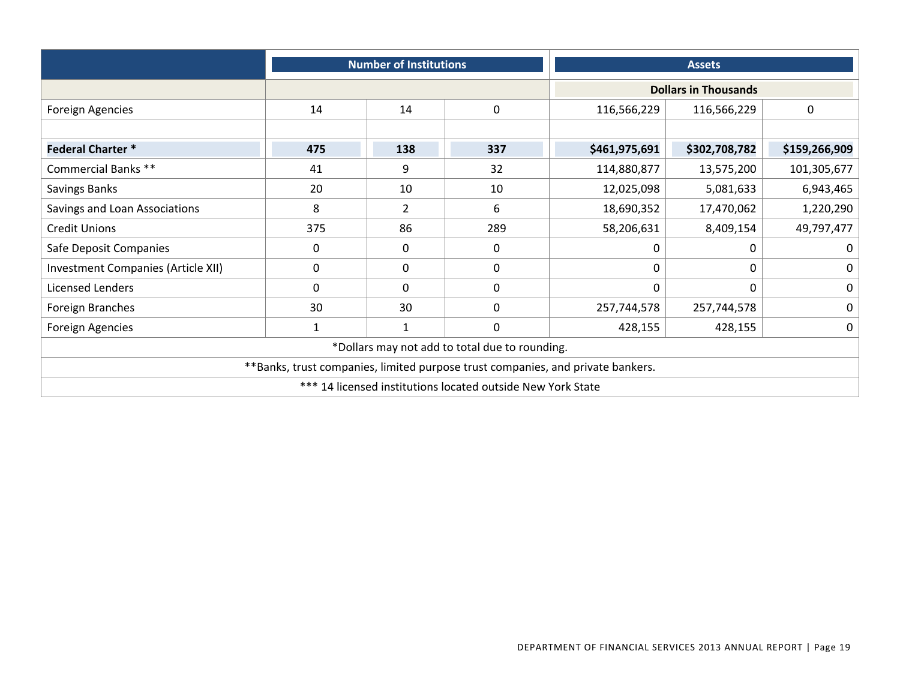| | Number of Institutions | | | Assets | | |
|---|---|---|---|---|---|---|
| | | | | Dollars in Thousands | | |
| Foreign Agencies | 14 | 14 | 0 | 116,566,229 | 116,566,229 | 0 |
| | | | | | | |
| **Federal Charter *** | **475** | **138** | **337** | **$461,975,691** | **$302,708,782** | **$159,266,909** |
| Commercial Banks ** | 41 | 9 | 32 | 114,880,877 | 13,575,200 | 101,305,677 |
| Savings Banks | 20 | 10 | 10 | 12,025,098 | 5,081,633 | 6,943,465 |
| Savings and Loan Associations | 8 | 2 | 6 | 18,690,352 | 17,470,062 | 1,220,290 |
| Credit Unions | 375 | 86 | 289 | 58,206,631 | 8,409,154 | 49,797,477 |
| Safe Deposit Companies | 0 | 0 | 0 | 0 | 0 | 0 |
| Investment Companies (Article XII) | 0 | 0 | 0 | 0 | 0 | 0 |
| Licensed Lenders | 0 | 0 | 0 | 0 | 0 | 0 |
| Foreign Branches | 30 | 30 | 0 | 257,744,578 | 257,744,578 | 0 |
| Foreign Agencies | 1 | 1 | 0 | 428,155 | 428,155 | 0 |

*Dollars may not add to total due to rounding.

**Banks, trust companies, limited purpose trust companies, and private bankers.

*** 14 licensed institutions located outside New York State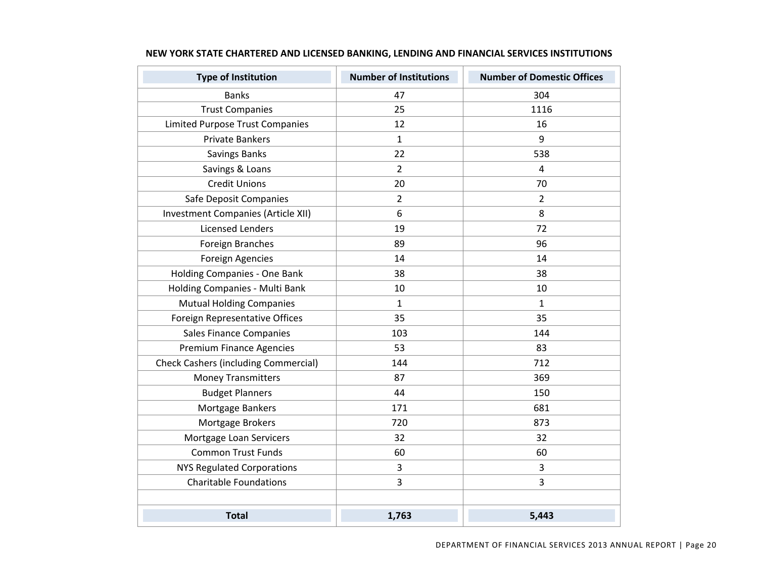**NEW YORK STATE CHARTERED AND LICENSED BANKING, LENDING AND FINANCIAL SERVICES INSTITUTIONS**

| Type of Institution | Number of Institutions | Number of Domestic Offices |
|---|---|---|
| Banks | 47 | 304 |
| Trust Companies | 25 | 1116 |
| Limited Purpose Trust Companies | 12 | 16 |
| Private Bankers | 1 | 9 |
| Savings Banks | 22 | 538 |
| Savings & Loans | 2 | 4 |
| Credit Unions | 20 | 70 |
| Safe Deposit Companies | 2 | 2 |
| Investment Companies (Article XII) | 6 | 8 |
| Licensed Lenders | 19 | 72 |
| Foreign Branches | 89 | 96 |
| Foreign Agencies | 14 | 14 |
| Holding Companies - One Bank | 38 | 38 |
| Holding Companies - Multi Bank | 10 | 10 |
| Mutual Holding Companies | 1 | 1 |
| Foreign Representative Offices | 35 | 35 |
| Sales Finance Companies | 103 | 144 |
| Premium Finance Agencies | 53 | 83 |
| Check Cashers (including Commercial) | 144 | 712 |
| Money Transmitters | 87 | 369 |
| Budget Planners | 44 | 150 |
| Mortgage Bankers | 171 | 681 |
| Mortgage Brokers | 720 | 873 |
| Mortgage Loan Servicers | 32 | 32 |
| Common Trust Funds | 60 | 60 |
| NYS Regulated Corporations | 3 | 3 |
| Charitable Foundations | 3 | 3 |
| | | |
| **Total** | **1,763** | **5,443** |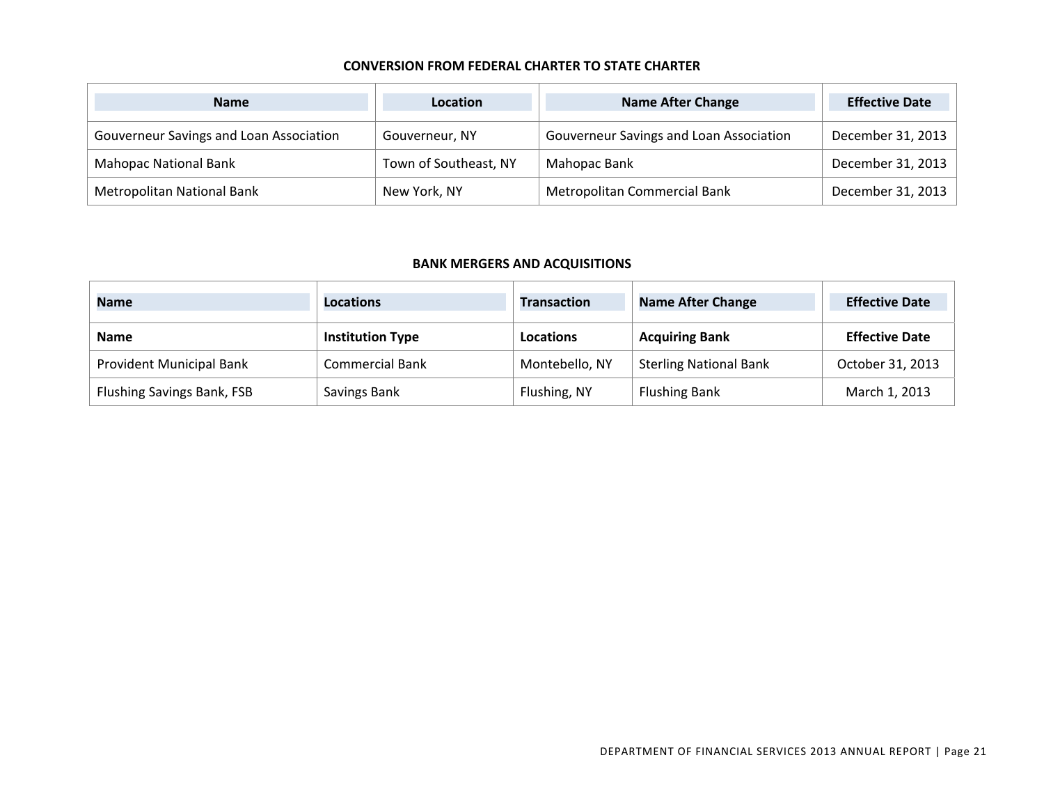**CONVERSION FROM FEDERAL CHARTER TO STATE CHARTER**

| Name | Location | Name After Change | Effective Date |
|---|---|---|---|
| Gouverneur Savings and Loan Association | Gouverneur, NY | Gouverneur Savings and Loan Association | December 31, 2013 |
| Mahopac National Bank | Town of Southeast, NY | Mahopac Bank | December 31, 2013 |
| Metropolitan National Bank | New York, NY | Metropolitan Commercial Bank | December 31, 2013 |

**BANK MERGERS AND ACQUISITIONS**

| Name | Locations | Transaction | Name After Change | Effective Date |
|---|---|---|---|---|
| **Name** | **Institution Type** | **Locations** | **Acquiring Bank** | **Effective Date** |
| Provident Municipal Bank | Commercial Bank | Montebello, NY | Sterling National Bank | October 31, 2013 |
| Flushing Savings Bank, FSB | Savings Bank | Flushing, NY | Flushing Bank | March 1, 2013 |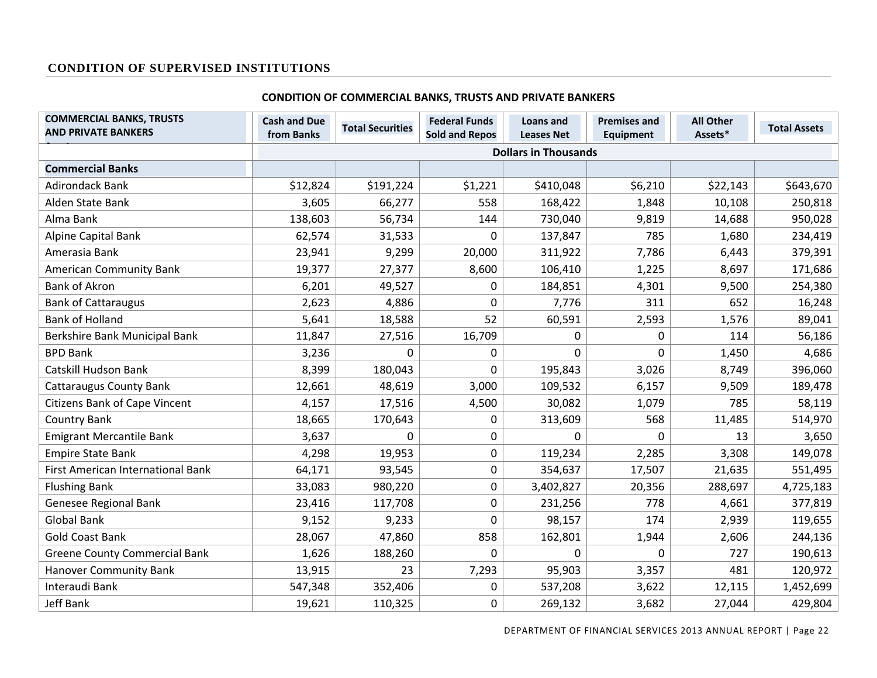## CONDITION OF SUPERVISED INSTITUTIONS

### CONDITION OF COMMERCIAL BANKS, TRUSTS AND PRIVATE BANKERS

| COMMERCIAL BANKS, TRUSTS AND PRIVATE BANKERS | Cash and Due from Banks | Total Securities | Federal Funds Sold and Repos | Loans and Leases Net | Premises and Equipment | All Other Assets* | Total Assets |
|---|---|---|---|---|---|---|---|
| | Dollars in Thousands | | | | | | |
| **Commercial Banks** | | | | | | | |
| Adirondack Bank | $12,824 | $191,224 | $1,221 | $410,048 | $6,210 | $22,143 | $643,670 |
| Alden State Bank | 3,605 | 66,277 | 558 | 168,422 | 1,848 | 10,108 | 250,818 |
| Alma Bank | 138,603 | 56,734 | 144 | 730,040 | 9,819 | 14,688 | 950,028 |
| Alpine Capital Bank | 62,574 | 31,533 | 0 | 137,847 | 785 | 1,680 | 234,419 |
| Amerasia Bank | 23,941 | 9,299 | 20,000 | 311,922 | 7,786 | 6,443 | 379,391 |
| American Community Bank | 19,377 | 27,377 | 8,600 | 106,410 | 1,225 | 8,697 | 171,686 |
| Bank of Akron | 6,201 | 49,527 | 0 | 184,851 | 4,301 | 9,500 | 254,380 |
| Bank of Cattaraugus | 2,623 | 4,886 | 0 | 7,776 | 311 | 652 | 16,248 |
| Bank of Holland | 5,641 | 18,588 | 52 | 60,591 | 2,593 | 1,576 | 89,041 |
| Berkshire Bank Municipal Bank | 11,847 | 27,516 | 16,709 | 0 | 0 | 114 | 56,186 |
| BPD Bank | 3,236 | 0 | 0 | 0 | 0 | 1,450 | 4,686 |
| Catskill Hudson Bank | 8,399 | 180,043 | 0 | 195,843 | 3,026 | 8,749 | 396,060 |
| Cattaraugus County Bank | 12,661 | 48,619 | 3,000 | 109,532 | 6,157 | 9,509 | 189,478 |
| Citizens Bank of Cape Vincent | 4,157 | 17,516 | 4,500 | 30,082 | 1,079 | 785 | 58,119 |
| Country Bank | 18,665 | 170,643 | 0 | 313,609 | 568 | 11,485 | 514,970 |
| Emigrant Mercantile Bank | 3,637 | 0 | 0 | 0 | 0 | 13 | 3,650 |
| Empire State Bank | 4,298 | 19,953 | 0 | 119,234 | 2,285 | 3,308 | 149,078 |
| First American International Bank | 64,171 | 93,545 | 0 | 354,637 | 17,507 | 21,635 | 551,495 |
| Flushing Bank | 33,083 | 980,220 | 0 | 3,402,827 | 20,356 | 288,697 | 4,725,183 |
| Genesee Regional Bank | 23,416 | 117,708 | 0 | 231,256 | 778 | 4,661 | 377,819 |
| Global Bank | 9,152 | 9,233 | 0 | 98,157 | 174 | 2,939 | 119,655 |
| Gold Coast Bank | 28,067 | 47,860 | 858 | 162,801 | 1,944 | 2,606 | 244,136 |
| Greene County Commercial Bank | 1,626 | 188,260 | 0 | 0 | 0 | 727 | 190,613 |
| Hanover Community Bank | 13,915 | 23 | 7,293 | 95,903 | 3,357 | 481 | 120,972 |
| Interaudi Bank | 547,348 | 352,406 | 0 | 537,208 | 3,622 | 12,115 | 1,452,699 |
| Jeff Bank | 19,621 | 110,325 | 0 | 269,132 | 3,682 | 27,044 | 429,804 |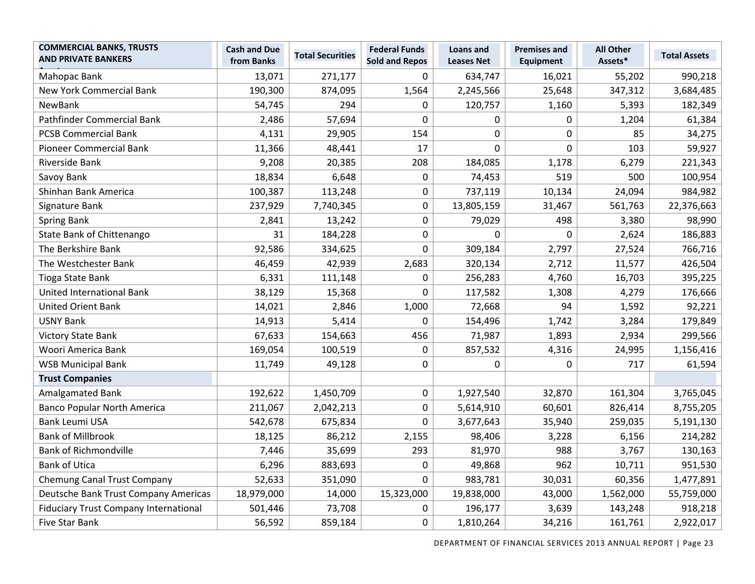| COMMERCIAL BANKS, TRUSTS AND PRIVATE BANKERS | Cash and Due from Banks | Total Securities | Federal Funds Sold and Repos | Loans and Leases Net | Premises and Equipment | All Other Assets* | Total Assets |
|---|---|---|---|---|---|---|---|
| Mahopac Bank | 13,071 | 271,177 | 0 | 634,747 | 16,021 | 55,202 | 990,218 |
| New York Commercial Bank | 190,300 | 874,095 | 1,564 | 2,245,566 | 25,648 | 347,312 | 3,684,485 |
| NewBank | 54,745 | 294 | 0 | 120,757 | 1,160 | 5,393 | 182,349 |
| Pathfinder Commercial Bank | 2,486 | 57,694 | 0 | 0 | 0 | 1,204 | 61,384 |
| PCSB Commercial Bank | 4,131 | 29,905 | 154 | 0 | 0 | 85 | 34,275 |
| Pioneer Commercial Bank | 11,366 | 48,441 | 17 | 0 | 0 | 103 | 59,927 |
| Riverside Bank | 9,208 | 20,385 | 208 | 184,085 | 1,178 | 6,279 | 221,343 |
| Savoy Bank | 18,834 | 6,648 | 0 | 74,453 | 519 | 500 | 100,954 |
| Shinhan Bank America | 100,387 | 113,248 | 0 | 737,119 | 10,134 | 24,094 | 984,982 |
| Signature Bank | 237,929 | 7,740,345 | 0 | 13,805,159 | 31,467 | 561,763 | 22,376,663 |
| Spring Bank | 2,841 | 13,242 | 0 | 79,029 | 498 | 3,380 | 98,990 |
| State Bank of Chittenango | 31 | 184,228 | 0 | 0 | 0 | 2,624 | 186,883 |
| The Berkshire Bank | 92,586 | 334,625 | 0 | 309,184 | 2,797 | 27,524 | 766,716 |
| The Westchester Bank | 46,459 | 42,939 | 2,683 | 320,134 | 2,712 | 11,577 | 426,504 |
| Tioga State Bank | 6,331 | 111,148 | 0 | 256,283 | 4,760 | 16,703 | 395,225 |
| United International Bank | 38,129 | 15,368 | 0 | 117,582 | 1,308 | 4,279 | 176,666 |
| United Orient Bank | 14,021 | 2,846 | 1,000 | 72,668 | 94 | 1,592 | 92,221 |
| USNY Bank | 14,913 | 5,414 | 0 | 154,496 | 1,742 | 3,284 | 179,849 |
| Victory State Bank | 67,633 | 154,663 | 456 | 71,987 | 1,893 | 2,934 | 299,566 |
| Woori America Bank | 169,054 | 100,519 | 0 | 857,532 | 4,316 | 24,995 | 1,156,416 |
| WSB Municipal Bank | 11,749 | 49,128 | 0 | 0 | 0 | 717 | 61,594 |
| **Trust Companies** | | | | | | | |
| Amalgamated Bank | 192,622 | 1,450,709 | 0 | 1,927,540 | 32,870 | 161,304 | 3,765,045 |
| Banco Popular North America | 211,067 | 2,042,213 | 0 | 5,614,910 | 60,601 | 826,414 | 8,755,205 |
| Bank Leumi USA | 542,678 | 675,834 | 0 | 3,677,643 | 35,940 | 259,035 | 5,191,130 |
| Bank of Millbrook | 18,125 | 86,212 | 2,155 | 98,406 | 3,228 | 6,156 | 214,282 |
| Bank of Richmondville | 7,446 | 35,699 | 293 | 81,970 | 988 | 3,767 | 130,163 |
| Bank of Utica | 6,296 | 883,693 | 0 | 49,868 | 962 | 10,711 | 951,530 |
| Chemung Canal Trust Company | 52,633 | 351,090 | 0 | 983,781 | 30,031 | 60,356 | 1,477,891 |
| Deutsche Bank Trust Company Americas | 18,979,000 | 14,000 | 15,323,000 | 19,838,000 | 43,000 | 1,562,000 | 55,759,000 |
| Fiduciary Trust Company International | 501,446 | 73,708 | 0 | 196,177 | 3,639 | 143,248 | 918,218 |
| Five Star Bank | 56,592 | 859,184 | 0 | 1,810,264 | 34,216 | 161,761 | 2,922,017 |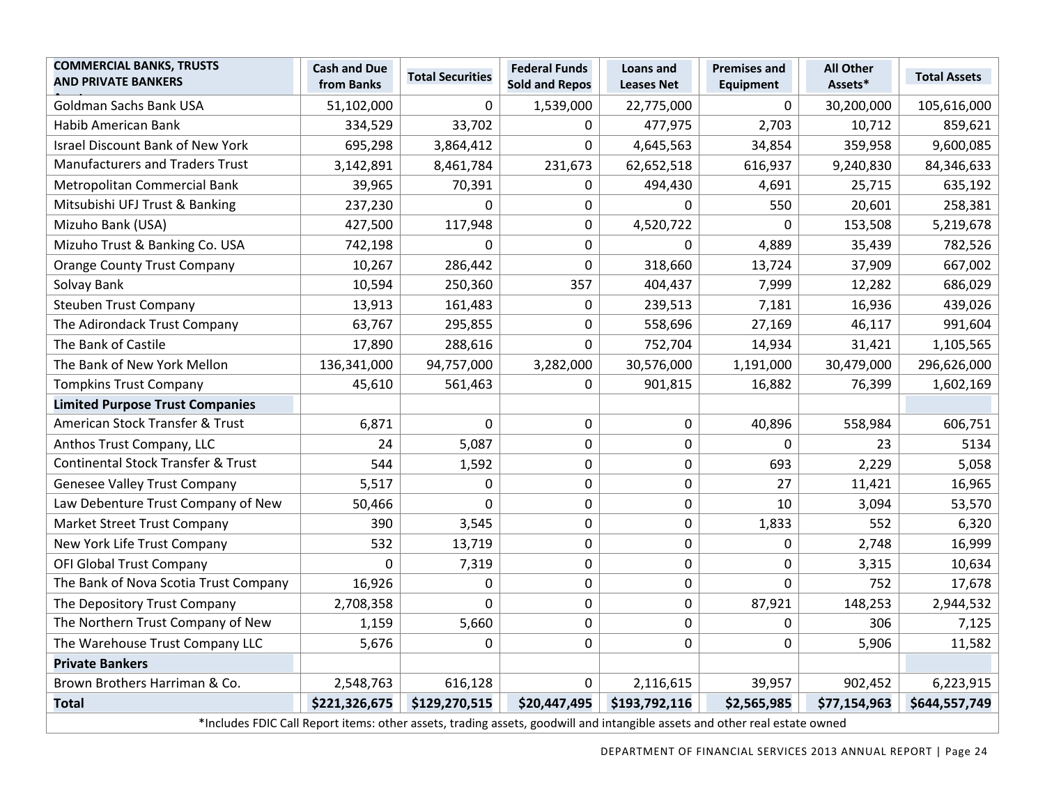| COMMERCIAL BANKS, TRUSTS AND PRIVATE BANKERS | Cash and Due from Banks | Total Securities | Federal Funds Sold and Repos | Loans and Leases Net | Premises and Equipment | All Other Assets* | Total Assets |
|---|---|---|---|---|---|---|---|
| Goldman Sachs Bank USA | 51,102,000 | 0 | 1,539,000 | 22,775,000 | 0 | 30,200,000 | 105,616,000 |
| Habib American Bank | 334,529 | 33,702 | 0 | 477,975 | 2,703 | 10,712 | 859,621 |
| Israel Discount Bank of New York | 695,298 | 3,864,412 | 0 | 4,645,563 | 34,854 | 359,958 | 9,600,085 |
| Manufacturers and Traders Trust | 3,142,891 | 8,461,784 | 231,673 | 62,652,518 | 616,937 | 9,240,830 | 84,346,633 |
| Metropolitan Commercial Bank | 39,965 | 70,391 | 0 | 494,430 | 4,691 | 25,715 | 635,192 |
| Mitsubishi UFJ Trust & Banking | 237,230 | 0 | 0 | 0 | 550 | 20,601 | 258,381 |
| Mizuho Bank (USA) | 427,500 | 117,948 | 0 | 4,520,722 | 0 | 153,508 | 5,219,678 |
| Mizuho Trust & Banking Co. USA | 742,198 | 0 | 0 | 0 | 4,889 | 35,439 | 782,526 |
| Orange County Trust Company | 10,267 | 286,442 | 0 | 318,660 | 13,724 | 37,909 | 667,002 |
| Solvay Bank | 10,594 | 250,360 | 357 | 404,437 | 7,999 | 12,282 | 686,029 |
| Steuben Trust Company | 13,913 | 161,483 | 0 | 239,513 | 7,181 | 16,936 | 439,026 |
| The Adirondack Trust Company | 63,767 | 295,855 | 0 | 558,696 | 27,169 | 46,117 | 991,604 |
| The Bank of Castile | 17,890 | 288,616 | 0 | 752,704 | 14,934 | 31,421 | 1,105,565 |
| The Bank of New York Mellon | 136,341,000 | 94,757,000 | 3,282,000 | 30,576,000 | 1,191,000 | 30,479,000 | 296,626,000 |
| Tompkins Trust Company | 45,610 | 561,463 | 0 | 901,815 | 16,882 | 76,399 | 1,602,169 |
| **Limited Purpose Trust Companies** | | | | | | | |
| American Stock Transfer & Trust | 6,871 | 0 | 0 | 0 | 40,896 | 558,984 | 606,751 |
| Anthos Trust Company, LLC | 24 | 5,087 | 0 | 0 | 0 | 23 | 5134 |
| Continental Stock Transfer & Trust | 544 | 1,592 | 0 | 0 | 693 | 2,229 | 5,058 |
| Genesee Valley Trust Company | 5,517 | 0 | 0 | 0 | 27 | 11,421 | 16,965 |
| Law Debenture Trust Company of New | 50,466 | 0 | 0 | 0 | 10 | 3,094 | 53,570 |
| Market Street Trust Company | 390 | 3,545 | 0 | 0 | 1,833 | 552 | 6,320 |
| New York Life Trust Company | 532 | 13,719 | 0 | 0 | 0 | 2,748 | 16,999 |
| OFI Global Trust Company | 0 | 7,319 | 0 | 0 | 0 | 3,315 | 10,634 |
| The Bank of Nova Scotia Trust Company | 16,926 | 0 | 0 | 0 | 0 | 752 | 17,678 |
| The Depository Trust Company | 2,708,358 | 0 | 0 | 0 | 87,921 | 148,253 | 2,944,532 |
| The Northern Trust Company of New | 1,159 | 5,660 | 0 | 0 | 0 | 306 | 7,125 |
| The Warehouse Trust Company LLC | 5,676 | 0 | 0 | 0 | 0 | 5,906 | 11,582 |
| **Private Bankers** | | | | | | | |
| Brown Brothers Harriman & Co. | 2,548,763 | 616,128 | 0 | 2,116,615 | 39,957 | 902,452 | 6,223,915 |
| **Total** | **$221,326,675** | **$129,270,515** | **$20,447,495** | **$193,792,116** | **$2,565,985** | **$77,154,963** | **$644,557,749** |

*Includes FDIC Call Report items: other assets, trading assets, goodwill and intangible assets and other real estate owned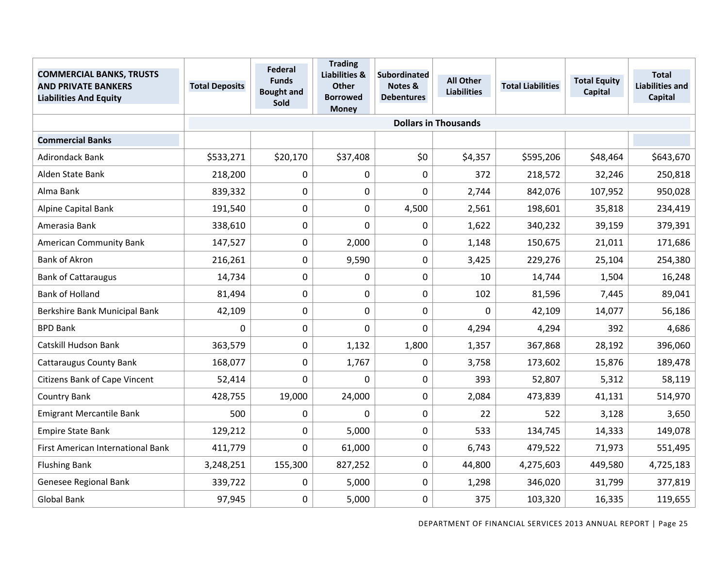| COMMERCIAL BANKS, TRUSTS AND PRIVATE BANKERS Liabilities And Equity | Total Deposits | Federal Funds Bought and Sold | Trading Liabilities & Other Borrowed Money | Subordinated Notes & Debentures | All Other Liabilities | Total Liabilities | Total Equity Capital | Total Liabilities and Capital |
|---|---|---|---|---|---|---|---|---|
| | Dollars in Thousands | | | | | | | |
| **Commercial Banks** | | | | | | | | |
| Adirondack Bank | $533,271 | $20,170 | $37,408 | $0 | $4,357 | $595,206 | $48,464 | $643,670 |
| Alden State Bank | 218,200 | 0 | 0 | 0 | 372 | 218,572 | 32,246 | 250,818 |
| Alma Bank | 839,332 | 0 | 0 | 0 | 2,744 | 842,076 | 107,952 | 950,028 |
| Alpine Capital Bank | 191,540 | 0 | 0 | 4,500 | 2,561 | 198,601 | 35,818 | 234,419 |
| Amerasia Bank | 338,610 | 0 | 0 | 0 | 1,622 | 340,232 | 39,159 | 379,391 |
| American Community Bank | 147,527 | 0 | 2,000 | 0 | 1,148 | 150,675 | 21,011 | 171,686 |
| Bank of Akron | 216,261 | 0 | 9,590 | 0 | 3,425 | 229,276 | 25,104 | 254,380 |
| Bank of Cattaraugus | 14,734 | 0 | 0 | 0 | 10 | 14,744 | 1,504 | 16,248 |
| Bank of Holland | 81,494 | 0 | 0 | 0 | 102 | 81,596 | 7,445 | 89,041 |
| Berkshire Bank Municipal Bank | 42,109 | 0 | 0 | 0 | 0 | 42,109 | 14,077 | 56,186 |
| BPD Bank | 0 | 0 | 0 | 0 | 4,294 | 4,294 | 392 | 4,686 |
| Catskill Hudson Bank | 363,579 | 0 | 1,132 | 1,800 | 1,357 | 367,868 | 28,192 | 396,060 |
| Cattaraugus County Bank | 168,077 | 0 | 1,767 | 0 | 3,758 | 173,602 | 15,876 | 189,478 |
| Citizens Bank of Cape Vincent | 52,414 | 0 | 0 | 0 | 393 | 52,807 | 5,312 | 58,119 |
| Country Bank | 428,755 | 19,000 | 24,000 | 0 | 2,084 | 473,839 | 41,131 | 514,970 |
| Emigrant Mercantile Bank | 500 | 0 | 0 | 0 | 22 | 522 | 3,128 | 3,650 |
| Empire State Bank | 129,212 | 0 | 5,000 | 0 | 533 | 134,745 | 14,333 | 149,078 |
| First American International Bank | 411,779 | 0 | 61,000 | 0 | 6,743 | 479,522 | 71,973 | 551,495 |
| Flushing Bank | 3,248,251 | 155,300 | 827,252 | 0 | 44,800 | 4,275,603 | 449,580 | 4,725,183 |
| Genesee Regional Bank | 339,722 | 0 | 5,000 | 0 | 1,298 | 346,020 | 31,799 | 377,819 |
| Global Bank | 97,945 | 0 | 5,000 | 0 | 375 | 103,320 | 16,335 | 119,655 |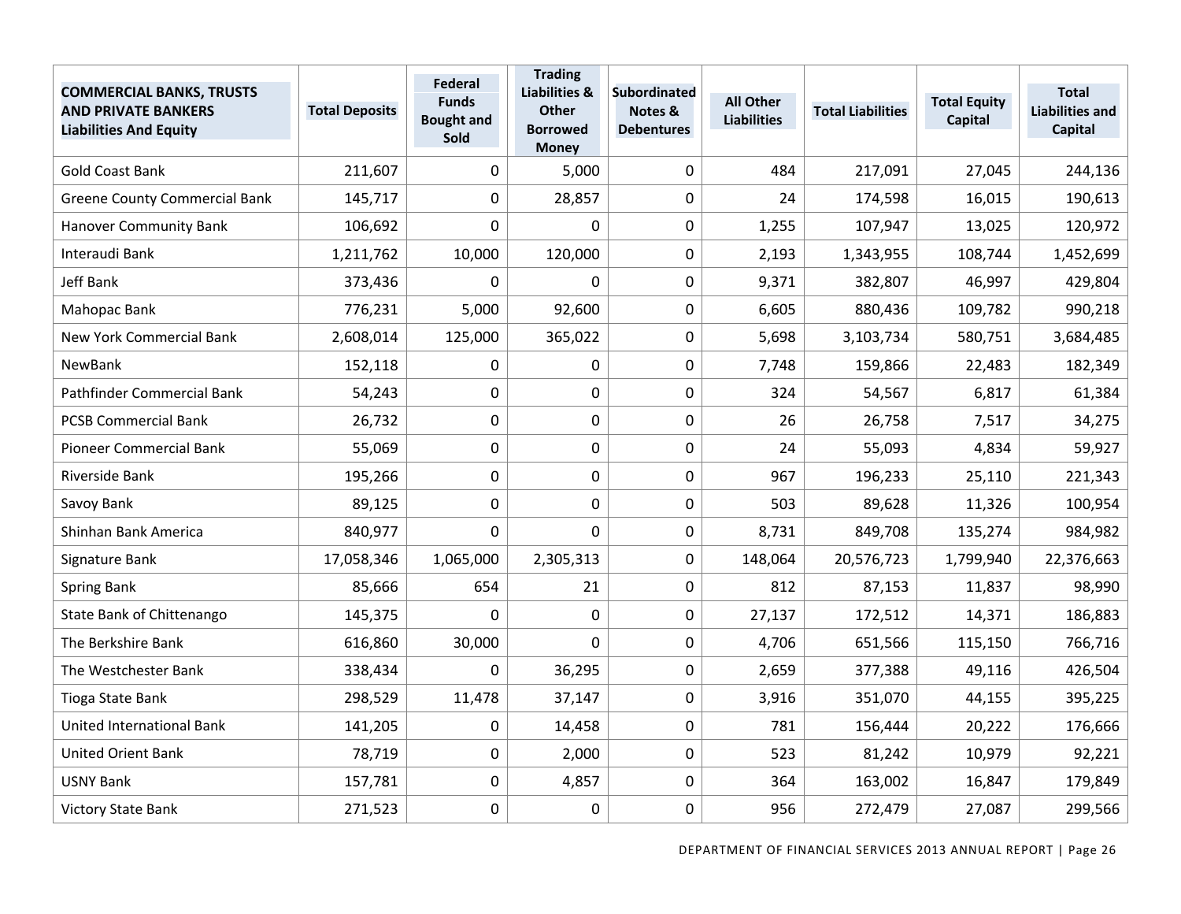| COMMERCIAL BANKS, TRUSTS AND PRIVATE BANKERS Liabilities And Equity | Total Deposits | Federal Funds Bought and Sold | Trading Liabilities & Other Borrowed Money | Subordinated Notes & Debentures | All Other Liabilities | Total Liabilities | Total Equity Capital | Total Liabilities and Capital |
|---|---|---|---|---|---|---|---|---|
| Gold Coast Bank | 211,607 | 0 | 5,000 | 0 | 484 | 217,091 | 27,045 | 244,136 |
| Greene County Commercial Bank | 145,717 | 0 | 28,857 | 0 | 24 | 174,598 | 16,015 | 190,613 |
| Hanover Community Bank | 106,692 | 0 | 0 | 0 | 1,255 | 107,947 | 13,025 | 120,972 |
| Interaudi Bank | 1,211,762 | 10,000 | 120,000 | 0 | 2,193 | 1,343,955 | 108,744 | 1,452,699 |
| Jeff Bank | 373,436 | 0 | 0 | 0 | 9,371 | 382,807 | 46,997 | 429,804 |
| Mahopac Bank | 776,231 | 5,000 | 92,600 | 0 | 6,605 | 880,436 | 109,782 | 990,218 |
| New York Commercial Bank | 2,608,014 | 125,000 | 365,022 | 0 | 5,698 | 3,103,734 | 580,751 | 3,684,485 |
| NewBank | 152,118 | 0 | 0 | 0 | 7,748 | 159,866 | 22,483 | 182,349 |
| Pathfinder Commercial Bank | 54,243 | 0 | 0 | 0 | 324 | 54,567 | 6,817 | 61,384 |
| PCSB Commercial Bank | 26,732 | 0 | 0 | 0 | 26 | 26,758 | 7,517 | 34,275 |
| Pioneer Commercial Bank | 55,069 | 0 | 0 | 0 | 24 | 55,093 | 4,834 | 59,927 |
| Riverside Bank | 195,266 | 0 | 0 | 0 | 967 | 196,233 | 25,110 | 221,343 |
| Savoy Bank | 89,125 | 0 | 0 | 0 | 503 | 89,628 | 11,326 | 100,954 |
| Shinhan Bank America | 840,977 | 0 | 0 | 0 | 8,731 | 849,708 | 135,274 | 984,982 |
| Signature Bank | 17,058,346 | 1,065,000 | 2,305,313 | 0 | 148,064 | 20,576,723 | 1,799,940 | 22,376,663 |
| Spring Bank | 85,666 | 654 | 21 | 0 | 812 | 87,153 | 11,837 | 98,990 |
| State Bank of Chittenango | 145,375 | 0 | 0 | 0 | 27,137 | 172,512 | 14,371 | 186,883 |
| The Berkshire Bank | 616,860 | 30,000 | 0 | 0 | 4,706 | 651,566 | 115,150 | 766,716 |
| The Westchester Bank | 338,434 | 0 | 36,295 | 0 | 2,659 | 377,388 | 49,116 | 426,504 |
| Tioga State Bank | 298,529 | 11,478 | 37,147 | 0 | 3,916 | 351,070 | 44,155 | 395,225 |
| United International Bank | 141,205 | 0 | 14,458 | 0 | 781 | 156,444 | 20,222 | 176,666 |
| United Orient Bank | 78,719 | 0 | 2,000 | 0 | 523 | 81,242 | 10,979 | 92,221 |
| USNY Bank | 157,781 | 0 | 4,857 | 0 | 364 | 163,002 | 16,847 | 179,849 |
| Victory State Bank | 271,523 | 0 | 0 | 0 | 956 | 272,479 | 27,087 | 299,566 |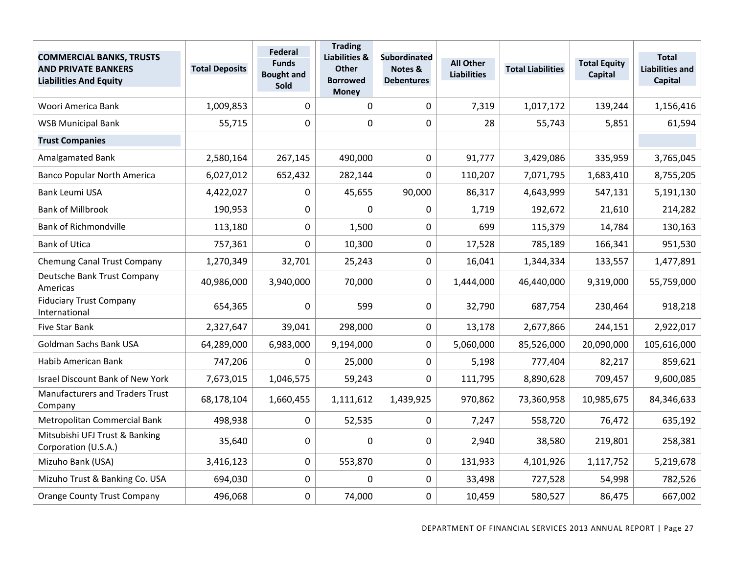| COMMERCIAL BANKS, TRUSTS AND PRIVATE BANKERS Liabilities And Equity | Total Deposits | Federal Funds Bought and Sold | Trading Liabilities & Other Borrowed Money | Subordinated Notes & Debentures | All Other Liabilities | Total Liabilities | Total Equity Capital | Total Liabilities and Capital |
|---|---|---|---|---|---|---|---|---|
| Woori America Bank | 1,009,853 | 0 | 0 | 0 | 7,319 | 1,017,172 | 139,244 | 1,156,416 |
| WSB Municipal Bank | 55,715 | 0 | 0 | 0 | 28 | 55,743 | 5,851 | 61,594 |
| **Trust Companies** | | | | | | | | |
| Amalgamated Bank | 2,580,164 | 267,145 | 490,000 | 0 | 91,777 | 3,429,086 | 335,959 | 3,765,045 |
| Banco Popular North America | 6,027,012 | 652,432 | 282,144 | 0 | 110,207 | 7,071,795 | 1,683,410 | 8,755,205 |
| Bank Leumi USA | 4,422,027 | 0 | 45,655 | 90,000 | 86,317 | 4,643,999 | 547,131 | 5,191,130 |
| Bank of Millbrook | 190,953 | 0 | 0 | 0 | 1,719 | 192,672 | 21,610 | 214,282 |
| Bank of Richmondville | 113,180 | 0 | 1,500 | 0 | 699 | 115,379 | 14,784 | 130,163 |
| Bank of Utica | 757,361 | 0 | 10,300 | 0 | 17,528 | 785,189 | 166,341 | 951,530 |
| Chemung Canal Trust Company | 1,270,349 | 32,701 | 25,243 | 0 | 16,041 | 1,344,334 | 133,557 | 1,477,891 |
| Deutsche Bank Trust Company Americas | 40,986,000 | 3,940,000 | 70,000 | 0 | 1,444,000 | 46,440,000 | 9,319,000 | 55,759,000 |
| Fiduciary Trust Company International | 654,365 | 0 | 599 | 0 | 32,790 | 687,754 | 230,464 | 918,218 |
| Five Star Bank | 2,327,647 | 39,041 | 298,000 | 0 | 13,178 | 2,677,866 | 244,151 | 2,922,017 |
| Goldman Sachs Bank USA | 64,289,000 | 6,983,000 | 9,194,000 | 0 | 5,060,000 | 85,526,000 | 20,090,000 | 105,616,000 |
| Habib American Bank | 747,206 | 0 | 25,000 | 0 | 5,198 | 777,404 | 82,217 | 859,621 |
| Israel Discount Bank of New York | 7,673,015 | 1,046,575 | 59,243 | 0 | 111,795 | 8,890,628 | 709,457 | 9,600,085 |
| Manufacturers and Traders Trust Company | 68,178,104 | 1,660,455 | 1,111,612 | 1,439,925 | 970,862 | 73,360,958 | 10,985,675 | 84,346,633 |
| Metropolitan Commercial Bank | 498,938 | 0 | 52,535 | 0 | 7,247 | 558,720 | 76,472 | 635,192 |
| Mitsubishi UFJ Trust & Banking Corporation (U.S.A.) | 35,640 | 0 | 0 | 0 | 2,940 | 38,580 | 219,801 | 258,381 |
| Mizuho Bank (USA) | 3,416,123 | 0 | 553,870 | 0 | 131,933 | 4,101,926 | 1,117,752 | 5,219,678 |
| Mizuho Trust & Banking Co. USA | 694,030 | 0 | 0 | 0 | 33,498 | 727,528 | 54,998 | 782,526 |
| Orange County Trust Company | 496,068 | 0 | 74,000 | 0 | 10,459 | 580,527 | 86,475 | 667,002 |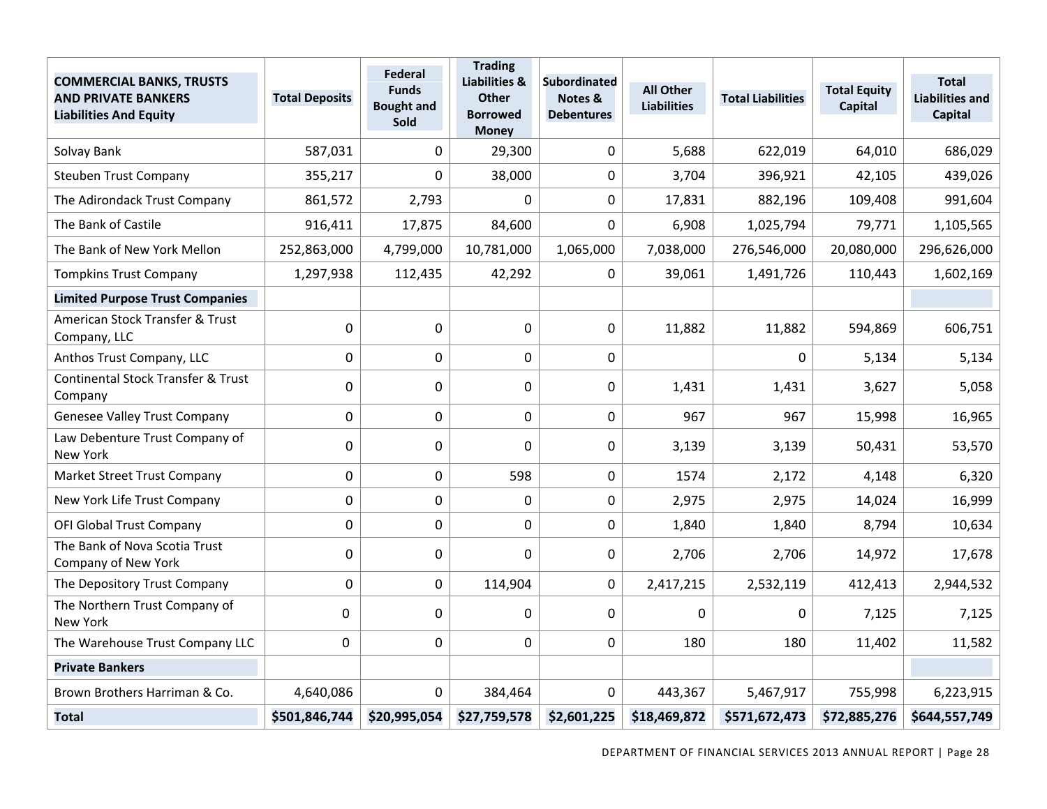| COMMERCIAL BANKS, TRUSTS AND PRIVATE BANKERS Liabilities And Equity | Total Deposits | Federal Funds Bought and Sold | Trading Liabilities & Other Borrowed Money | Subordinated Notes & Debentures | All Other Liabilities | Total Liabilities | Total Equity Capital | Total Liabilities and Capital |
|---|---|---|---|---|---|---|---|---|
| Solvay Bank | 587,031 | 0 | 29,300 | 0 | 5,688 | 622,019 | 64,010 | 686,029 |
| Steuben Trust Company | 355,217 | 0 | 38,000 | 0 | 3,704 | 396,921 | 42,105 | 439,026 |
| The Adirondack Trust Company | 861,572 | 2,793 | 0 | 0 | 17,831 | 882,196 | 109,408 | 991,604 |
| The Bank of Castile | 916,411 | 17,875 | 84,600 | 0 | 6,908 | 1,025,794 | 79,771 | 1,105,565 |
| The Bank of New York Mellon | 252,863,000 | 4,799,000 | 10,781,000 | 1,065,000 | 7,038,000 | 276,546,000 | 20,080,000 | 296,626,000 |
| Tompkins Trust Company | 1,297,938 | 112,435 | 42,292 | 0 | 39,061 | 1,491,726 | 110,443 | 1,602,169 |
| **Limited Purpose Trust Companies** | | | | | | | | |
| American Stock Transfer & Trust Company, LLC | 0 | 0 | 0 | 0 | 11,882 | 11,882 | 594,869 | 606,751 |
| Anthos Trust Company, LLC | 0 | 0 | 0 | 0 | | 0 | 5,134 | 5,134 |
| Continental Stock Transfer & Trust Company | 0 | 0 | 0 | 0 | 1,431 | 1,431 | 3,627 | 5,058 |
| Genesee Valley Trust Company | 0 | 0 | 0 | 0 | 967 | 967 | 15,998 | 16,965 |
| Law Debenture Trust Company of New York | 0 | 0 | 0 | 0 | 3,139 | 3,139 | 50,431 | 53,570 |
| Market Street Trust Company | 0 | 0 | 598 | 0 | 1574 | 2,172 | 4,148 | 6,320 |
| New York Life Trust Company | 0 | 0 | 0 | 0 | 2,975 | 2,975 | 14,024 | 16,999 |
| OFI Global Trust Company | 0 | 0 | 0 | 0 | 1,840 | 1,840 | 8,794 | 10,634 |
| The Bank of Nova Scotia Trust Company of New York | 0 | 0 | 0 | 0 | 2,706 | 2,706 | 14,972 | 17,678 |
| The Depository Trust Company | 0 | 0 | 114,904 | 0 | 2,417,215 | 2,532,119 | 412,413 | 2,944,532 |
| The Northern Trust Company of New York | 0 | 0 | 0 | 0 | 0 | 0 | 7,125 | 7,125 |
| The Warehouse Trust Company LLC | 0 | 0 | 0 | 0 | 180 | 180 | 11,402 | 11,582 |
| **Private Bankers** | | | | | | | | |
| Brown Brothers Harriman & Co. | 4,640,086 | 0 | 384,464 | 0 | 443,367 | 5,467,917 | 755,998 | 6,223,915 |
| **Total** | **$501,846,744** | **$20,995,054** | **$27,759,578** | **$2,601,225** | **$18,469,872** | **$571,672,473** | **$72,885,276** | **$644,557,749** |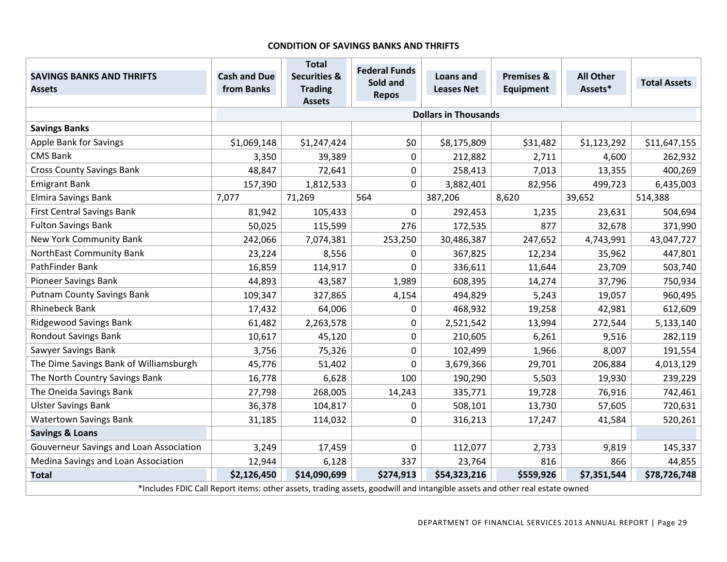**CONDITION OF SAVINGS BANKS AND THRIFTS**

| SAVINGS BANKS AND THRIFTS Assets | Cash and Due from Banks | Total Securities & Trading Assets | Federal Funds Sold and Repos | Loans and Leases Net | Premises & Equipment | All Other Assets* | Total Assets |
|---|---|---|---|---|---|---|---|
| | Dollars in Thousands | | | | | | |
| **Savings Banks** | | | | | | | |
| Apple Bank for Savings | $1,069,148 | $1,247,424 | $0 | $8,175,809 | $31,482 | $1,123,292 | $11,647,155 |
| CMS Bank | 3,350 | 39,389 | 0 | 212,882 | 2,711 | 4,600 | 262,932 |
| Cross County Savings Bank | 48,847 | 72,641 | 0 | 258,413 | 7,013 | 13,355 | 400,269 |
| Emigrant Bank | 157,390 | 1,812,533 | 0 | 3,882,401 | 82,956 | 499,723 | 6,435,003 |
| Elmira Savings Bank | 7,077 | 71,269 | 564 | 387,206 | 8,620 | 39,652 | 514,388 |
| First Central Savings Bank | 81,942 | 105,433 | 0 | 292,453 | 1,235 | 23,631 | 504,694 |
| Fulton Savings Bank | 50,025 | 115,599 | 276 | 172,535 | 877 | 32,678 | 371,990 |
| New York Community Bank | 242,066 | 7,074,381 | 253,250 | 30,486,387 | 247,652 | 4,743,991 | 43,047,727 |
| NorthEast Community Bank | 23,224 | 8,556 | 0 | 367,825 | 12,234 | 35,962 | 447,801 |
| PathFinder Bank | 16,859 | 114,917 | 0 | 336,611 | 11,644 | 23,709 | 503,740 |
| Pioneer Savings Bank | 44,893 | 43,587 | 1,989 | 608,395 | 14,274 | 37,796 | 750,934 |
| Putnam County Savings Bank | 109,347 | 327,865 | 4,154 | 494,829 | 5,243 | 19,057 | 960,495 |
| Rhinebeck Bank | 17,432 | 64,006 | 0 | 468,932 | 19,258 | 42,981 | 612,609 |
| Ridgewood Savings Bank | 61,482 | 2,263,578 | 0 | 2,521,542 | 13,994 | 272,544 | 5,133,140 |
| Rondout Savings Bank | 10,617 | 45,120 | 0 | 210,605 | 6,261 | 9,516 | 282,119 |
| Sawyer Savings Bank | 3,756 | 75,326 | 0 | 102,499 | 1,966 | 8,007 | 191,554 |
| The Dime Savings Bank of Williamsburgh | 45,776 | 51,402 | 0 | 3,679,366 | 29,701 | 206,884 | 4,013,129 |
| The North Country Savings Bank | 16,778 | 6,628 | 100 | 190,290 | 5,503 | 19,930 | 239,229 |
| The Oneida Savings Bank | 27,798 | 268,005 | 14,243 | 335,771 | 19,728 | 76,916 | 742,461 |
| Ulster Savings Bank | 36,378 | 104,817 | 0 | 508,101 | 13,730 | 57,605 | 720,631 |
| Watertown Savings Bank | 31,185 | 114,032 | 0 | 316,213 | 17,247 | 41,584 | 520,261 |
| **Savings & Loans** | | | | | | | |
| Gouverneur Savings and Loan Association | 3,249 | 17,459 | 0 | 112,077 | 2,733 | 9,819 | 145,337 |
| Medina Savings and Loan Association | 12,944 | 6,128 | 337 | 23,764 | 816 | 866 | 44,855 |
| **Total** | **$2,126,450** | **$14,090,699** | **$274,913** | **$54,323,216** | **$559,926** | **$7,351,544** | **$78,726,748** |

*Includes FDIC Call Report items: other assets, trading assets, goodwill and intangible assets and other real estate owned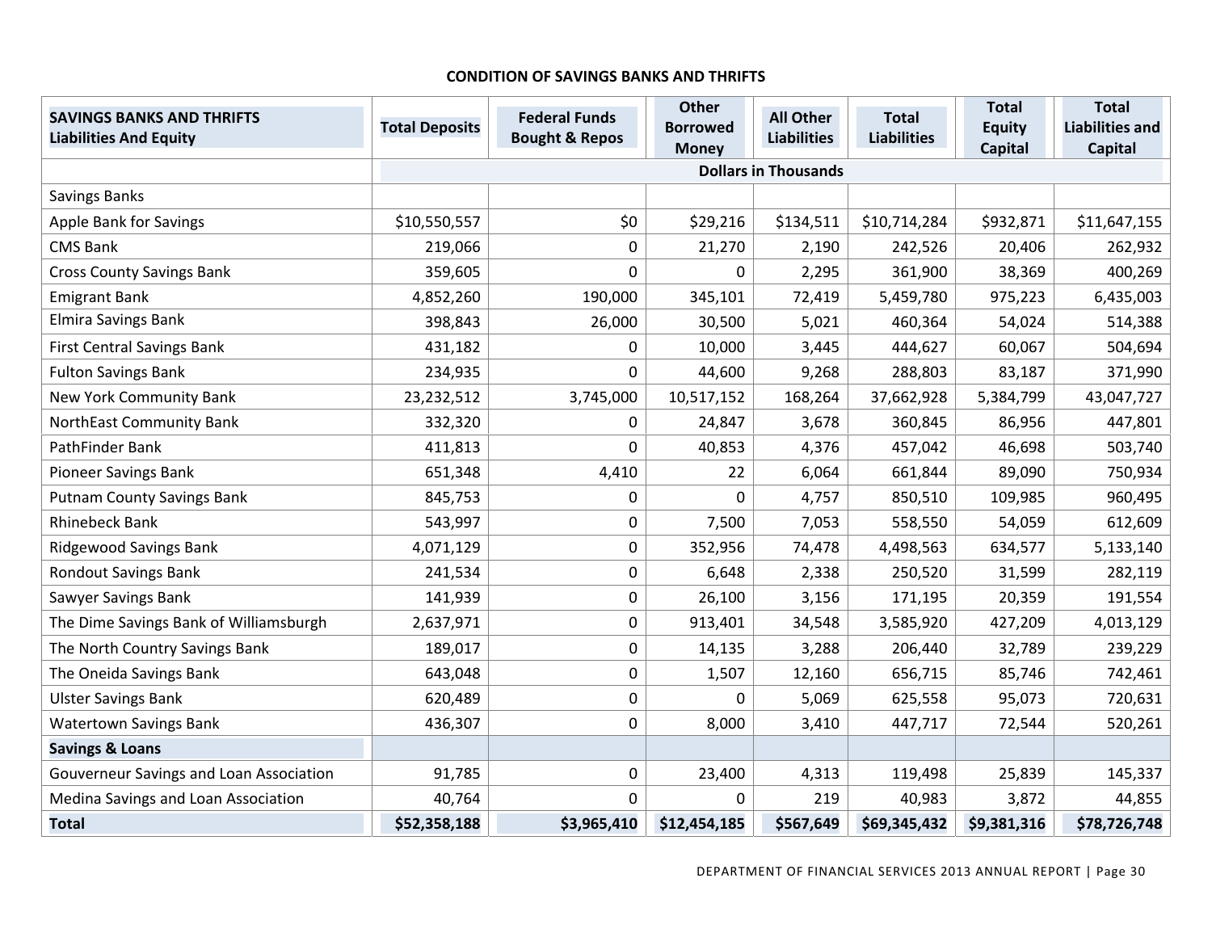## CONDITION OF SAVINGS BANKS AND THRIFTS

| SAVINGS BANKS AND THRIFTS Liabilities And Equity | Total Deposits | Federal Funds Bought & Repos | Other Borrowed Money | All Other Liabilities | Total Liabilities | Total Equity Capital | Total Liabilities and Capital |
|---|---|---|---|---|---|---|---|
| | Dollars in Thousands | | | | | | |
| Savings Banks | | | | | | | |
| Apple Bank for Savings | $10,550,557 | $0 | $29,216 | $134,511 | $10,714,284 | $932,871 | $11,647,155 |
| CMS Bank | 219,066 | 0 | 21,270 | 2,190 | 242,526 | 20,406 | 262,932 |
| Cross County Savings Bank | 359,605 | 0 | 0 | 2,295 | 361,900 | 38,369 | 400,269 |
| Emigrant Bank | 4,852,260 | 190,000 | 345,101 | 72,419 | 5,459,780 | 975,223 | 6,435,003 |
| Elmira Savings Bank | 398,843 | 26,000 | 30,500 | 5,021 | 460,364 | 54,024 | 514,388 |
| First Central Savings Bank | 431,182 | 0 | 10,000 | 3,445 | 444,627 | 60,067 | 504,694 |
| Fulton Savings Bank | 234,935 | 0 | 44,600 | 9,268 | 288,803 | 83,187 | 371,990 |
| New York Community Bank | 23,232,512 | 3,745,000 | 10,517,152 | 168,264 | 37,662,928 | 5,384,799 | 43,047,727 |
| NorthEast Community Bank | 332,320 | 0 | 24,847 | 3,678 | 360,845 | 86,956 | 447,801 |
| PathFinder Bank | 411,813 | 0 | 40,853 | 4,376 | 457,042 | 46,698 | 503,740 |
| Pioneer Savings Bank | 651,348 | 4,410 | 22 | 6,064 | 661,844 | 89,090 | 750,934 |
| Putnam County Savings Bank | 845,753 | 0 | 0 | 4,757 | 850,510 | 109,985 | 960,495 |
| Rhinebeck Bank | 543,997 | 0 | 7,500 | 7,053 | 558,550 | 54,059 | 612,609 |
| Ridgewood Savings Bank | 4,071,129 | 0 | 352,956 | 74,478 | 4,498,563 | 634,577 | 5,133,140 |
| Rondout Savings Bank | 241,534 | 0 | 6,648 | 2,338 | 250,520 | 31,599 | 282,119 |
| Sawyer Savings Bank | 141,939 | 0 | 26,100 | 3,156 | 171,195 | 20,359 | 191,554 |
| The Dime Savings Bank of Williamsburgh | 2,637,971 | 0 | 913,401 | 34,548 | 3,585,920 | 427,209 | 4,013,129 |
| The North Country Savings Bank | 189,017 | 0 | 14,135 | 3,288 | 206,440 | 32,789 | 239,229 |
| The Oneida Savings Bank | 643,048 | 0 | 1,507 | 12,160 | 656,715 | 85,746 | 742,461 |
| Ulster Savings Bank | 620,489 | 0 | 0 | 5,069 | 625,558 | 95,073 | 720,631 |
| Watertown Savings Bank | 436,307 | 0 | 8,000 | 3,410 | 447,717 | 72,544 | 520,261 |
| **Savings & Loans** | | | | | | | |
| Gouverneur Savings and Loan Association | 91,785 | 0 | 23,400 | 4,313 | 119,498 | 25,839 | 145,337 |
| Medina Savings and Loan Association | 40,764 | 0 | 0 | 219 | 40,983 | 3,872 | 44,855 |
| **Total** | **$52,358,188** | **$3,965,410** | **$12,454,185** | **$567,649** | **$69,345,432** | **$9,381,316** | **$78,726,748** |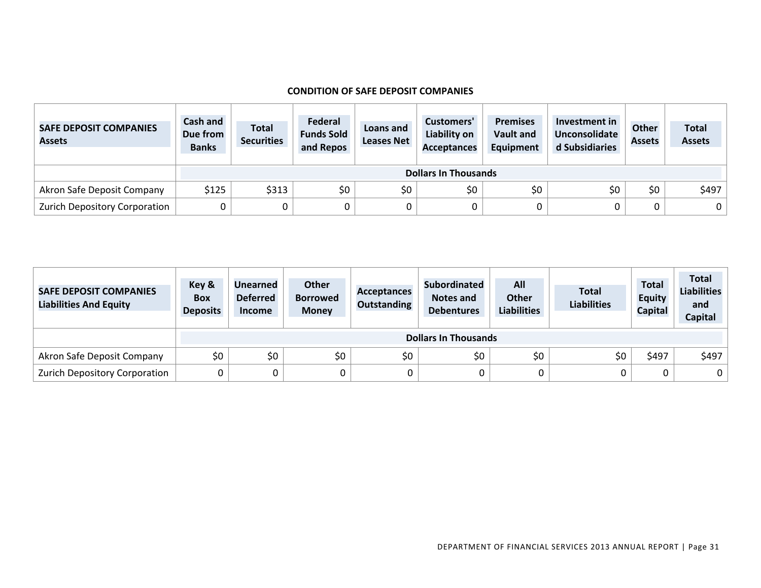**CONDITION OF SAFE DEPOSIT COMPANIES**

| SAFE DEPOSIT COMPANIES Assets | Cash and Due from Banks | Total Securities | Federal Funds Sold and Repos | Loans and Leases Net | Customers' Liability on Acceptances | Premises Vault and Equipment | Investment in Unconsolidated Subsidiaries | Other Assets | Total Assets |
|---|---|---|---|---|---|---|---|---|---|
| | Dollars In Thousands | | | | | | | | |
| Akron Safe Deposit Company | $125 | $313 | $0 | $0 | $0 | $0 | $0 | $0 | $497 |
| Zurich Depository Corporation | 0 | 0 | 0 | 0 | 0 | 0 | 0 | 0 | 0 |

| SAFE DEPOSIT COMPANIES Liabilities And Equity | Key & Box Deposits | Unearned Deferred Income | Other Borrowed Money | Acceptances Outstanding | Subordinated Notes and Debentures | All Other Liabilities | Total Liabilities | Total Equity Capital | Total Liabilities and Capital |
|---|---|---|---|---|---|---|---|---|---|
| | Dollars In Thousands | | | | | | | | |
| Akron Safe Deposit Company | $0 | $0 | $0 | $0 | $0 | $0 | $0 | $497 | $497 |
| Zurich Depository Corporation | 0 | 0 | 0 | 0 | 0 | 0 | 0 | 0 | 0 |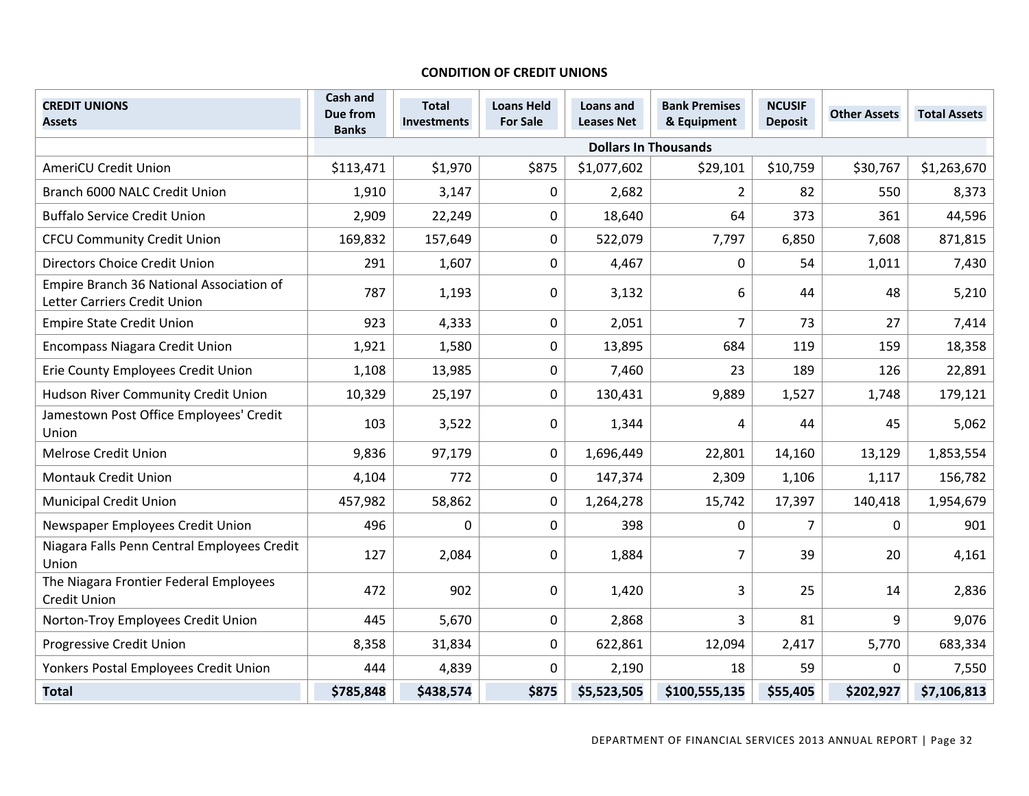**CONDITION OF CREDIT UNIONS**

| CREDIT UNIONS<br>Assets | Cash and Due from Banks | Total Investments | Loans Held For Sale | Loans and Leases Net | Bank Premises & Equipment | NCUSIF Deposit | Other Assets | Total Assets |
|---|---|---|---|---|---|---|---|---|
| | Dollars In Thousands | | | | | | | |
| AmeriCU Credit Union | $113,471 | $1,970 | $875 | $1,077,602 | $29,101 | $10,759 | $30,767 | $1,263,670 |
| Branch 6000 NALC Credit Union | 1,910 | 3,147 | 0 | 2,682 | 2 | 82 | 550 | 8,373 |
| Buffalo Service Credit Union | 2,909 | 22,249 | 0 | 18,640 | 64 | 373 | 361 | 44,596 |
| CFCU Community Credit Union | 169,832 | 157,649 | 0 | 522,079 | 7,797 | 6,850 | 7,608 | 871,815 |
| Directors Choice Credit Union | 291 | 1,607 | 0 | 4,467 | 0 | 54 | 1,011 | 7,430 |
| Empire Branch 36 National Association of Letter Carriers Credit Union | 787 | 1,193 | 0 | 3,132 | 6 | 44 | 48 | 5,210 |
| Empire State Credit Union | 923 | 4,333 | 0 | 2,051 | 7 | 73 | 27 | 7,414 |
| Encompass Niagara Credit Union | 1,921 | 1,580 | 0 | 13,895 | 684 | 119 | 159 | 18,358 |
| Erie County Employees Credit Union | 1,108 | 13,985 | 0 | 7,460 | 23 | 189 | 126 | 22,891 |
| Hudson River Community Credit Union | 10,329 | 25,197 | 0 | 130,431 | 9,889 | 1,527 | 1,748 | 179,121 |
| Jamestown Post Office Employees' Credit Union | 103 | 3,522 | 0 | 1,344 | 4 | 44 | 45 | 5,062 |
| Melrose Credit Union | 9,836 | 97,179 | 0 | 1,696,449 | 22,801 | 14,160 | 13,129 | 1,853,554 |
| Montauk Credit Union | 4,104 | 772 | 0 | 147,374 | 2,309 | 1,106 | 1,117 | 156,782 |
| Municipal Credit Union | 457,982 | 58,862 | 0 | 1,264,278 | 15,742 | 17,397 | 140,418 | 1,954,679 |
| Newspaper Employees Credit Union | 496 | 0 | 0 | 398 | 0 | 7 | 0 | 901 |
| Niagara Falls Penn Central Employees Credit Union | 127 | 2,084 | 0 | 1,884 | 7 | 39 | 20 | 4,161 |
| The Niagara Frontier Federal Employees Credit Union | 472 | 902 | 0 | 1,420 | 3 | 25 | 14 | 2,836 |
| Norton-Troy Employees Credit Union | 445 | 5,670 | 0 | 2,868 | 3 | 81 | 9 | 9,076 |
| Progressive Credit Union | 8,358 | 31,834 | 0 | 622,861 | 12,094 | 2,417 | 5,770 | 683,334 |
| Yonkers Postal Employees Credit Union | 444 | 4,839 | 0 | 2,190 | 18 | 59 | 0 | 7,550 |
| **Total** | **$785,848** | **$438,574** | **$875** | **$5,523,505** | **$100,555,135** | **$55,405** | **$202,927** | **$7,106,813** |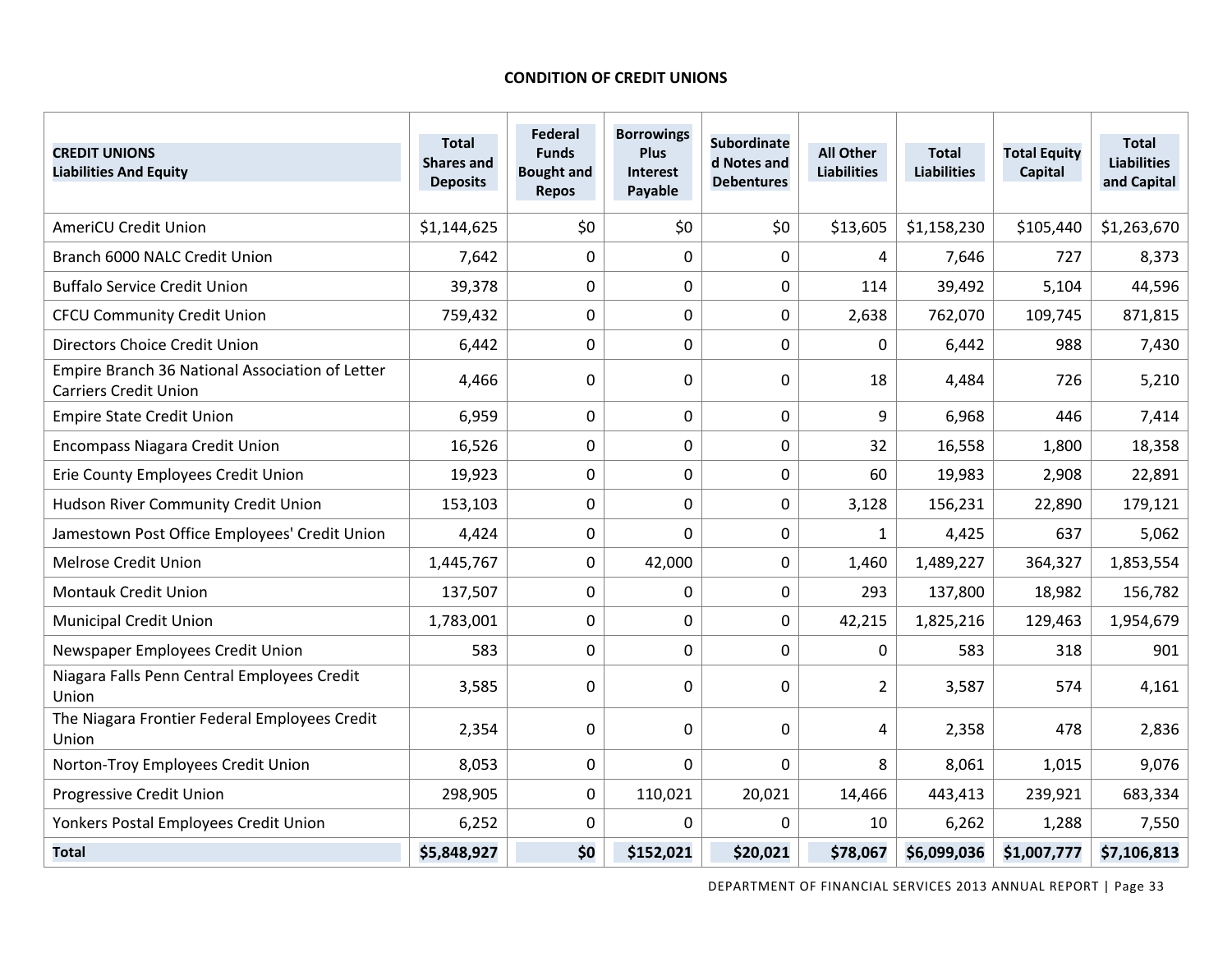## CONDITION OF CREDIT UNIONS

| CREDIT UNIONS<br>Liabilities And Equity | Total Shares and Deposits | Federal Funds Bought and Repos | Borrowings Plus Interest Payable | Subordinated Notes and Debentures | All Other Liabilities | Total Liabilities | Total Equity Capital | Total Liabilities and Capital |
|---|---|---|---|---|---|---|---|---|
| AmeriCU Credit Union | $1,144,625 | $0 | $0 | $0 | $13,605 | $1,158,230 | $105,440 | $1,263,670 |
| Branch 6000 NALC Credit Union | 7,642 | 0 | 0 | 0 | 4 | 7,646 | 727 | 8,373 |
| Buffalo Service Credit Union | 39,378 | 0 | 0 | 0 | 114 | 39,492 | 5,104 | 44,596 |
| CFCU Community Credit Union | 759,432 | 0 | 0 | 0 | 2,638 | 762,070 | 109,745 | 871,815 |
| Directors Choice Credit Union | 6,442 | 0 | 0 | 0 | 0 | 6,442 | 988 | 7,430 |
| Empire Branch 36 National Association of Letter Carriers Credit Union | 4,466 | 0 | 0 | 0 | 18 | 4,484 | 726 | 5,210 |
| Empire State Credit Union | 6,959 | 0 | 0 | 0 | 9 | 6,968 | 446 | 7,414 |
| Encompass Niagara Credit Union | 16,526 | 0 | 0 | 0 | 32 | 16,558 | 1,800 | 18,358 |
| Erie County Employees Credit Union | 19,923 | 0 | 0 | 0 | 60 | 19,983 | 2,908 | 22,891 |
| Hudson River Community Credit Union | 153,103 | 0 | 0 | 0 | 3,128 | 156,231 | 22,890 | 179,121 |
| Jamestown Post Office Employees' Credit Union | 4,424 | 0 | 0 | 0 | 1 | 4,425 | 637 | 5,062 |
| Melrose Credit Union | 1,445,767 | 0 | 42,000 | 0 | 1,460 | 1,489,227 | 364,327 | 1,853,554 |
| Montauk Credit Union | 137,507 | 0 | 0 | 0 | 293 | 137,800 | 18,982 | 156,782 |
| Municipal Credit Union | 1,783,001 | 0 | 0 | 0 | 42,215 | 1,825,216 | 129,463 | 1,954,679 |
| Newspaper Employees Credit Union | 583 | 0 | 0 | 0 | 0 | 583 | 318 | 901 |
| Niagara Falls Penn Central Employees Credit Union | 3,585 | 0 | 0 | 0 | 2 | 3,587 | 574 | 4,161 |
| The Niagara Frontier Federal Employees Credit Union | 2,354 | 0 | 0 | 0 | 4 | 2,358 | 478 | 2,836 |
| Norton-Troy Employees Credit Union | 8,053 | 0 | 0 | 0 | 8 | 8,061 | 1,015 | 9,076 |
| Progressive Credit Union | 298,905 | 0 | 110,021 | 20,021 | 14,466 | 443,413 | 239,921 | 683,334 |
| Yonkers Postal Employees Credit Union | 6,252 | 0 | 0 | 0 | 10 | 6,262 | 1,288 | 7,550 |
| **Total** | **$5,848,927** | **$0** | **$152,021** | **$20,021** | **$78,067** | **$6,099,036** | **$1,007,777** | **$7,106,813** |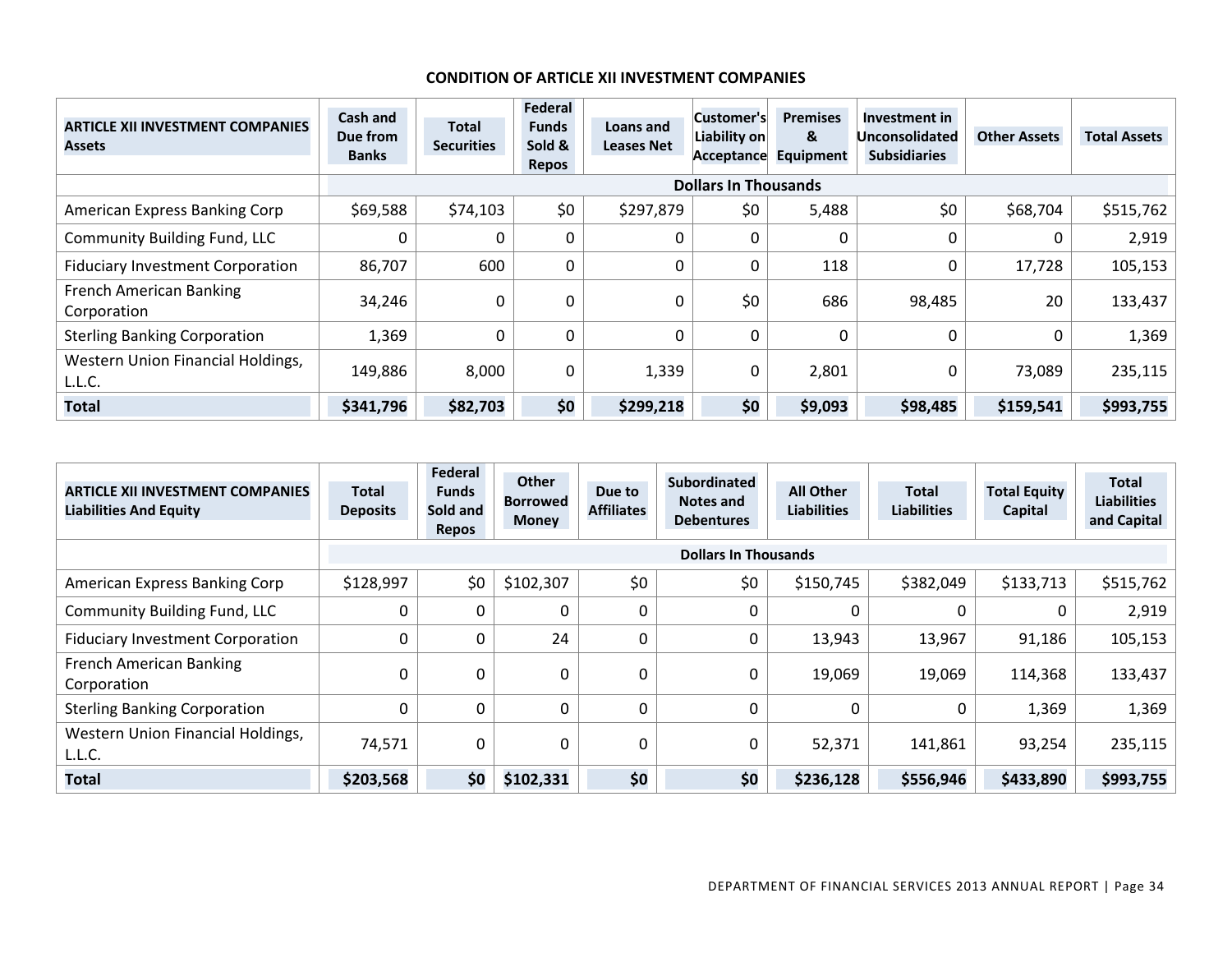## CONDITION OF ARTICLE XII INVESTMENT COMPANIES

| ARTICLE XII INVESTMENT COMPANIES Assets | Cash and Due from Banks | Total Securities | Federal Funds Sold & Repos | Loans and Leases Net | Customer's Liability on Acceptance | Premises & Equipment | Investment in Unconsolidated Subsidiaries | Other Assets | Total Assets |
|---|---|---|---|---|---|---|---|---|---|
| | Dollars In Thousands | | | | | | | | |
| American Express Banking Corp | $69,588 | $74,103 | $0 | $297,879 | $0 | 5,488 | $0 | $68,704 | $515,762 |
| Community Building Fund, LLC | 0 | 0 | 0 | 0 | 0 | 0 | 0 | 0 | 2,919 |
| Fiduciary Investment Corporation | 86,707 | 600 | 0 | 0 | 0 | 118 | 0 | 17,728 | 105,153 |
| French American Banking Corporation | 34,246 | 0 | 0 | 0 | $0 | 686 | 98,485 | 20 | 133,437 |
| Sterling Banking Corporation | 1,369 | 0 | 0 | 0 | 0 | 0 | 0 | 0 | 1,369 |
| Western Union Financial Holdings, L.L.C. | 149,886 | 8,000 | 0 | 1,339 | 0 | 2,801 | 0 | 73,089 | 235,115 |
| **Total** | **$341,796** | **$82,703** | **$0** | **$299,218** | **$0** | **$9,093** | **$98,485** | **$159,541** | **$993,755** |

| ARTICLE XII INVESTMENT COMPANIES Liabilities And Equity | Total Deposits | Federal Funds Sold and Repos | Other Borrowed Money | Due to Affiliates | Subordinated Notes and Debentures | All Other Liabilities | Total Liabilities | Total Equity Capital | Total Liabilities and Capital |
|---|---|---|---|---|---|---|---|---|---|
| | Dollars In Thousands | | | | | | | | |
| American Express Banking Corp | $128,997 | $0 | $102,307 | $0 | $0 | $150,745 | $382,049 | $133,713 | $515,762 |
| Community Building Fund, LLC | 0 | 0 | 0 | 0 | 0 | 0 | 0 | 0 | 2,919 |
| Fiduciary Investment Corporation | 0 | 0 | 24 | 0 | 0 | 13,943 | 13,967 | 91,186 | 105,153 |
| French American Banking Corporation | 0 | 0 | 0 | 0 | 0 | 19,069 | 19,069 | 114,368 | 133,437 |
| Sterling Banking Corporation | 0 | 0 | 0 | 0 | 0 | 0 | 0 | 1,369 | 1,369 |
| Western Union Financial Holdings, L.L.C. | 74,571 | 0 | 0 | 0 | 0 | 52,371 | 141,861 | 93,254 | 235,115 |
| **Total** | **$203,568** | **$0** | **$102,331** | **$0** | **$0** | **$236,128** | **$556,946** | **$433,890** | **$993,755** |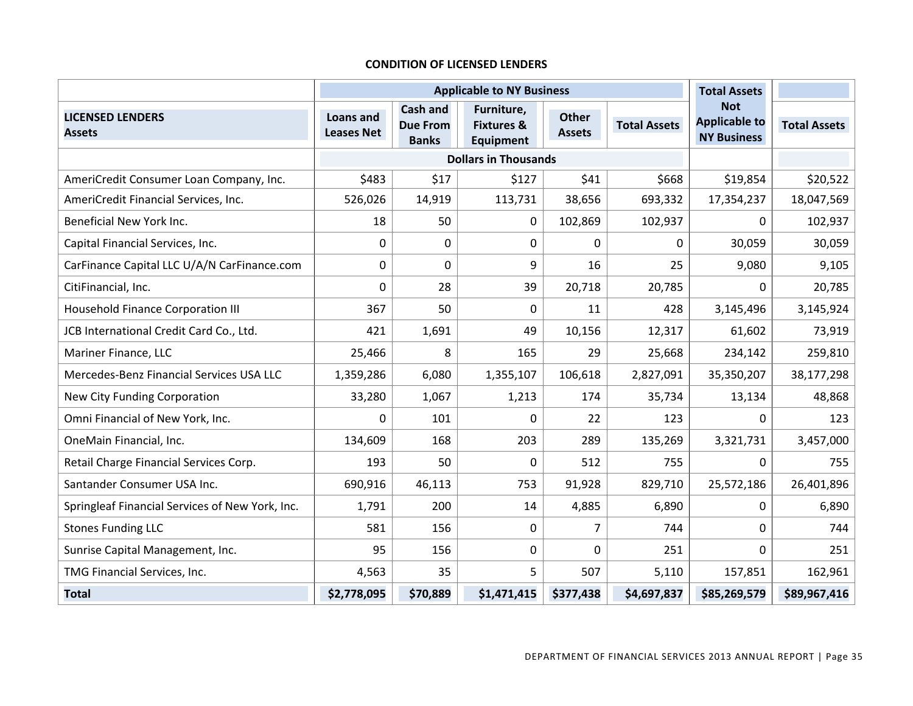## CONDITION OF LICENSED LENDERS

| LICENSED LENDERS Assets | Applicable to NY Business | | | | | Total Assets Not Applicable to NY Business | Total Assets |
|---|---|---|---|---|---|---|---|
| | Loans and Leases Net | Cash and Due From Banks | Furniture, Fixtures & Equipment | Other Assets | Total Assets | | |
| | Dollars in Thousands | | | | | | |
| AmeriCredit Consumer Loan Company, Inc. | $483 | $17 | $127 | $41 | $668 | $19,854 | $20,522 |
| AmeriCredit Financial Services, Inc. | 526,026 | 14,919 | 113,731 | 38,656 | 693,332 | 17,354,237 | 18,047,569 |
| Beneficial New York Inc. | 18 | 50 | 0 | 102,869 | 102,937 | 0 | 102,937 |
| Capital Financial Services, Inc. | 0 | 0 | 0 | 0 | 0 | 30,059 | 30,059 |
| CarFinance Capital LLC U/A/N CarFinance.com | 0 | 0 | 9 | 16 | 25 | 9,080 | 9,105 |
| CitiFinancial, Inc. | 0 | 28 | 39 | 20,718 | 20,785 | 0 | 20,785 |
| Household Finance Corporation III | 367 | 50 | 0 | 11 | 428 | 3,145,496 | 3,145,924 |
| JCB International Credit Card Co., Ltd. | 421 | 1,691 | 49 | 10,156 | 12,317 | 61,602 | 73,919 |
| Mariner Finance, LLC | 25,466 | 8 | 165 | 29 | 25,668 | 234,142 | 259,810 |
| Mercedes-Benz Financial Services USA LLC | 1,359,286 | 6,080 | 1,355,107 | 106,618 | 2,827,091 | 35,350,207 | 38,177,298 |
| New City Funding Corporation | 33,280 | 1,067 | 1,213 | 174 | 35,734 | 13,134 | 48,868 |
| Omni Financial of New York, Inc. | 0 | 101 | 0 | 22 | 123 | 0 | 123 |
| OneMain Financial, Inc. | 134,609 | 168 | 203 | 289 | 135,269 | 3,321,731 | 3,457,000 |
| Retail Charge Financial Services Corp. | 193 | 50 | 0 | 512 | 755 | 0 | 755 |
| Santander Consumer USA Inc. | 690,916 | 46,113 | 753 | 91,928 | 829,710 | 25,572,186 | 26,401,896 |
| Springleaf Financial Services of New York, Inc. | 1,791 | 200 | 14 | 4,885 | 6,890 | 0 | 6,890 |
| Stones Funding LLC | 581 | 156 | 0 | 7 | 744 | 0 | 744 |
| Sunrise Capital Management, Inc. | 95 | 156 | 0 | 0 | 251 | 0 | 251 |
| TMG Financial Services, Inc. | 4,563 | 35 | 5 | 507 | 5,110 | 157,851 | 162,961 |
| **Total** | **$2,778,095** | **$70,889** | **$1,471,415** | **$377,438** | **$4,697,837** | **$85,269,579** | **$89,967,416** |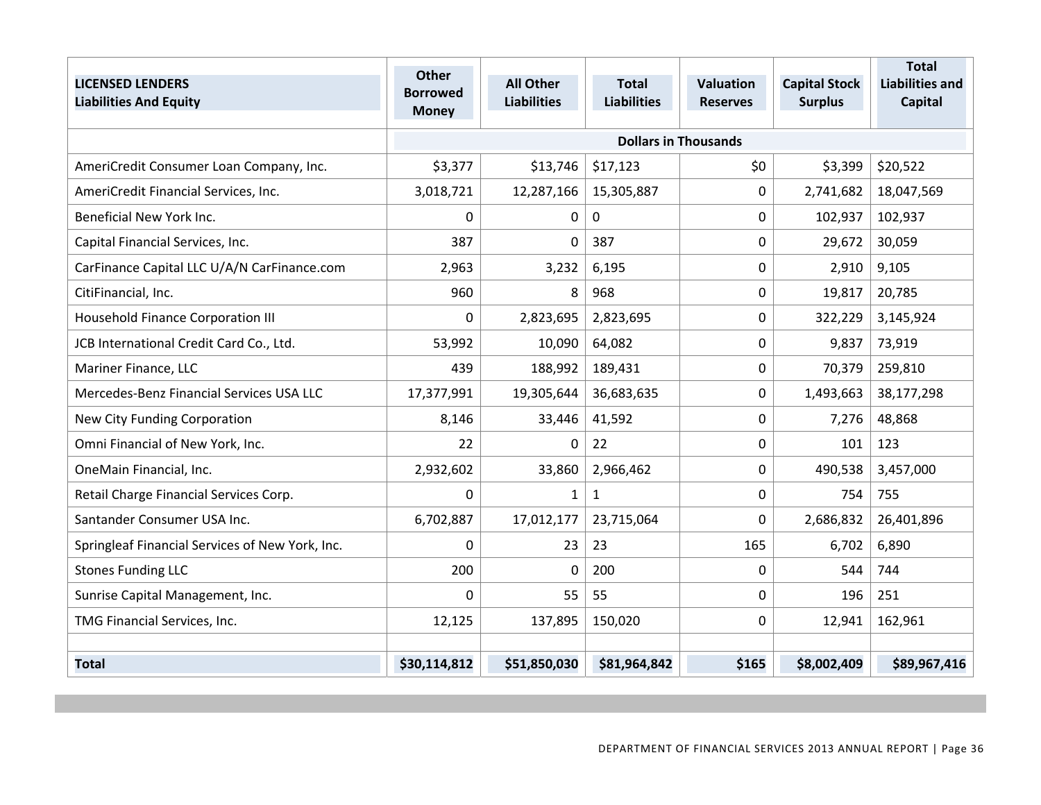| LICENSED LENDERS<br>Liabilities And Equity | Other Borrowed Money | All Other Liabilities | Total Liabilities | Valuation Reserves | Capital Stock Surplus | Total Liabilities and Capital |
|---|---|---|---|---|---|---|
| | Dollars in Thousands | | | | | |
| AmeriCredit Consumer Loan Company, Inc. | $3,377 | $13,746 | $17,123 | $0 | $3,399 | $20,522 |
| AmeriCredit Financial Services, Inc. | 3,018,721 | 12,287,166 | 15,305,887 | 0 | 2,741,682 | 18,047,569 |
| Beneficial New York Inc. | 0 | 0 | 0 | 0 | 102,937 | 102,937 |
| Capital Financial Services, Inc. | 387 | 0 | 387 | 0 | 29,672 | 30,059 |
| CarFinance Capital LLC U/A/N CarFinance.com | 2,963 | 3,232 | 6,195 | 0 | 2,910 | 9,105 |
| CitiFinancial, Inc. | 960 | 8 | 968 | 0 | 19,817 | 20,785 |
| Household Finance Corporation III | 0 | 2,823,695 | 2,823,695 | 0 | 322,229 | 3,145,924 |
| JCB International Credit Card Co., Ltd. | 53,992 | 10,090 | 64,082 | 0 | 9,837 | 73,919 |
| Mariner Finance, LLC | 439 | 188,992 | 189,431 | 0 | 70,379 | 259,810 |
| Mercedes-Benz Financial Services USA LLC | 17,377,991 | 19,305,644 | 36,683,635 | 0 | 1,493,663 | 38,177,298 |
| New City Funding Corporation | 8,146 | 33,446 | 41,592 | 0 | 7,276 | 48,868 |
| Omni Financial of New York, Inc. | 22 | 0 | 22 | 0 | 101 | 123 |
| OneMain Financial, Inc. | 2,932,602 | 33,860 | 2,966,462 | 0 | 490,538 | 3,457,000 |
| Retail Charge Financial Services Corp. | 0 | 1 | 1 | 0 | 754 | 755 |
| Santander Consumer USA Inc. | 6,702,887 | 17,012,177 | 23,715,064 | 0 | 2,686,832 | 26,401,896 |
| Springleaf Financial Services of New York, Inc. | 0 | 23 | 23 | 165 | 6,702 | 6,890 |
| Stones Funding LLC | 200 | 0 | 200 | 0 | 544 | 744 |
| Sunrise Capital Management, Inc. | 0 | 55 | 55 | 0 | 196 | 251 |
| TMG Financial Services, Inc. | 12,125 | 137,895 | 150,020 | 0 | 12,941 | 162,961 |
| | | | | | | |
| **Total** | **$30,114,812** | **$51,850,030** | **$81,964,842** | **$165** | **$8,002,409** | **$89,967,416** |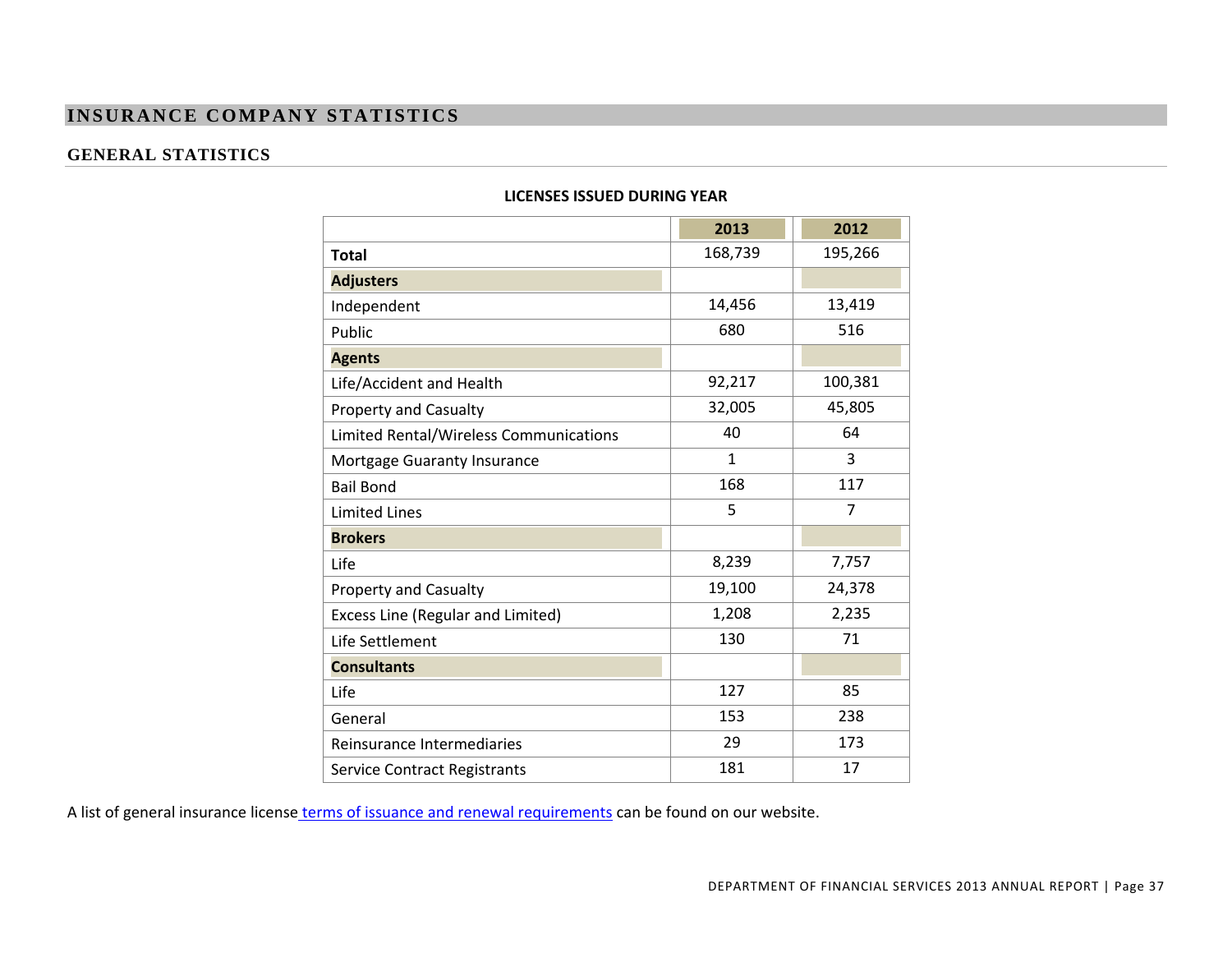# INSURANCE COMPANY STATISTICS

## GENERAL STATISTICS

**LICENSES ISSUED DURING YEAR**

| | 2013 | 2012 |
|---|---|---|
| **Total** | 168,739 | 195,266 |
| **Adjusters** | | |
| Independent | 14,456 | 13,419 |
| Public | 680 | 516 |
| **Agents** | | |
| Life/Accident and Health | 92,217 | 100,381 |
| Property and Casualty | 32,005 | 45,805 |
| Limited Rental/Wireless Communications | 40 | 64 |
| Mortgage Guaranty Insurance | 1 | 3 |
| Bail Bond | 168 | 117 |
| Limited Lines | 5 | 7 |
| **Brokers** | | |
| Life | 8,239 | 7,757 |
| Property and Casualty | 19,100 | 24,378 |
| Excess Line (Regular and Limited) | 1,208 | 2,235 |
| Life Settlement | 130 | 71 |
| **Consultants** | | |
| Life | 127 | 85 |
| General | 153 | 238 |
| Reinsurance Intermediaries | 29 | 173 |
| Service Contract Registrants | 181 | 17 |

A list of general insurance license terms of issuance and renewal requirements can be found on our website.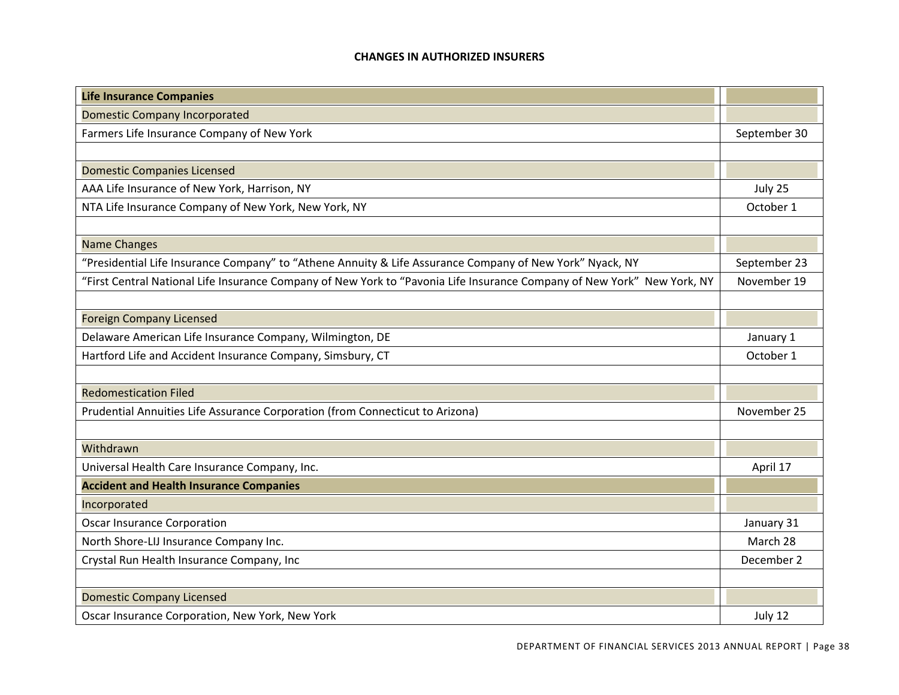### CHANGES IN AUTHORIZED INSURERS

| **Life Insurance Companies** | |
|---|---|
| Domestic Company Incorporated | |
| Farmers Life Insurance Company of New York | September 30 |
| | |
| Domestic Companies Licensed | |
| AAA Life Insurance of New York, Harrison, NY | July 25 |
| NTA Life Insurance Company of New York, New York, NY | October 1 |
| | |
| Name Changes | |
| "Presidential Life Insurance Company" to "Athene Annuity & Life Assurance Company of New York" Nyack, NY | September 23 |
| "First Central National Life Insurance Company of New York to "Pavonia Life Insurance Company of New York" New York, NY | November 19 |
| | |
| Foreign Company Licensed | |
| Delaware American Life Insurance Company, Wilmington, DE | January 1 |
| Hartford Life and Accident Insurance Company, Simsbury, CT | October 1 |
| | |
| Redomestication Filed | |
| Prudential Annuities Life Assurance Corporation (from Connecticut to Arizona) | November 25 |
| | |
| Withdrawn | |
| Universal Health Care Insurance Company, Inc. | April 17 |
| **Accident and Health Insurance Companies** | |
| Incorporated | |
| Oscar Insurance Corporation | January 31 |
| North Shore-LIJ Insurance Company Inc. | March 28 |
| Crystal Run Health Insurance Company, Inc | December 2 |
| | |
| Domestic Company Licensed | |
| Oscar Insurance Corporation, New York, New York | July 12 |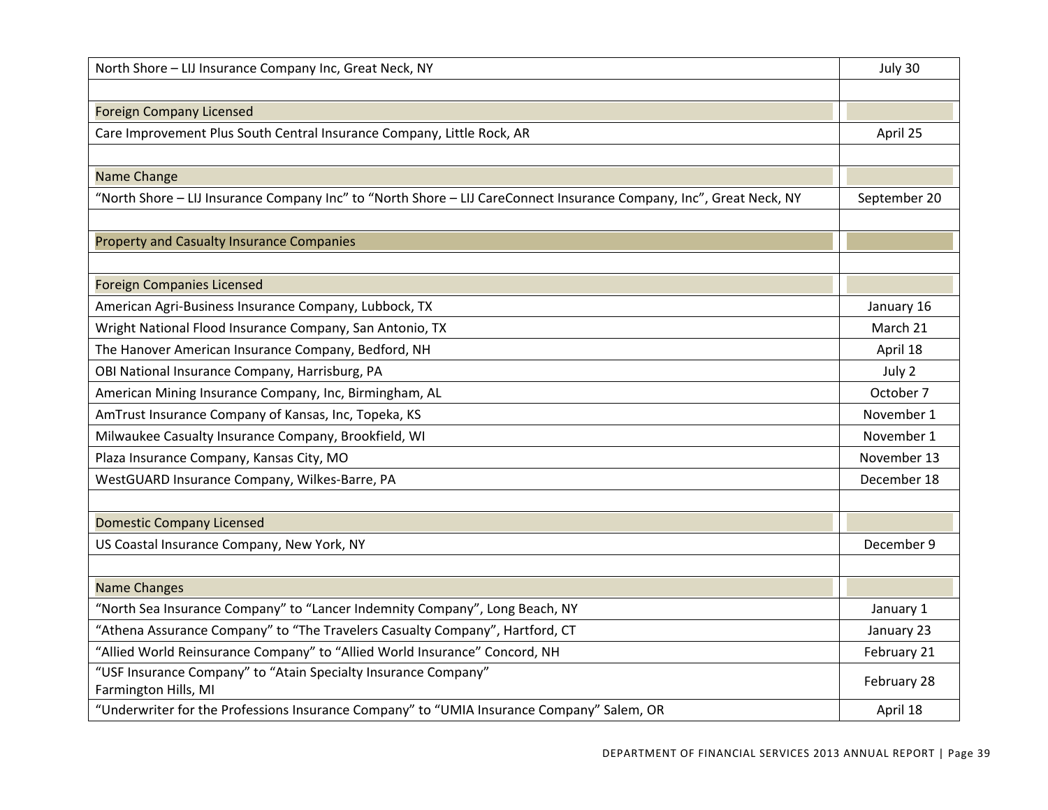| | |
|---|---|
| North Shore – LIJ Insurance Company Inc, Great Neck, NY | July 30 |
| | |
| Foreign Company Licensed | |
| Care Improvement Plus South Central Insurance Company, Little Rock, AR | April 25 |
| | |
| Name Change | |
| “North Shore – LIJ Insurance Company Inc” to “North Shore – LIJ CareConnect Insurance Company, Inc”, Great Neck, NY | September 20 |
| | |
| Property and Casualty Insurance Companies | |
| | |
| Foreign Companies Licensed | |
| American Agri-Business Insurance Company, Lubbock, TX | January 16 |
| Wright National Flood Insurance Company, San Antonio, TX | March 21 |
| The Hanover American Insurance Company, Bedford, NH | April 18 |
| OBI National Insurance Company, Harrisburg, PA | July 2 |
| American Mining Insurance Company, Inc, Birmingham, AL | October 7 |
| AmTrust Insurance Company of Kansas, Inc, Topeka, KS | November 1 |
| Milwaukee Casualty Insurance Company, Brookfield, WI | November 1 |
| Plaza Insurance Company, Kansas City, MO | November 13 |
| WestGUARD Insurance Company, Wilkes-Barre, PA | December 18 |
| | |
| Domestic Company Licensed | |
| US Coastal Insurance Company, New York, NY | December 9 |
| | |
| Name Changes | |
| “North Sea Insurance Company” to “Lancer Indemnity Company”, Long Beach, NY | January 1 |
| “Athena Assurance Company” to “The Travelers Casualty Company”, Hartford, CT | January 23 |
| “Allied World Reinsurance Company” to “Allied World Insurance” Concord, NH | February 21 |
| “USF Insurance Company” to “Atain Specialty Insurance Company” Farmington Hills, MI | February 28 |
| “Underwriter for the Professions Insurance Company” to “UMIA Insurance Company” Salem, OR | April 18 |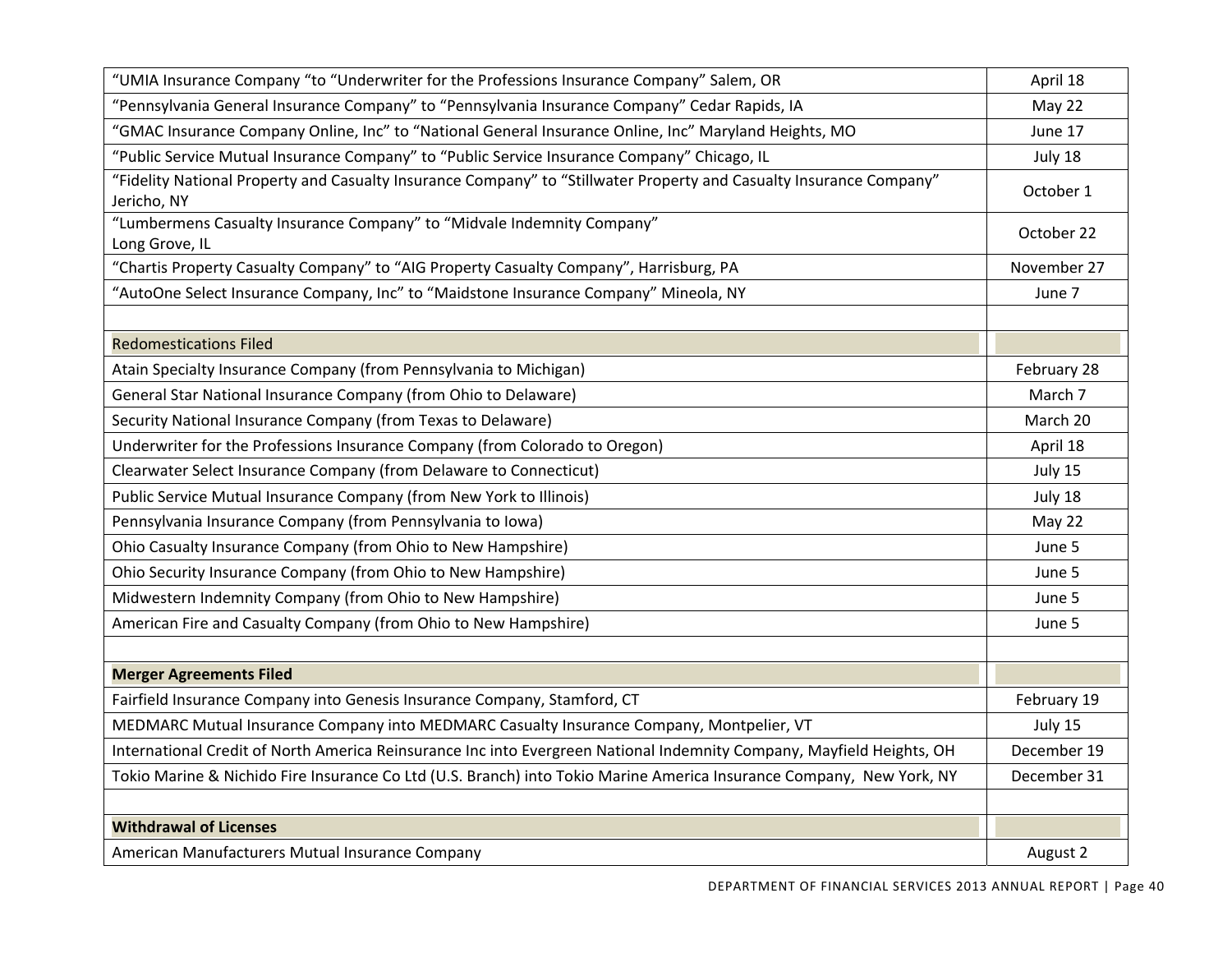| | |
|---|---|
| “UMIA Insurance Company “to “Underwriter for the Professions Insurance Company” Salem, OR | April 18 |
| “Pennsylvania General Insurance Company” to “Pennsylvania Insurance Company” Cedar Rapids, IA | May 22 |
| “GMAC Insurance Company Online, Inc” to “National General Insurance Online, Inc” Maryland Heights, MO | June 17 |
| “Public Service Mutual Insurance Company” to “Public Service Insurance Company” Chicago, IL | July 18 |
| “Fidelity National Property and Casualty Insurance Company” to “Stillwater Property and Casualty Insurance Company” Jericho, NY | October 1 |
| “Lumbermens Casualty Insurance Company” to “Midvale Indemnity Company” Long Grove, IL | October 22 |
| “Chartis Property Casualty Company” to “AIG Property Casualty Company”, Harrisburg, PA | November 27 |
| “AutoOne Select Insurance Company, Inc” to “Maidstone Insurance Company” Mineola, NY | June 7 |
| | |
| Redomestications Filed | |
| Atain Specialty Insurance Company (from Pennsylvania to Michigan) | February 28 |
| General Star National Insurance Company (from Ohio to Delaware) | March 7 |
| Security National Insurance Company (from Texas to Delaware) | March 20 |
| Underwriter for the Professions Insurance Company (from Colorado to Oregon) | April 18 |
| Clearwater Select Insurance Company (from Delaware to Connecticut) | July 15 |
| Public Service Mutual Insurance Company (from New York to Illinois) | July 18 |
| Pennsylvania Insurance Company (from Pennsylvania to Iowa) | May 22 |
| Ohio Casualty Insurance Company (from Ohio to New Hampshire) | June 5 |
| Ohio Security Insurance Company (from Ohio to New Hampshire) | June 5 |
| Midwestern Indemnity Company (from Ohio to New Hampshire) | June 5 |
| American Fire and Casualty Company (from Ohio to New Hampshire) | June 5 |
| | |
| **Merger Agreements Filed** | |
| Fairfield Insurance Company into Genesis Insurance Company, Stamford, CT | February 19 |
| MEDMARC Mutual Insurance Company into MEDMARC Casualty Insurance Company, Montpelier, VT | July 15 |
| International Credit of North America Reinsurance Inc into Evergreen National Indemnity Company, Mayfield Heights, OH | December 19 |
| Tokio Marine & Nichido Fire Insurance Co Ltd (U.S. Branch) into Tokio Marine America Insurance Company, New York, NY | December 31 |
| | |
| **Withdrawal of Licenses** | |
| American Manufacturers Mutual Insurance Company | August 2 |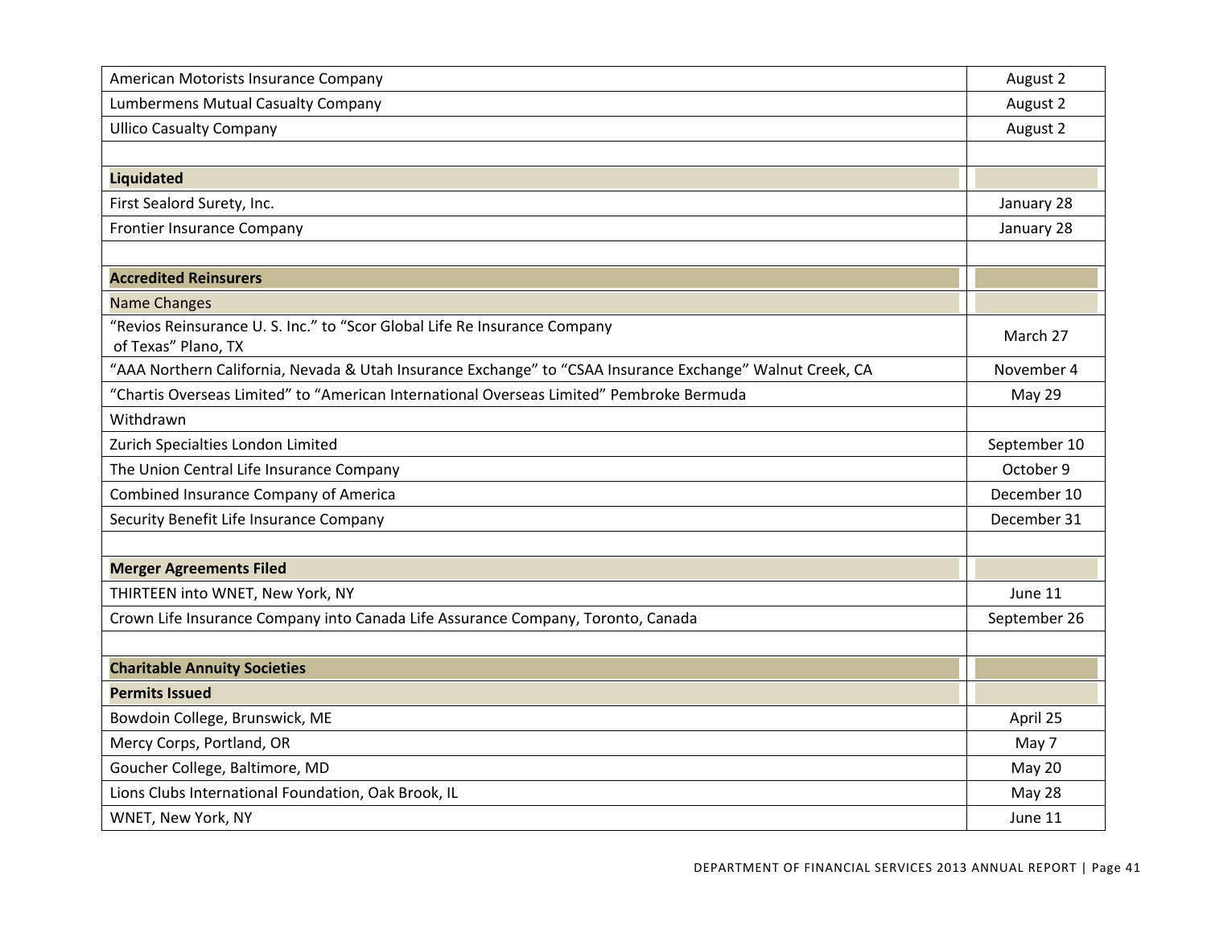| | |
|---|---|
| American Motorists Insurance Company | August 2 |
| Lumbermens Mutual Casualty Company | August 2 |
| Ullico Casualty Company | August 2 |
| | |
| **Liquidated** | |
| First Sealord Surety, Inc. | January 28 |
| Frontier Insurance Company | January 28 |
| | |
| **Accredited Reinsurers** | |
| Name Changes | |
| "Revios Reinsurance U. S. Inc." to "Scor Global Life Re Insurance Company of Texas" Plano, TX | March 27 |
| "AAA Northern California, Nevada & Utah Insurance Exchange" to "CSAA Insurance Exchange" Walnut Creek, CA | November 4 |
| "Chartis Overseas Limited" to "American International Overseas Limited" Pembroke Bermuda | May 29 |
| Withdrawn | |
| Zurich Specialties London Limited | September 10 |
| The Union Central Life Insurance Company | October 9 |
| Combined Insurance Company of America | December 10 |
| Security Benefit Life Insurance Company | December 31 |
| | |
| **Merger Agreements Filed** | |
| THIRTEEN into WNET, New York, NY | June 11 |
| Crown Life Insurance Company into Canada Life Assurance Company, Toronto, Canada | September 26 |
| | |
| **Charitable Annuity Societies** | |
| **Permits Issued** | |
| Bowdoin College, Brunswick, ME | April 25 |
| Mercy Corps, Portland, OR | May 7 |
| Goucher College, Baltimore, MD | May 20 |
| Lions Clubs International Foundation, Oak Brook, IL | May 28 |
| WNET, New York, NY | June 11 |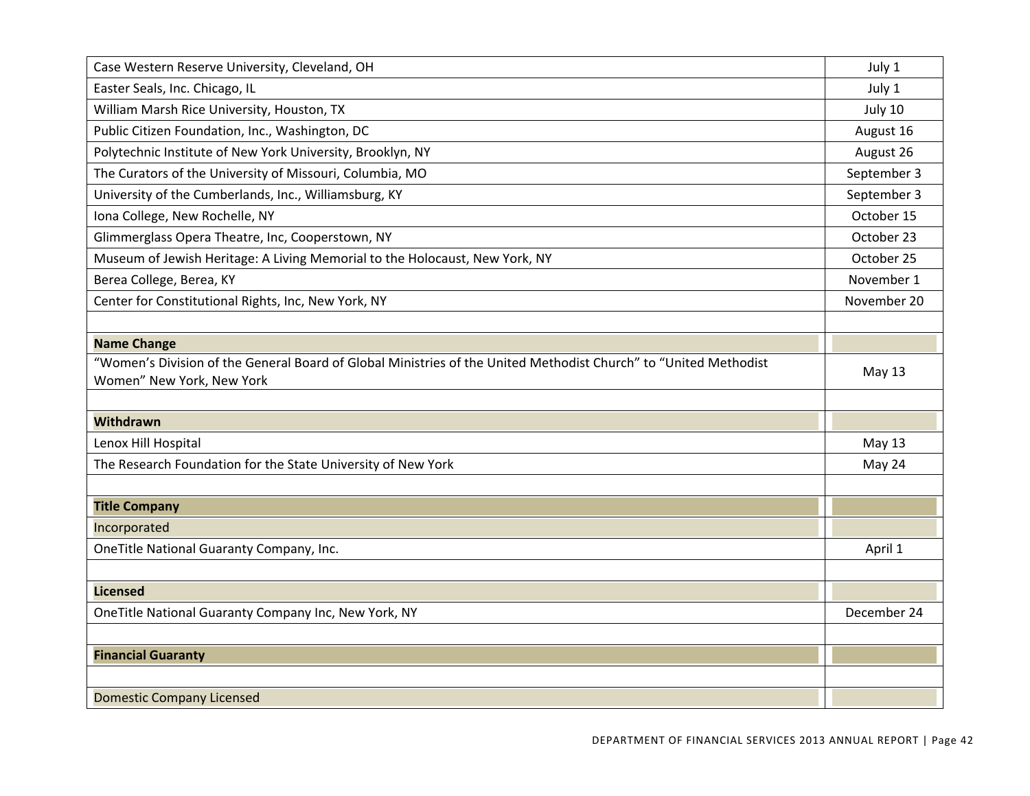| | |
|---|---|
| Case Western Reserve University, Cleveland, OH | July 1 |
| Easter Seals, Inc. Chicago, IL | July 1 |
| William Marsh Rice University, Houston, TX | July 10 |
| Public Citizen Foundation, Inc., Washington, DC | August 16 |
| Polytechnic Institute of New York University, Brooklyn, NY | August 26 |
| The Curators of the University of Missouri, Columbia, MO | September 3 |
| University of the Cumberlands, Inc., Williamsburg, KY | September 3 |
| Iona College, New Rochelle, NY | October 15 |
| Glimmerglass Opera Theatre, Inc, Cooperstown, NY | October 23 |
| Museum of Jewish Heritage: A Living Memorial to the Holocaust, New York, NY | October 25 |
| Berea College, Berea, KY | November 1 |
| Center for Constitutional Rights, Inc, New York, NY | November 20 |
| | |
| **Name Change** | |
| "Women's Division of the General Board of Global Ministries of the United Methodist Church" to "United Methodist Women" New York, New York | May 13 |
| | |
| **Withdrawn** | |
| Lenox Hill Hospital | May 13 |
| The Research Foundation for the State University of New York | May 24 |
| | |
| **Title Company** | |
| Incorporated | |
| OneTitle National Guaranty Company, Inc. | April 1 |
| | |
| **Licensed** | |
| OneTitle National Guaranty Company Inc, New York, NY | December 24 |
| | |
| **Financial Guaranty** | |
| | |
| Domestic Company Licensed | |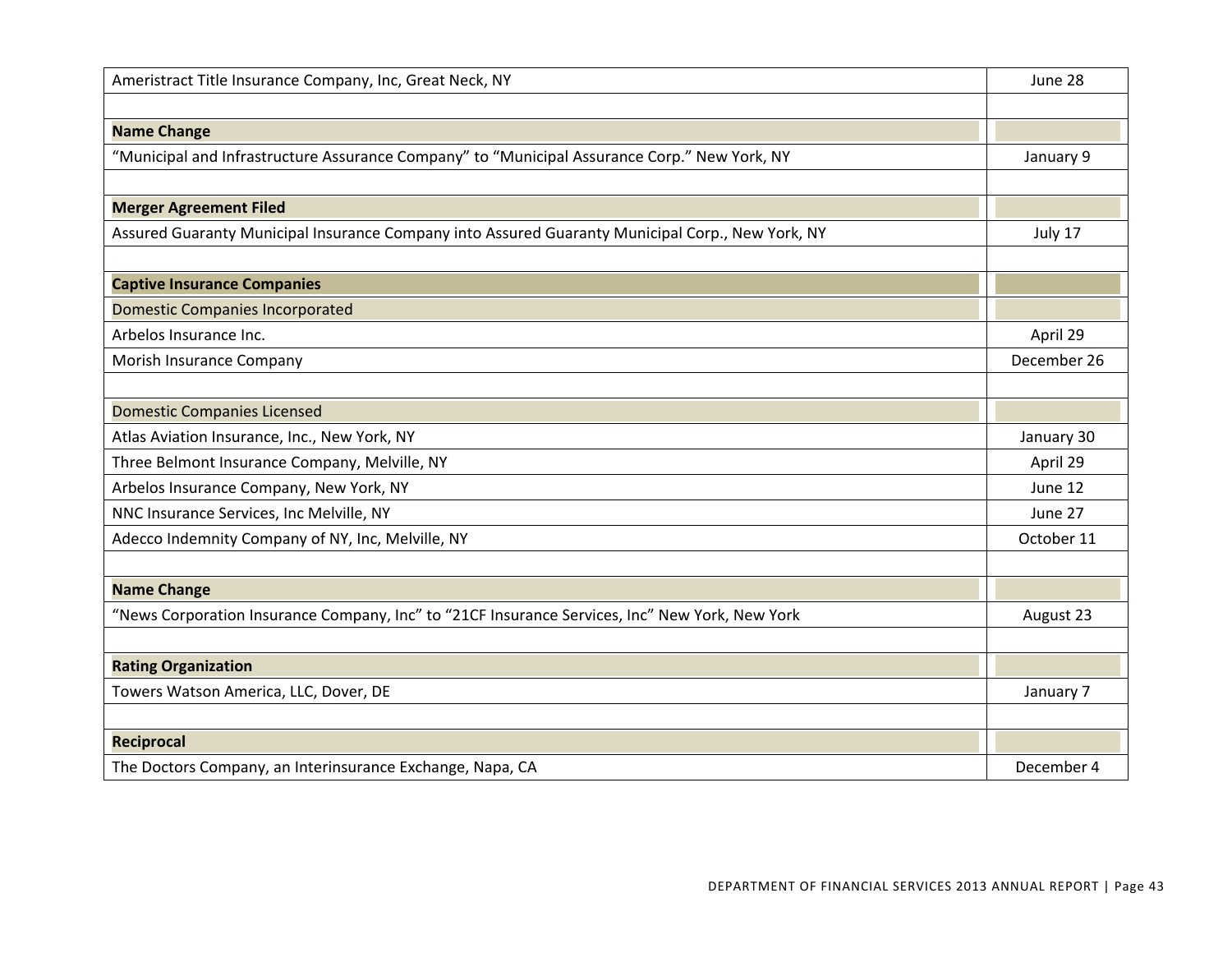| | |
|---|---|
| Ameristract Title Insurance Company, Inc, Great Neck, NY | June 28 |
| | |
| **Name Change** | |
| “Municipal and Infrastructure Assurance Company” to “Municipal Assurance Corp.” New York, NY | January 9 |
| | |
| **Merger Agreement Filed** | |
| Assured Guaranty Municipal Insurance Company into Assured Guaranty Municipal Corp., New York, NY | July 17 |
| | |
| **Captive Insurance Companies** | |
| Domestic Companies Incorporated | |
| Arbelos Insurance Inc. | April 29 |
| Morish Insurance Company | December 26 |
| | |
| Domestic Companies Licensed | |
| Atlas Aviation Insurance, Inc., New York, NY | January 30 |
| Three Belmont Insurance Company, Melville, NY | April 29 |
| Arbelos Insurance Company, New York, NY | June 12 |
| NNC Insurance Services, Inc Melville, NY | June 27 |
| Adecco Indemnity Company of NY, Inc, Melville, NY | October 11 |
| | |
| **Name Change** | |
| “News Corporation Insurance Company, Inc” to “21CF Insurance Services, Inc” New York, New York | August 23 |
| | |
| **Rating Organization** | |
| Towers Watson America, LLC, Dover, DE | January 7 |
| | |
| **Reciprocal** | |
| The Doctors Company, an Interinsurance Exchange, Napa, CA | December 4 |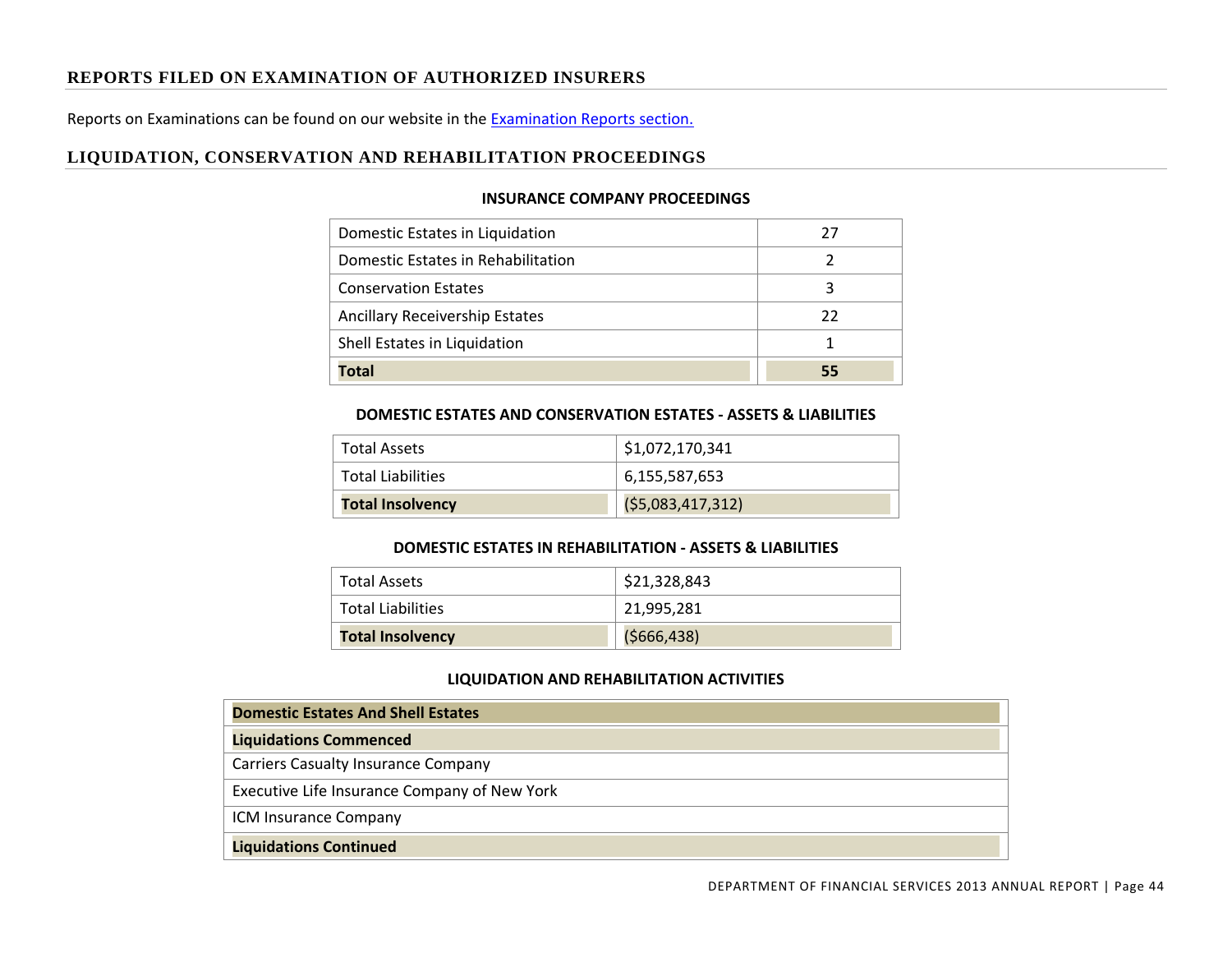## REPORTS FILED ON EXAMINATION OF AUTHORIZED INSURERS

Reports on Examinations can be found on our website in the [Examination Reports section.](#)

## LIQUIDATION, CONSERVATION AND REHABILITATION PROCEEDINGS

### INSURANCE COMPANY PROCEEDINGS

| | |
|---|---|
| Domestic Estates in Liquidation | 27 |
| Domestic Estates in Rehabilitation | 2 |
| Conservation Estates | 3 |
| Ancillary Receivership Estates | 22 |
| Shell Estates in Liquidation | 1 |
| **Total** | **55** |

### DOMESTIC ESTATES AND CONSERVATION ESTATES - ASSETS & LIABILITIES

| | |
|---|---|
| Total Assets | $1,072,170,341 |
| Total Liabilities | 6,155,587,653 |
| **Total Insolvency** | ($5,083,417,312) |

### DOMESTIC ESTATES IN REHABILITATION - ASSETS & LIABILITIES

| | |
|---|---|
| Total Assets | $21,328,843 |
| Total Liabilities | 21,995,281 |
| **Total Insolvency** | ($666,438) |

### LIQUIDATION AND REHABILITATION ACTIVITIES

| **Domestic Estates And Shell Estates** |
|---|
| **Liquidations Commenced** |
| Carriers Casualty Insurance Company |
| Executive Life Insurance Company of New York |
| ICM Insurance Company |
| **Liquidations Continued** |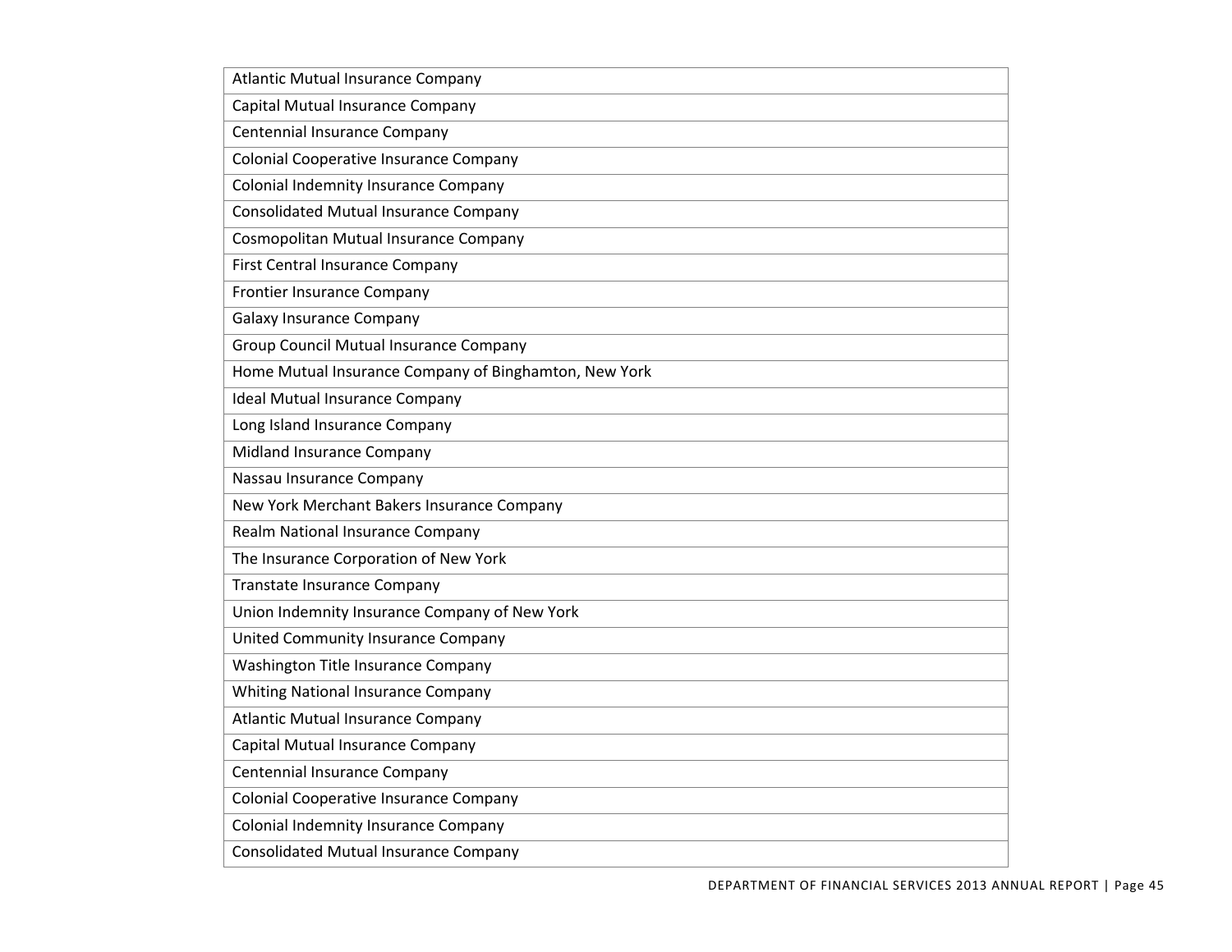| Atlantic Mutual Insurance Company |
|---|
| Capital Mutual Insurance Company |
| Centennial Insurance Company |
| Colonial Cooperative Insurance Company |
| Colonial Indemnity Insurance Company |
| Consolidated Mutual Insurance Company |
| Cosmopolitan Mutual Insurance Company |
| First Central Insurance Company |
| Frontier Insurance Company |
| Galaxy Insurance Company |
| Group Council Mutual Insurance Company |
| Home Mutual Insurance Company of Binghamton, New York |
| Ideal Mutual Insurance Company |
| Long Island Insurance Company |
| Midland Insurance Company |
| Nassau Insurance Company |
| New York Merchant Bakers Insurance Company |
| Realm National Insurance Company |
| The Insurance Corporation of New York |
| Transtate Insurance Company |
| Union Indemnity Insurance Company of New York |
| United Community Insurance Company |
| Washington Title Insurance Company |
| Whiting National Insurance Company |
| Atlantic Mutual Insurance Company |
| Capital Mutual Insurance Company |
| Centennial Insurance Company |
| Colonial Cooperative Insurance Company |
| Colonial Indemnity Insurance Company |
| Consolidated Mutual Insurance Company |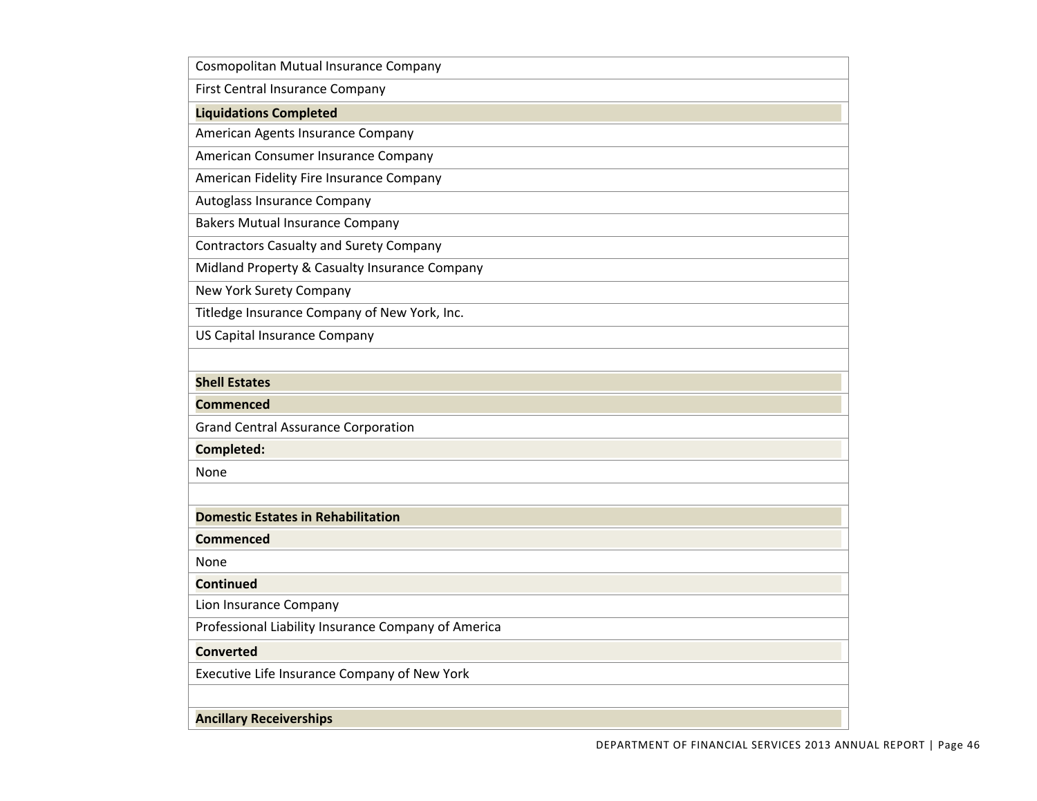| Cosmopolitan Mutual Insurance Company |
|---|
| First Central Insurance Company |
| **Liquidations Completed** |
| American Agents Insurance Company |
| American Consumer Insurance Company |
| American Fidelity Fire Insurance Company |
| Autoglass Insurance Company |
| Bakers Mutual Insurance Company |
| Contractors Casualty and Surety Company |
| Midland Property & Casualty Insurance Company |
| New York Surety Company |
| Titledge Insurance Company of New York, Inc. |
| US Capital Insurance Company |
| |
| **Shell Estates** |
| **Commenced** |
| Grand Central Assurance Corporation |
| **Completed:** |
| None |
| |
| **Domestic Estates in Rehabilitation** |
| **Commenced** |
| None |
| **Continued** |
| Lion Insurance Company |
| Professional Liability Insurance Company of America |
| **Converted** |
| Executive Life Insurance Company of New York |
| |
| **Ancillary Receiverships** |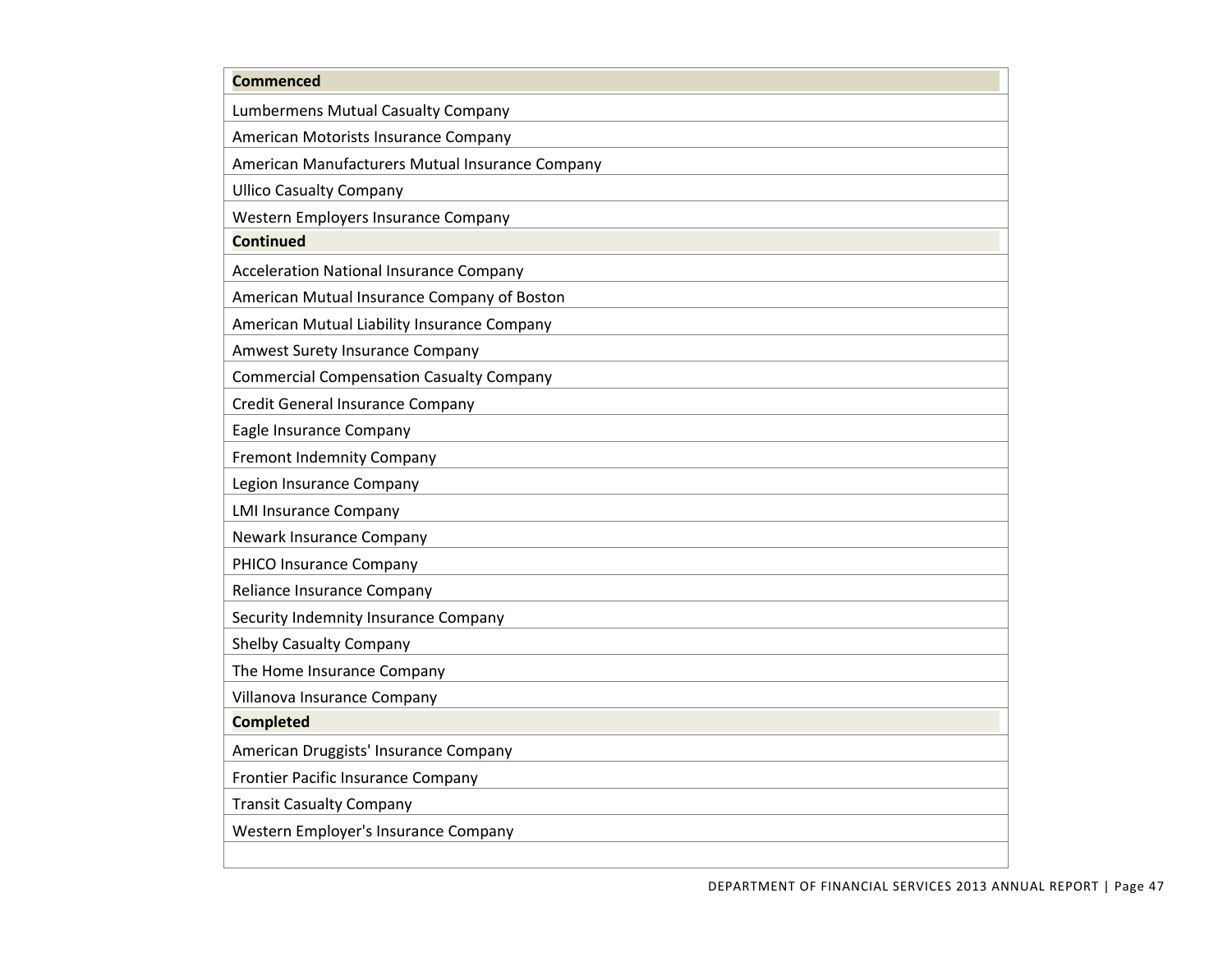| Commenced |
| --- |
| Lumbermens Mutual Casualty Company |
| American Motorists Insurance Company |
| American Manufacturers Mutual Insurance Company |
| Ullico Casualty Company |
| Western Employers Insurance Company |
| **Continued** |
| Acceleration National Insurance Company |
| American Mutual Insurance Company of Boston |
| American Mutual Liability Insurance Company |
| Amwest Surety Insurance Company |
| Commercial Compensation Casualty Company |
| Credit General Insurance Company |
| Eagle Insurance Company |
| Fremont Indemnity Company |
| Legion Insurance Company |
| LMI Insurance Company |
| Newark Insurance Company |
| PHICO Insurance Company |
| Reliance Insurance Company |
| Security Indemnity Insurance Company |
| Shelby Casualty Company |
| The Home Insurance Company |
| Villanova Insurance Company |
| **Completed** |
| American Druggists' Insurance Company |
| Frontier Pacific Insurance Company |
| Transit Casualty Company |
| Western Employer's Insurance Company |
| |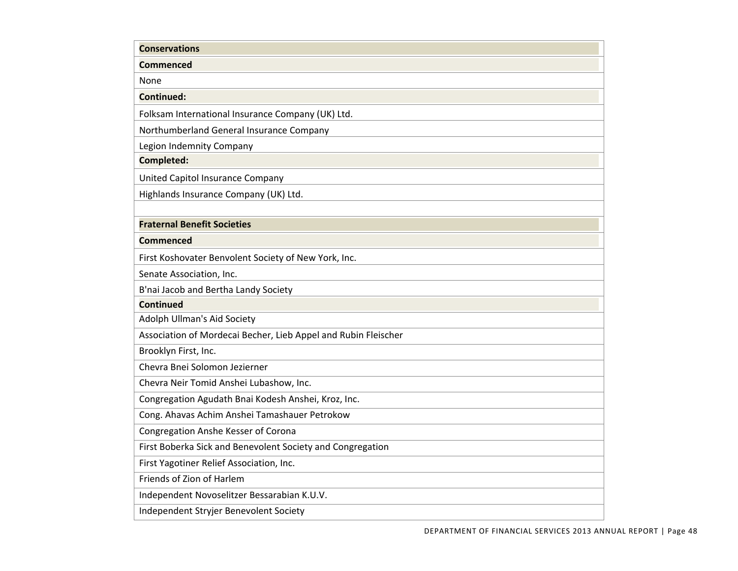| Conservations |
| --- |
| **Commenced** |
| None |
| **Continued:** |
| Folksam International Insurance Company (UK) Ltd. |
| Northumberland General Insurance Company |
| Legion Indemnity Company |
| **Completed:** |
| United Capitol Insurance Company |
| Highlands Insurance Company (UK) Ltd. |
| |
| **Fraternal Benefit Societies** |
| **Commenced** |
| First Koshovater Benvolent Society of New York, Inc. |
| Senate Association, Inc. |
| B'nai Jacob and Bertha Landy Society |
| **Continued** |
| Adolph Ullman's Aid Society |
| Association of Mordecai Becher, Lieb Appel and Rubin Fleischer |
| Brooklyn First, Inc. |
| Chevra Bnei Solomon Jezierner |
| Chevra Neir Tomid Anshei Lubashow, Inc. |
| Congregation Agudath Bnai Kodesh Anshei, Kroz, Inc. |
| Cong. Ahavas Achim Anshei Tamashauer Petrokow |
| Congregation Anshe Kesser of Corona |
| First Boberka Sick and Benevolent Society and Congregation |
| First Yagotiner Relief Association, Inc. |
| Friends of Zion of Harlem |
| Independent Novoselitzer Bessarabian K.U.V. |
| Independent Stryjer Benevolent Society |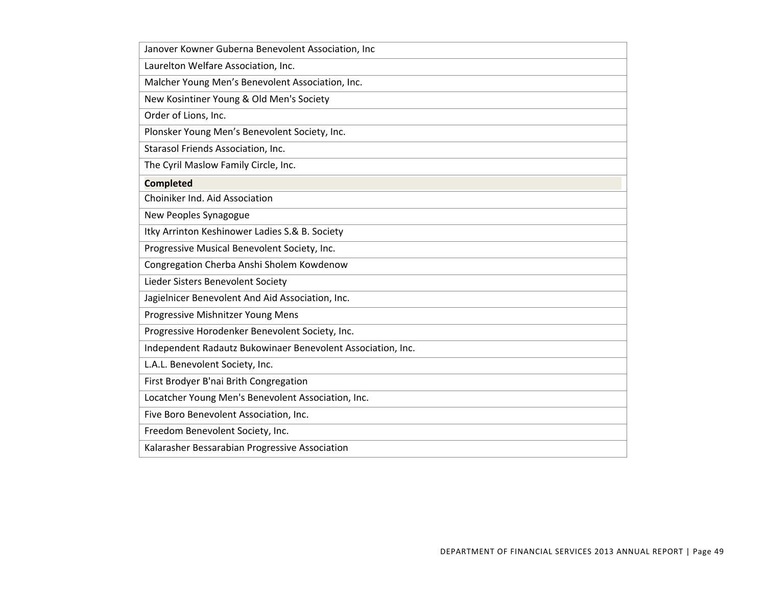| Janover Kowner Guberna Benevolent Association, Inc |
|---|
| Laurelton Welfare Association, Inc. |
| Malcher Young Men’s Benevolent Association, Inc. |
| New Kosintiner Young & Old Men's Society |
| Order of Lions, Inc. |
| Plonsker Young Men’s Benevolent Society, Inc. |
| Starasol Friends Association, Inc. |
| The Cyril Maslow Family Circle, Inc. |
| **Completed** |
| Choiniker Ind. Aid Association |
| New Peoples Synagogue |
| Itky Arrinton Keshinower Ladies S.& B. Society |
| Progressive Musical Benevolent Society, Inc. |
| Congregation Cherba Anshi Sholem Kowdenow |
| Lieder Sisters Benevolent Society |
| Jagielnicer Benevolent And Aid Association, Inc. |
| Progressive Mishnitzer Young Mens |
| Progressive Horodenker Benevolent Society, Inc. |
| Independent Radautz Bukowinaer Benevolent Association, Inc. |
| L.A.L. Benevolent Society, Inc. |
| First Brodyer B'nai Brith Congregation |
| Locatcher Young Men's Benevolent Association, Inc. |
| Five Boro Benevolent Association, Inc. |
| Freedom Benevolent Society, Inc. |
| Kalarasher Bessarabian Progressive Association |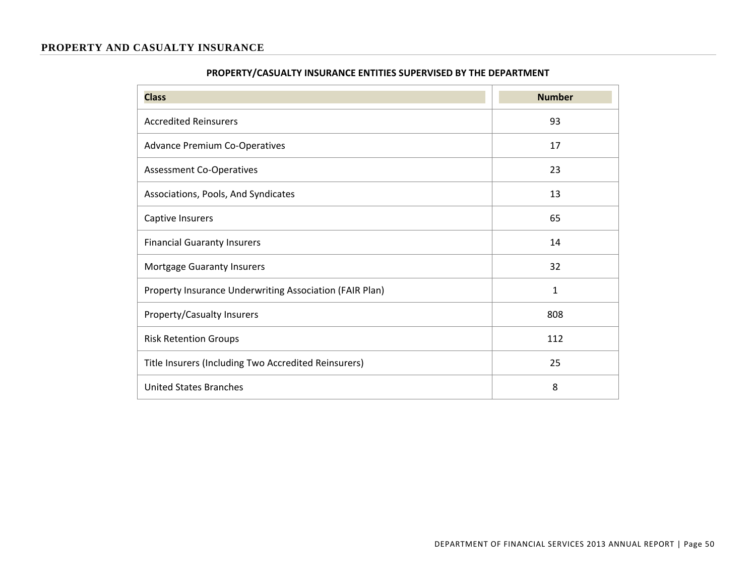## PROPERTY AND CASUALTY INSURANCE

**PROPERTY/CASUALTY INSURANCE ENTITIES SUPERVISED BY THE DEPARTMENT**

| Class | Number |
|---|---|
| Accredited Reinsurers | 93 |
| Advance Premium Co-Operatives | 17 |
| Assessment Co-Operatives | 23 |
| Associations, Pools, And Syndicates | 13 |
| Captive Insurers | 65 |
| Financial Guaranty Insurers | 14 |
| Mortgage Guaranty Insurers | 32 |
| Property Insurance Underwriting Association (FAIR Plan) | 1 |
| Property/Casualty Insurers | 808 |
| Risk Retention Groups | 112 |
| Title Insurers (Including Two Accredited Reinsurers) | 25 |
| United States Branches | 8 |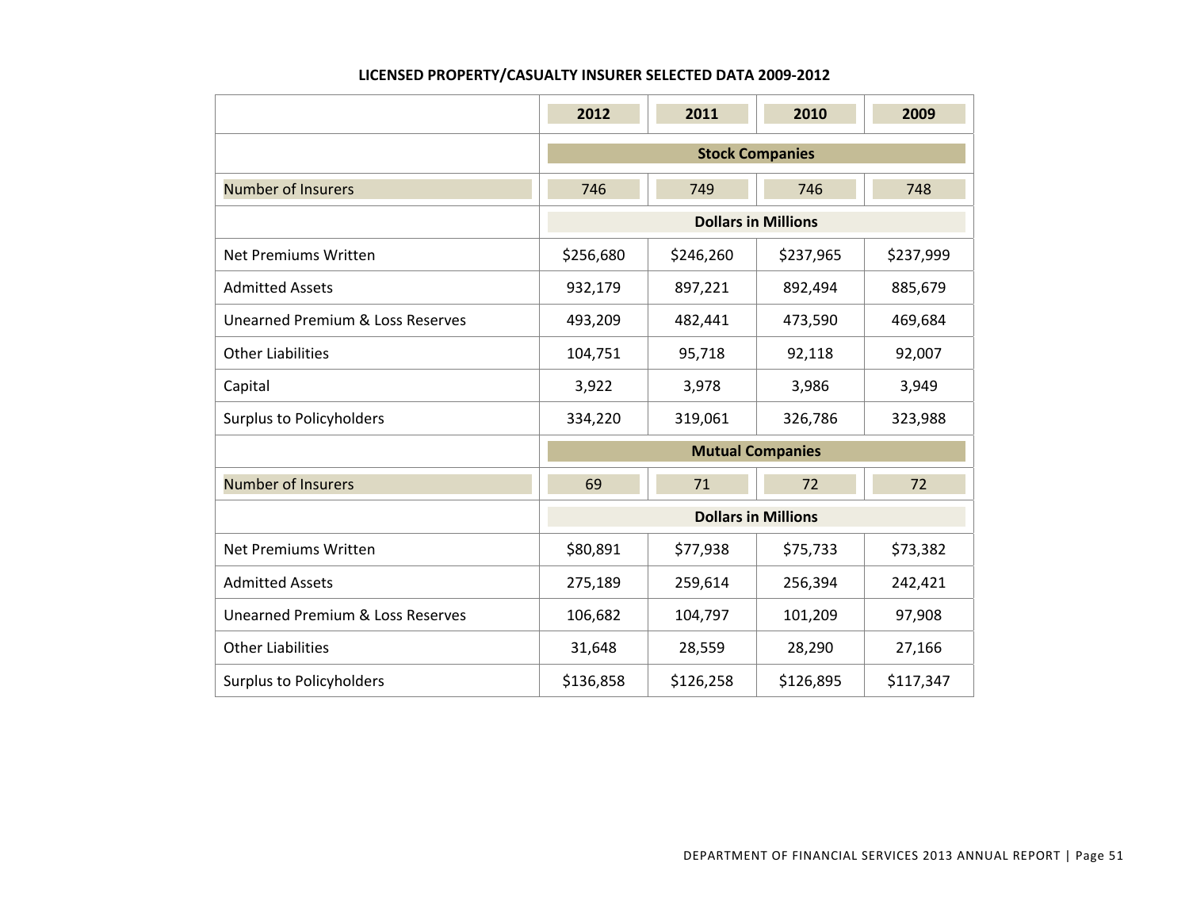## LICENSED PROPERTY/CASUALTY INSURER SELECTED DATA 2009-2012

| | 2012 | 2011 | 2010 | 2009 |
|---|---|---|---|---|
| | **Stock Companies** | | | |
| Number of Insurers | 746 | 749 | 746 | 748 |
| | **Dollars in Millions** | | | |
| Net Premiums Written | $256,680 | $246,260 | $237,965 | $237,999 |
| Admitted Assets | 932,179 | 897,221 | 892,494 | 885,679 |
| Unearned Premium & Loss Reserves | 493,209 | 482,441 | 473,590 | 469,684 |
| Other Liabilities | 104,751 | 95,718 | 92,118 | 92,007 |
| Capital | 3,922 | 3,978 | 3,986 | 3,949 |
| Surplus to Policyholders | 334,220 | 319,061 | 326,786 | 323,988 |
| | **Mutual Companies** | | | |
| Number of Insurers | 69 | 71 | 72 | 72 |
| | **Dollars in Millions** | | | |
| Net Premiums Written | $80,891 | $77,938 | $75,733 | $73,382 |
| Admitted Assets | 275,189 | 259,614 | 256,394 | 242,421 |
| Unearned Premium & Loss Reserves | 106,682 | 104,797 | 101,209 | 97,908 |
| Other Liabilities | 31,648 | 28,559 | 28,290 | 27,166 |
| Surplus to Policyholders | $136,858 | $126,258 | $126,895 | $117,347 |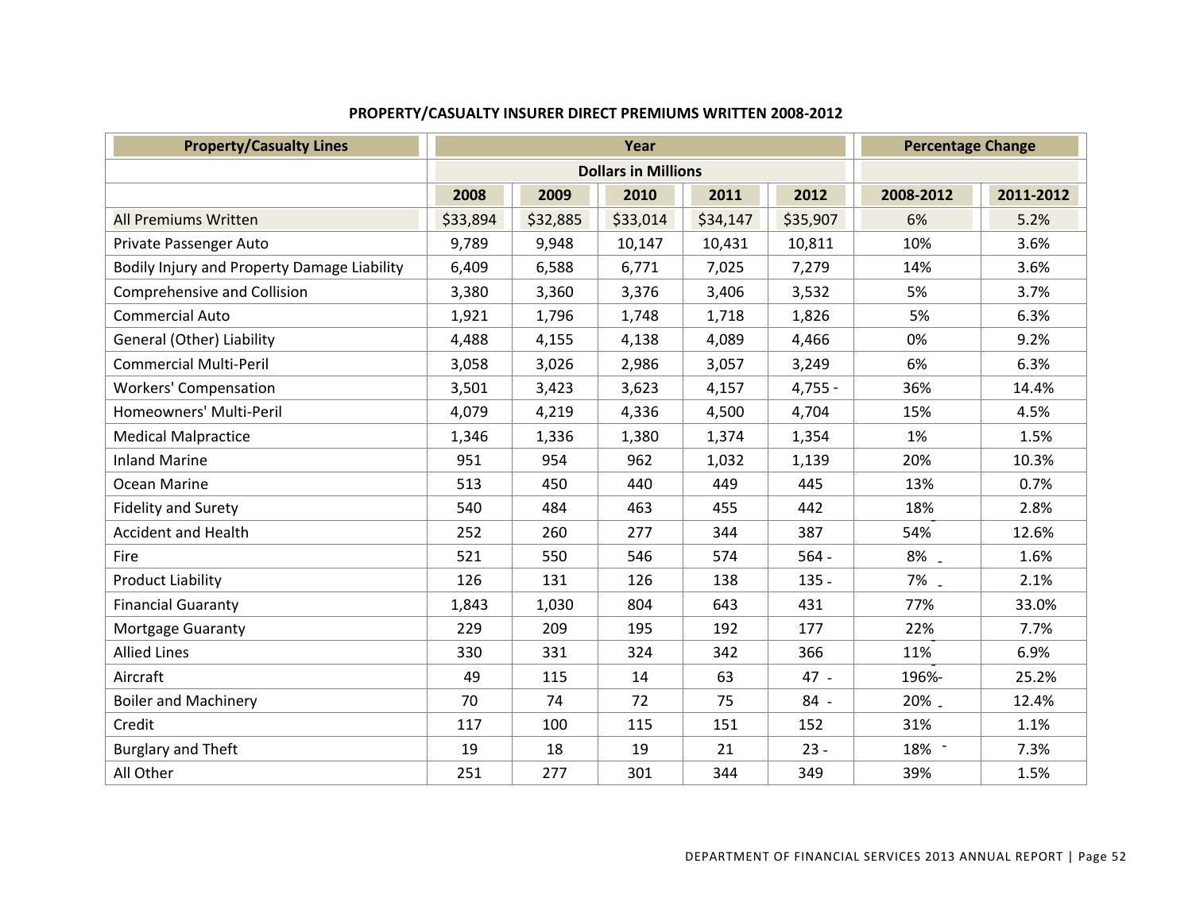**PROPERTY/CASUALTY INSURER DIRECT PREMIUMS WRITTEN 2008-2012**

| Property/Casualty Lines | Year | | | | | Percentage Change | |
|---|---|---|---|---|---|---|---|
| | Dollars in Millions | | | | | | |
| | 2008 | 2009 | 2010 | 2011 | 2012 | 2008-2012 | 2011-2012 |
| All Premiums Written | $33,894 | $32,885 | $33,014 | $34,147 | $35,907 | 6% | 5.2% |
| Private Passenger Auto | 9,789 | 9,948 | 10,147 | 10,431 | 10,811 | 10% | 3.6% |
| Bodily Injury and Property Damage Liability | 6,409 | 6,588 | 6,771 | 7,025 | 7,279 | 14% | 3.6% |
| Comprehensive and Collision | 3,380 | 3,360 | 3,376 | 3,406 | 3,532 | 5% | 3.7% |
| Commercial Auto | 1,921 | 1,796 | 1,748 | 1,718 | 1,826 | 5% | 6.3% |
| General (Other) Liability | 4,488 | 4,155 | 4,138 | 4,089 | 4,466 | 0% | 9.2% |
| Commercial Multi-Peril | 3,058 | 3,026 | 2,986 | 3,057 | 3,249 | 6% | 6.3% |
| Workers' Compensation | 3,501 | 3,423 | 3,623 | 4,157 | 4,755 - | 36% | 14.4% |
| Homeowners' Multi-Peril | 4,079 | 4,219 | 4,336 | 4,500 | 4,704 | 15% | 4.5% |
| Medical Malpractice | 1,346 | 1,336 | 1,380 | 1,374 | 1,354 | 1% | 1.5% |
| Inland Marine | 951 | 954 | 962 | 1,032 | 1,139 | 20% | 10.3% |
| Ocean Marine | 513 | 450 | 440 | 449 | 445 | 13% | 0.7% |
| Fidelity and Surety | 540 | 484 | 463 | 455 | 442 | 18% | 2.8% |
| Accident and Health | 252 | 260 | 277 | 344 | 387 | 54% | 12.6% |
| Fire | 521 | 550 | 546 | 574 | 564 - | 8% - | 1.6% |
| Product Liability | 126 | 131 | 126 | 138 | 135 - | 7% - | 2.1% |
| Financial Guaranty | 1,843 | 1,030 | 804 | 643 | 431 | 77% | 33.0% |
| Mortgage Guaranty | 229 | 209 | 195 | 192 | 177 | 22% | 7.7% |
| Allied Lines | 330 | 331 | 324 | 342 | 366 | 11% | 6.9% |
| Aircraft | 49 | 115 | 14 | 63 | 47 - | 196%- | 25.2% |
| Boiler and Machinery | 70 | 74 | 72 | 75 | 84 - | 20% - | 12.4% |
| Credit | 117 | 100 | 115 | 151 | 152 | 31% | 1.1% |
| Burglary and Theft | 19 | 18 | 19 | 21 | 23 - | 18% - | 7.3% |
| All Other | 251 | 277 | 301 | 344 | 349 | 39% | 1.5% |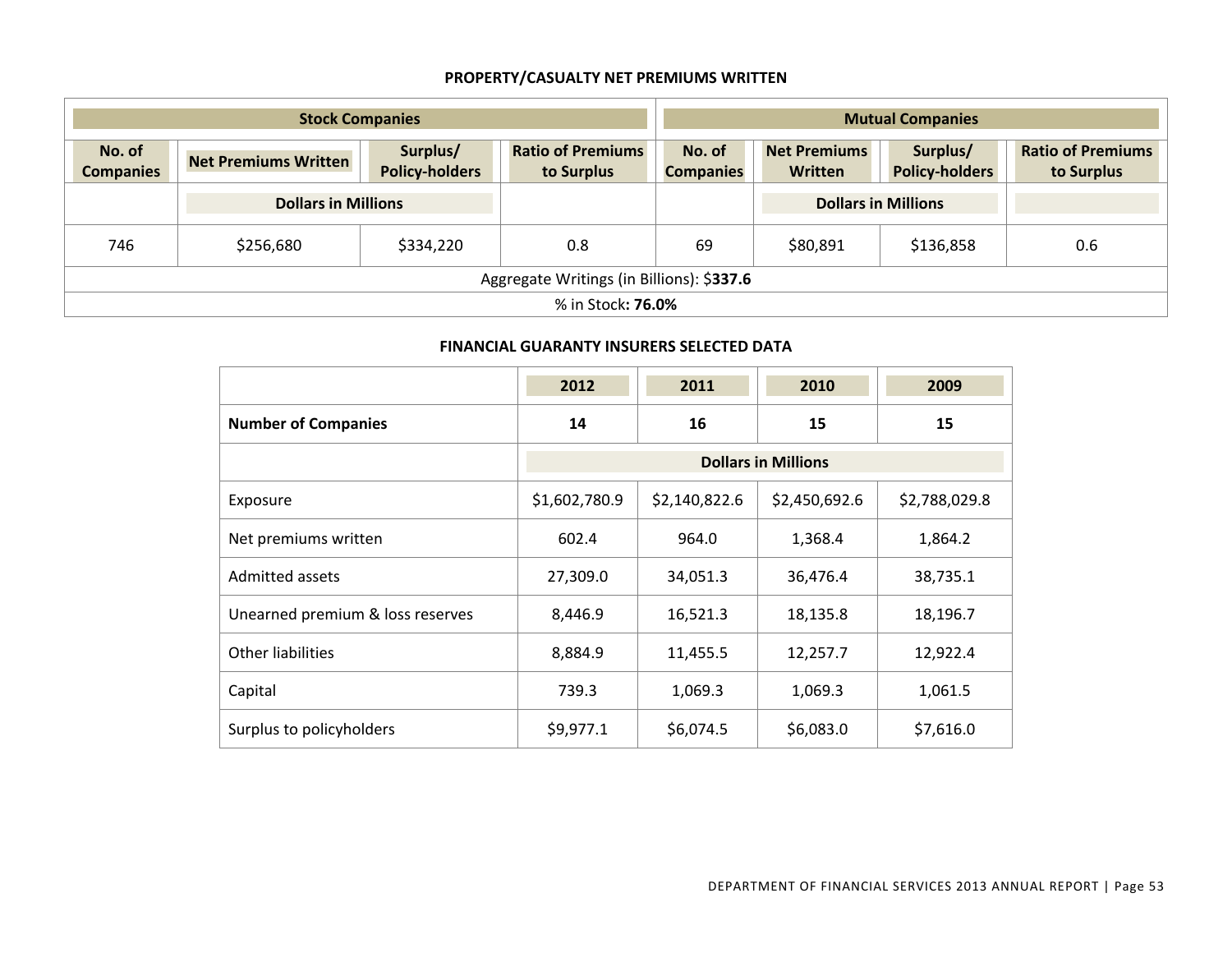## PROPERTY/CASUALTY NET PREMIUMS WRITTEN

| Stock Companies | | | | Mutual Companies | | | |
|---|---|---|---|---|---|---|---|
| No. of Companies | Net Premiums Written | Surplus/ Policy-holders | Ratio of Premiums to Surplus | No. of Companies | Net Premiums Written | Surplus/ Policy-holders | Ratio of Premiums to Surplus |
| | Dollars in Millions | | | | Dollars in Millions | | |
| 746 | $256,680 | $334,220 | 0.8 | 69 | $80,891 | $136,858 | 0.6 |
| Aggregate Writings (in Billions): $**337.6** | | | | | | | |
| % in Stock**: 76.0%** | | | | | | | |

## FINANCIAL GUARANTY INSURERS SELECTED DATA

| | 2012 | 2011 | 2010 | 2009 |
|---|---|---|---|---|
| **Number of Companies** | **14** | **16** | **15** | **15** |
| | Dollars in Millions | | | |
| Exposure | $1,602,780.9 | $2,140,822.6 | $2,450,692.6 | $2,788,029.8 |
| Net premiums written | 602.4 | 964.0 | 1,368.4 | 1,864.2 |
| Admitted assets | 27,309.0 | 34,051.3 | 36,476.4 | 38,735.1 |
| Unearned premium & loss reserves | 8,446.9 | 16,521.3 | 18,135.8 | 18,196.7 |
| Other liabilities | 8,884.9 | 11,455.5 | 12,257.7 | 12,922.4 |
| Capital | 739.3 | 1,069.3 | 1,069.3 | 1,061.5 |
| Surplus to policyholders | $9,977.1 | $6,074.5 | $6,083.0 | $7,616.0 |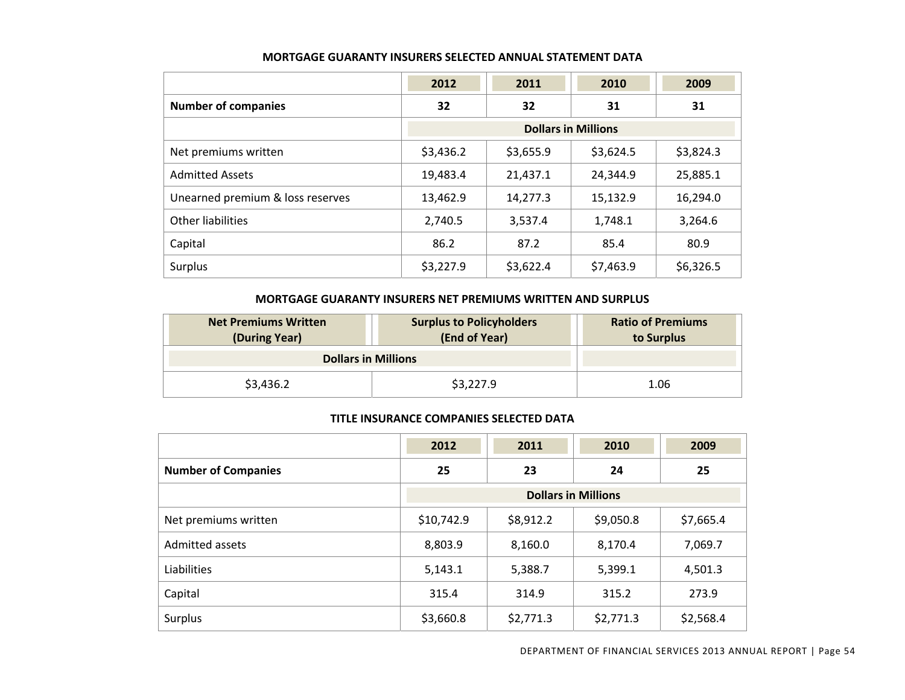### MORTGAGE GUARANTY INSURERS SELECTED ANNUAL STATEMENT DATA

| | 2012 | 2011 | 2010 | 2009 |
|---|---|---|---|---|
| **Number of companies** | **32** | **32** | **31** | **31** |
| | **Dollars in Millions** | | | |
| Net premiums written | $3,436.2 | $3,655.9 | $3,624.5 | $3,824.3 |
| Admitted Assets | 19,483.4 | 21,437.1 | 24,344.9 | 25,885.1 |
| Unearned premium & loss reserves | 13,462.9 | 14,277.3 | 15,132.9 | 16,294.0 |
| Other liabilities | 2,740.5 | 3,537.4 | 1,748.1 | 3,264.6 |
| Capital | 86.2 | 87.2 | 85.4 | 80.9 |
| Surplus | $3,227.9 | $3,622.4 | $7,463.9 | $6,326.5 |

### MORTGAGE GUARANTY INSURERS NET PREMIUMS WRITTEN AND SURPLUS

| Net Premiums Written (During Year) | Surplus to Policyholders (End of Year) | Ratio of Premiums to Surplus |
|---|---|---|
| **Dollars in Millions** | | |
| $3,436.2 | $3,227.9 | 1.06 |

### TITLE INSURANCE COMPANIES SELECTED DATA

| | 2012 | 2011 | 2010 | 2009 |
|---|---|---|---|---|
| **Number of Companies** | **25** | **23** | **24** | **25** |
| | **Dollars in Millions** | | | |
| Net premiums written | $10,742.9 | $8,912.2 | $9,050.8 | $7,665.4 |
| Admitted assets | 8,803.9 | 8,160.0 | 8,170.4 | 7,069.7 |
| Liabilities | 5,143.1 | 5,388.7 | 5,399.1 | 4,501.3 |
| Capital | 315.4 | 314.9 | 315.2 | 273.9 |
| Surplus | $3,660.8 | $2,771.3 | $2,771.3 | $2,568.4 |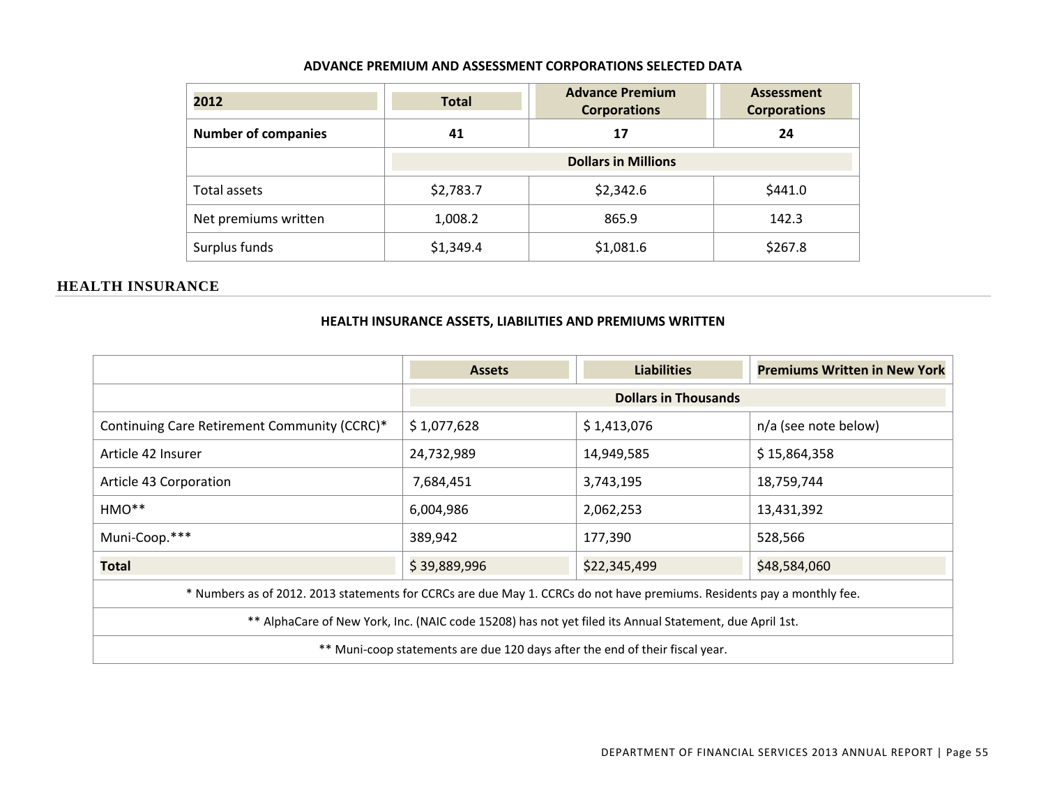**ADVANCE PREMIUM AND ASSESSMENT CORPORATIONS SELECTED DATA**

| 2012 | Total | Advance Premium Corporations | Assessment Corporations |
|---|---|---|---|
| **Number of companies** | **41** | **17** | **24** |
| | **Dollars in Millions** | | |
| Total assets | $2,783.7 | $2,342.6 | $441.0 |
| Net premiums written | 1,008.2 | 865.9 | 142.3 |
| Surplus funds | $1,349.4 | $1,081.6 | $267.8 |

## HEALTH INSURANCE

**HEALTH INSURANCE ASSETS, LIABILITIES AND PREMIUMS WRITTEN**

| | Assets | Liabilities | Premiums Written in New York |
|---|---|---|---|
| | **Dollars in Thousands** | | |
| Continuing Care Retirement Community (CCRC)* | $ 1,077,628 | $ 1,413,076 | n/a (see note below) |
| Article 42 Insurer | 24,732,989 | 14,949,585 | $ 15,864,358 |
| Article 43 Corporation | 7,684,451 | 3,743,195 | 18,759,744 |
| HMO** | 6,004,986 | 2,062,253 | 13,431,392 |
| Muni-Coop.*** | 389,942 | 177,390 | 528,566 |
| **Total** | $ 39,889,996 | $22,345,499 | $48,584,060 |
| * Numbers as of 2012. 2013 statements for CCRCs are due May 1. CCRCs do not have premiums. Residents pay a monthly fee. | | | |
| ** AlphaCare of New York, Inc. (NAIC code 15208) has not yet filed its Annual Statement, due April 1st. | | | |
| ** Muni-coop statements are due 120 days after the end of their fiscal year. | | | |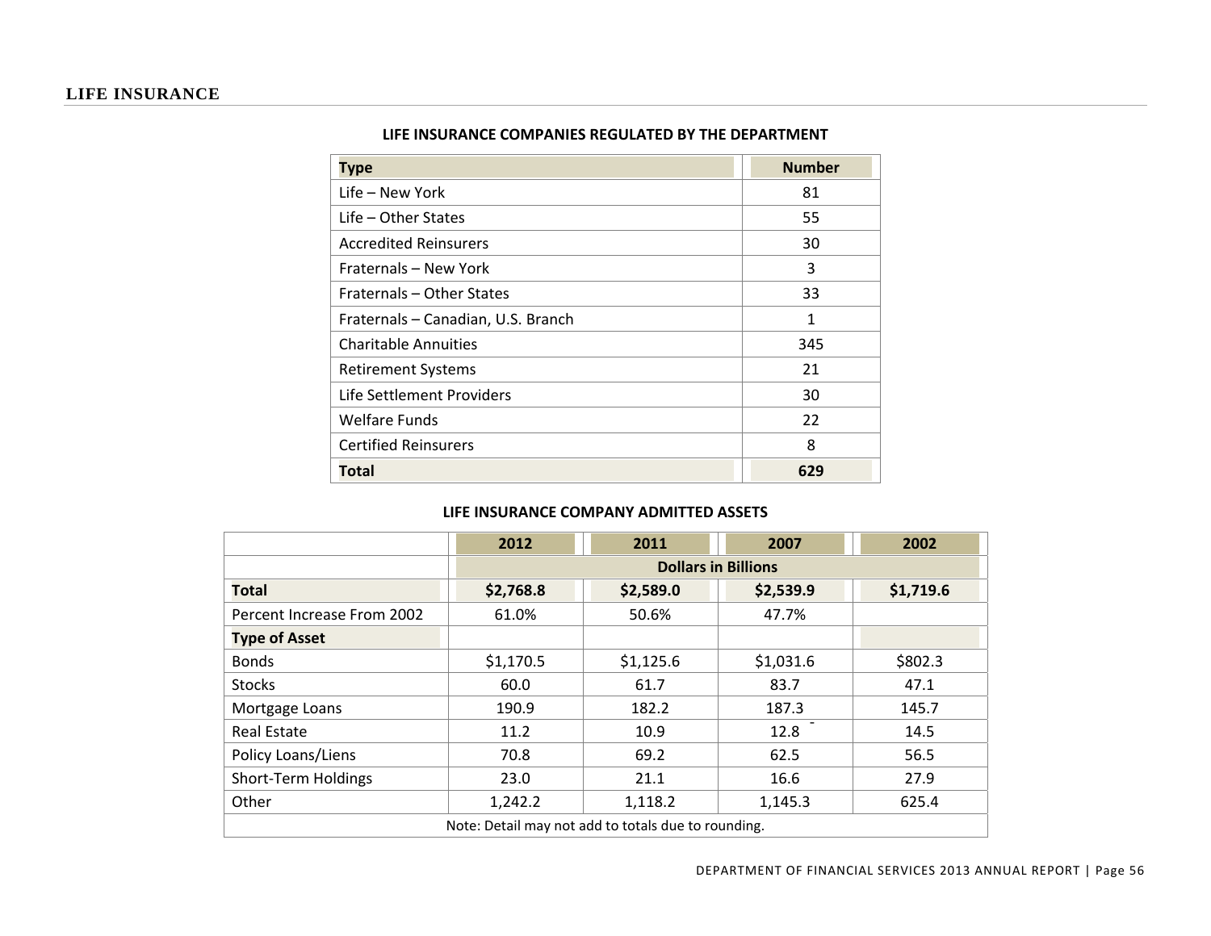## LIFE INSURANCE

### LIFE INSURANCE COMPANIES REGULATED BY THE DEPARTMENT

| Type | Number |
|---|---|
| Life – New York | 81 |
| Life – Other States | 55 |
| Accredited Reinsurers | 30 |
| Fraternals – New York | 3 |
| Fraternals – Other States | 33 |
| Fraternals – Canadian, U.S. Branch | 1 |
| Charitable Annuities | 345 |
| Retirement Systems | 21 |
| Life Settlement Providers | 30 |
| Welfare Funds | 22 |
| Certified Reinsurers | 8 |
| **Total** | **629** |

### LIFE INSURANCE COMPANY ADMITTED ASSETS

| | 2012 | 2011 | 2007 | 2002 |
|---|---|---|---|---|
| | Dollars in Billions | | | |
| **Total** | **$2,768.8** | **$2,589.0** | **$2,539.9** | **$1,719.6** |
| Percent Increase From 2002 | 61.0% | 50.6% | 47.7% | |
| **Type of Asset** | | | | |
| Bonds | $1,170.5 | $1,125.6 | $1,031.6 | $802.3 |
| Stocks | 60.0 | 61.7 | 83.7 | 47.1 |
| Mortgage Loans | 190.9 | 182.2 | 187.3 | 145.7 |
| Real Estate | 11.2 | 10.9 | 12.8 | 14.5 |
| Policy Loans/Liens | 70.8 | 69.2 | 62.5 | 56.5 |
| Short-Term Holdings | 23.0 | 21.1 | 16.6 | 27.9 |
| Other | 1,242.2 | 1,118.2 | 1,145.3 | 625.4 |

Note: Detail may not add to totals due to rounding.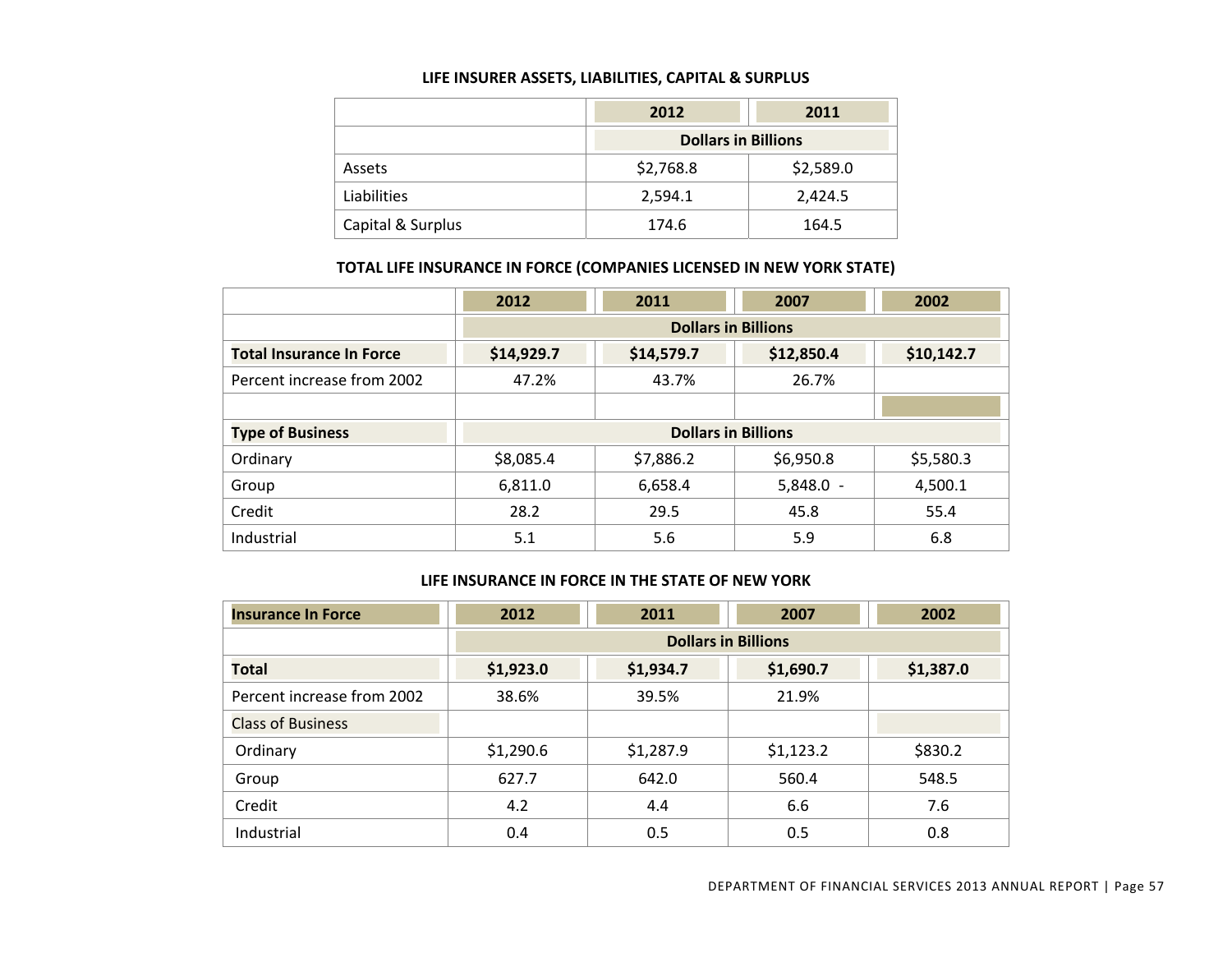### LIFE INSURER ASSETS, LIABILITIES, CAPITAL & SURPLUS

| | 2012 | 2011 |
|---|---|---|
| | Dollars in Billions | |
| Assets | $2,768.8 | $2,589.0 |
| Liabilities | 2,594.1 | 2,424.5 |
| Capital & Surplus | 174.6 | 164.5 |

### TOTAL LIFE INSURANCE IN FORCE (COMPANIES LICENSED IN NEW YORK STATE)

| | 2012 | 2011 | 2007 | 2002 |
|---|---|---|---|---|
| | Dollars in Billions | | | |
| **Total Insurance In Force** | **$14,929.7** | **$14,579.7** | **$12,850.4** | **$10,142.7** |
| Percent increase from 2002 | 47.2% | 43.7% | 26.7% | |
| | | | | |
| **Type of Business** | Dollars in Billions | | | |
| Ordinary | $8,085.4 | $7,886.2 | $6,950.8 | $5,580.3 |
| Group | 6,811.0 | 6,658.4 | 5,848.0 - | 4,500.1 |
| Credit | 28.2 | 29.5 | 45.8 | 55.4 |
| Industrial | 5.1 | 5.6 | 5.9 | 6.8 |

### LIFE INSURANCE IN FORCE IN THE STATE OF NEW YORK

| Insurance In Force | 2012 | 2011 | 2007 | 2002 |
|---|---|---|---|---|
| | Dollars in Billions | | | |
| **Total** | **$1,923.0** | **$1,934.7** | **$1,690.7** | **$1,387.0** |
| Percent increase from 2002 | 38.6% | 39.5% | 21.9% | |
| Class of Business | | | | |
| Ordinary | $1,290.6 | $1,287.9 | $1,123.2 | $830.2 |
| Group | 627.7 | 642.0 | 560.4 | 548.5 |
| Credit | 4.2 | 4.4 | 6.6 | 7.6 |
| Industrial | 0.4 | 0.5 | 0.5 | 0.8 |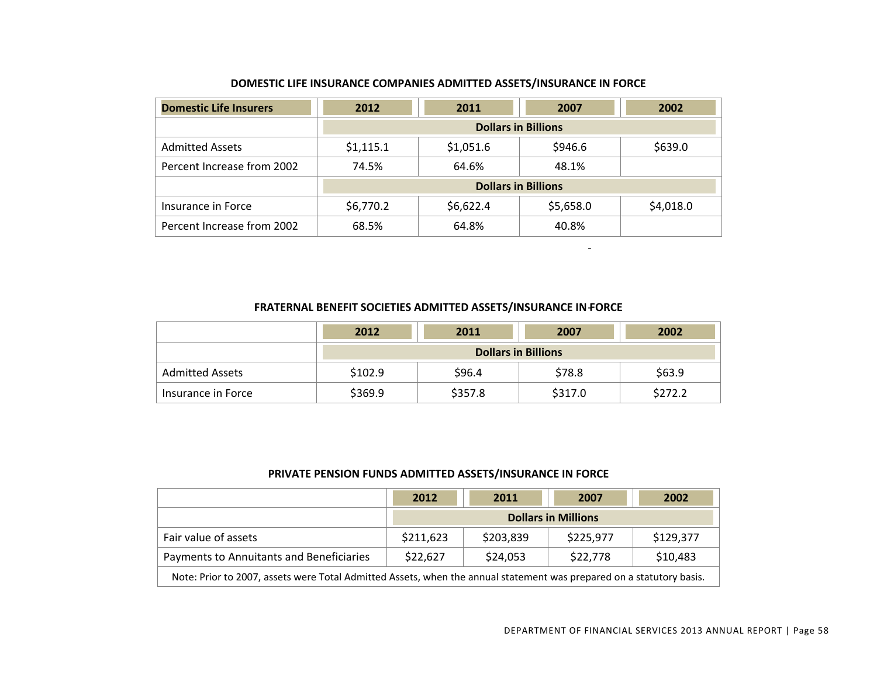### DOMESTIC LIFE INSURANCE COMPANIES ADMITTED ASSETS/INSURANCE IN FORCE

| Domestic Life Insurers | 2012 | 2011 | 2007 | 2002 |
|---|---|---|---|---|
| | **Dollars in Billions** | | | |
| Admitted Assets | $1,115.1 | $1,051.6 | $946.6 | $639.0 |
| Percent Increase from 2002 | 74.5% | 64.6% | 48.1% | |
| | **Dollars in Billions** | | | |
| Insurance in Force | $6,770.2 | $6,622.4 | $5,658.0 | $4,018.0 |
| Percent Increase from 2002 | 68.5% | 64.8% | 40.8% | |

### FRATERNAL BENEFIT SOCIETIES ADMITTED ASSETS/INSURANCE IN FORCE

| | 2012 | 2011 | 2007 | 2002 |
|---|---|---|---|---|
| | **Dollars in Billions** | | | |
| Admitted Assets | $102.9 | $96.4 | $78.8 | $63.9 |
| Insurance in Force | $369.9 | $357.8 | $317.0 | $272.2 |

### PRIVATE PENSION FUNDS ADMITTED ASSETS/INSURANCE IN FORCE

| | 2012 | 2011 | 2007 | 2002 |
|---|---|---|---|---|
| | **Dollars in Millions** | | | |
| Fair value of assets | $211,623 | $203,839 | $225,977 | $129,377 |
| Payments to Annuitants and Beneficiaries | $22,627 | $24,053 | $22,778 | $10,483 |
| Note: Prior to 2007, assets were Total Admitted Assets, when the annual statement was prepared on a statutory basis. | | | | |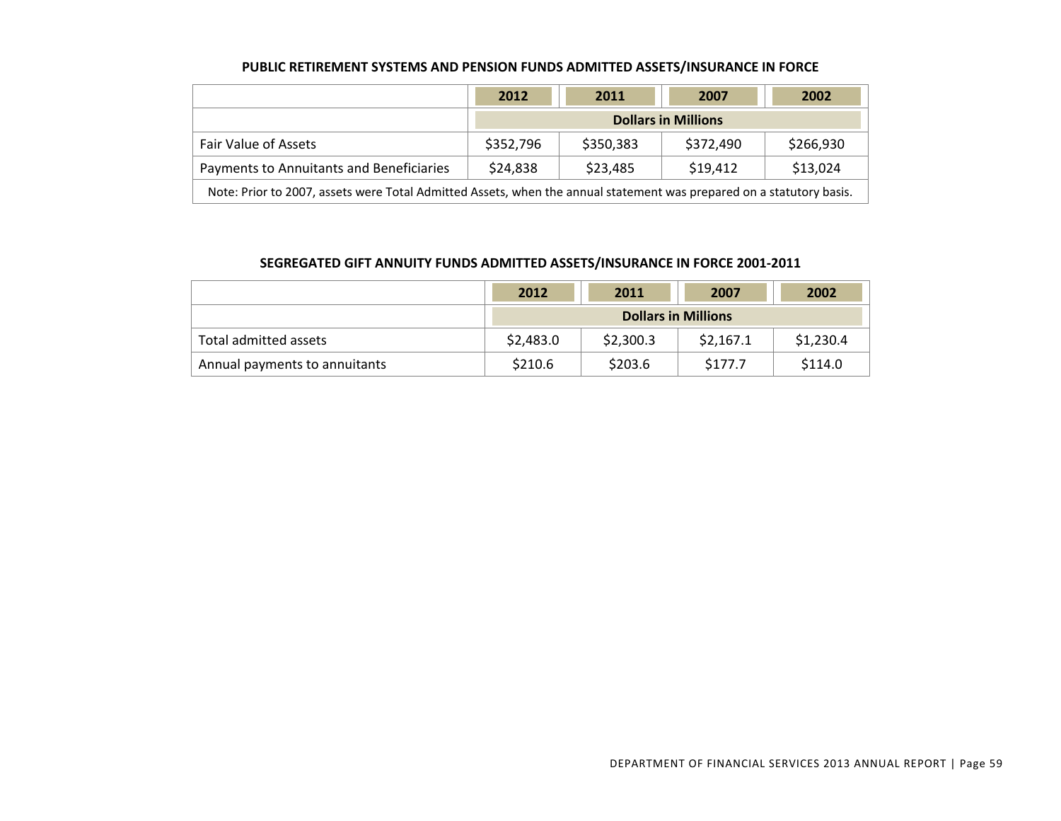**PUBLIC RETIREMENT SYSTEMS AND PENSION FUNDS ADMITTED ASSETS/INSURANCE IN FORCE**

| | 2012 | 2011 | 2007 | 2002 |
|---|---|---|---|---|
| | Dollars in Millions | | | |
| Fair Value of Assets | $352,796 | $350,383 | $372,490 | $266,930 |
| Payments to Annuitants and Beneficiaries | $24,838 | $23,485 | $19,412 | $13,024 |

Note: Prior to 2007, assets were Total Admitted Assets, when the annual statement was prepared on a statutory basis.

**SEGREGATED GIFT ANNUITY FUNDS ADMITTED ASSETS/INSURANCE IN FORCE 2001-2011**

| | 2012 | 2011 | 2007 | 2002 |
|---|---|---|---|---|
| | Dollars in Millions | | | |
| Total admitted assets | $2,483.0 | $2,300.3 | $2,167.1 | $1,230.4 |
| Annual payments to annuitants | $210.6 | $203.6 | $177.7 | $114.0 |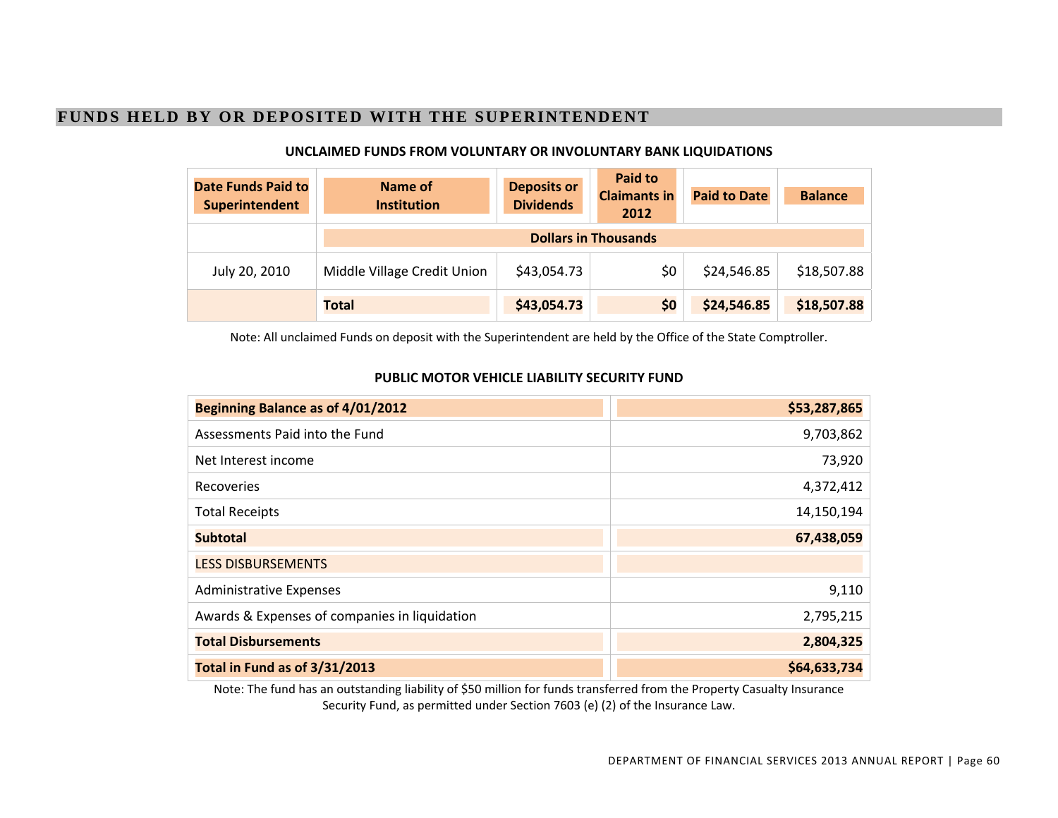# FUNDS HELD BY OR DEPOSITED WITH THE SUPERINTENDENT

### UNCLAIMED FUNDS FROM VOLUNTARY OR INVOLUNTARY BANK LIQUIDATIONS

| Date Funds Paid to Superintendent | Name of Institution | Deposits or Dividends | Paid to Claimants in 2012 | Paid to Date | Balance |
|---|---|---|---|---|---|
| | Dollars in Thousands | | | | |
| July 20, 2010 | Middle Village Credit Union | $43,054.73 | $0 | $24,546.85 | $18,507.88 |
| | **Total** | **$43,054.73** | **$0** | **$24,546.85** | **$18,507.88** |

Note: All unclaimed Funds on deposit with the Superintendent are held by the Office of the State Comptroller.

### PUBLIC MOTOR VEHICLE LIABILITY SECURITY FUND

| | |
|---|---|
| **Beginning Balance as of 4/01/2012** | **$53,287,865** |
| Assessments Paid into the Fund | 9,703,862 |
| Net Interest income | 73,920 |
| Recoveries | 4,372,412 |
| Total Receipts | 14,150,194 |
| **Subtotal** | **67,438,059** |
| LESS DISBURSEMENTS | |
| Administrative Expenses | 9,110 |
| Awards & Expenses of companies in liquidation | 2,795,215 |
| **Total Disbursements** | **2,804,325** |
| **Total in Fund as of 3/31/2013** | **$64,633,734** |

Note: The fund has an outstanding liability of $50 million for funds transferred from the Property Casualty Insurance Security Fund, as permitted under Section 7603 (e) (2) of the Insurance Law.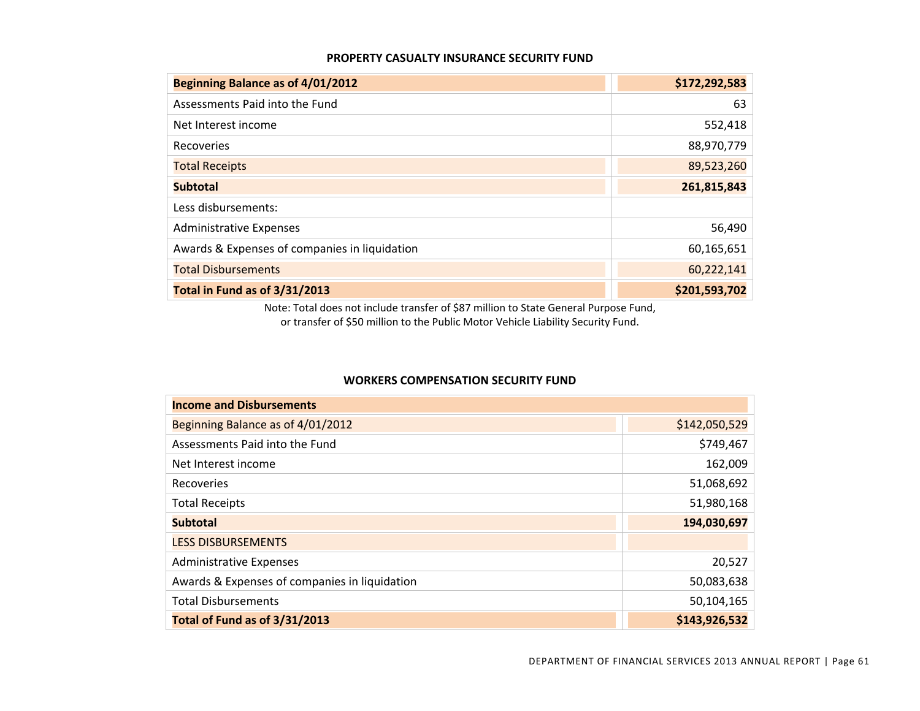### PROPERTY CASUALTY INSURANCE SECURITY FUND

| **Beginning Balance as of 4/01/2012** | **$172,292,583** |
|---|---:|
| Assessments Paid into the Fund | 63 |
| Net Interest income | 552,418 |
| Recoveries | 88,970,779 |
| Total Receipts | 89,523,260 |
| **Subtotal** | **261,815,843** |
| Less disbursements: | |
| Administrative Expenses | 56,490 |
| Awards & Expenses of companies in liquidation | 60,165,651 |
| Total Disbursements | 60,222,141 |
| **Total in Fund as of 3/31/2013** | **$201,593,702** |

Note: Total does not include transfer of $87 million to State General Purpose Fund, or transfer of $50 million to the Public Motor Vehicle Liability Security Fund.

### WORKERS COMPENSATION SECURITY FUND

| **Income and Disbursements** | |
|---|---:|
| Beginning Balance as of 4/01/2012 | $142,050,529 |
| Assessments Paid into the Fund | $749,467 |
| Net Interest income | 162,009 |
| Recoveries | 51,068,692 |
| Total Receipts | 51,980,168 |
| **Subtotal** | **194,030,697** |
| LESS DISBURSEMENTS | |
| Administrative Expenses | 20,527 |
| Awards & Expenses of companies in liquidation | 50,083,638 |
| Total Disbursements | 50,104,165 |
| **Total of Fund as of 3/31/2013** | **$143,926,532** |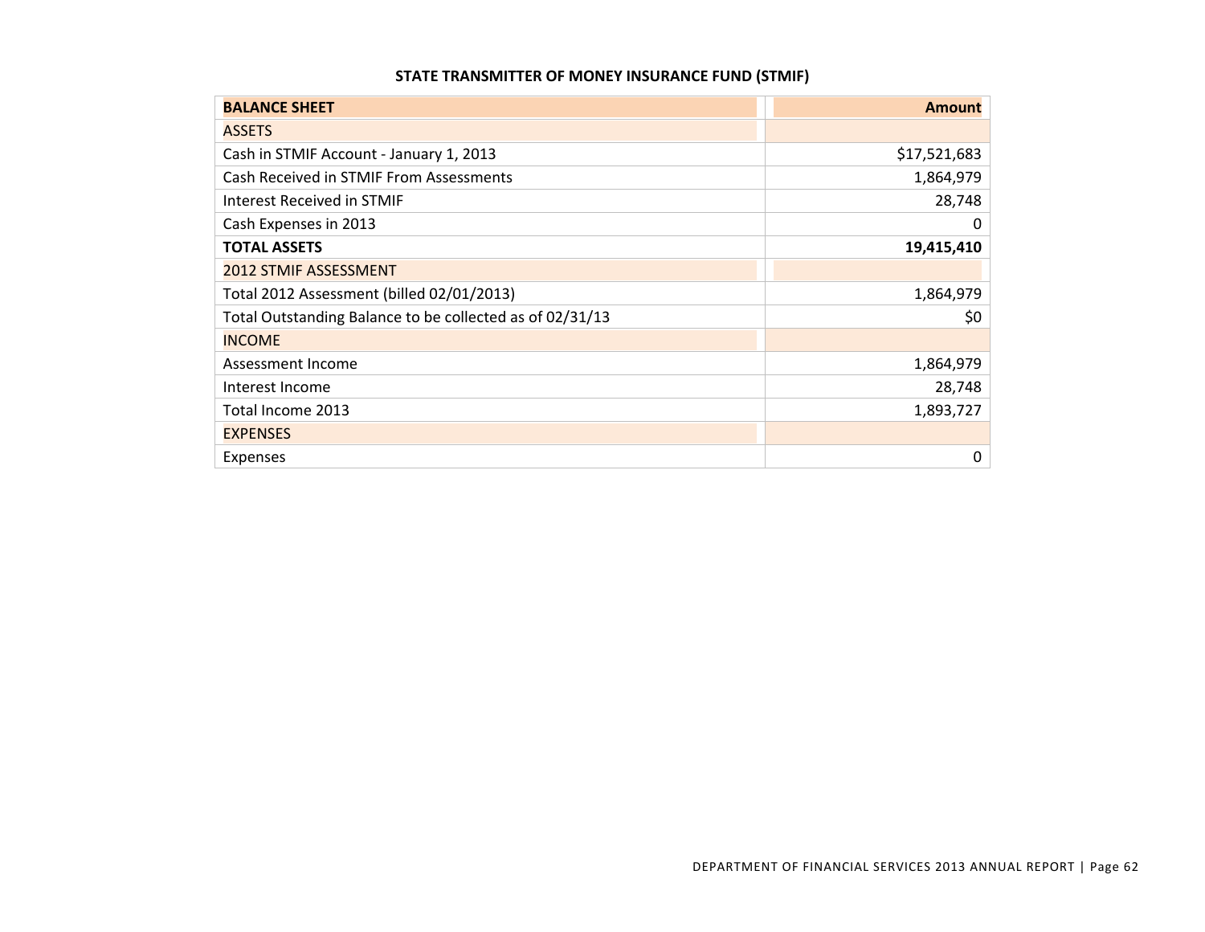## STATE TRANSMITTER OF MONEY INSURANCE FUND (STMIF)

| **BALANCE SHEET** | **Amount** |
| --- | ---: |
| ASSETS | |
| Cash in STMIF Account - January 1, 2013 | $17,521,683 |
| Cash Received in STMIF From Assessments | 1,864,979 |
| Interest Received in STMIF | 28,748 |
| Cash Expenses in 2013 | 0 |
| **TOTAL ASSETS** | **19,415,410** |
| 2012 STMIF ASSESSMENT | |
| Total 2012 Assessment (billed 02/01/2013) | 1,864,979 |
| Total Outstanding Balance to be collected as of 02/31/13 | $0 |
| INCOME | |
| Assessment Income | 1,864,979 |
| Interest Income | 28,748 |
| Total Income 2013 | 1,893,727 |
| EXPENSES | |
| Expenses | 0 |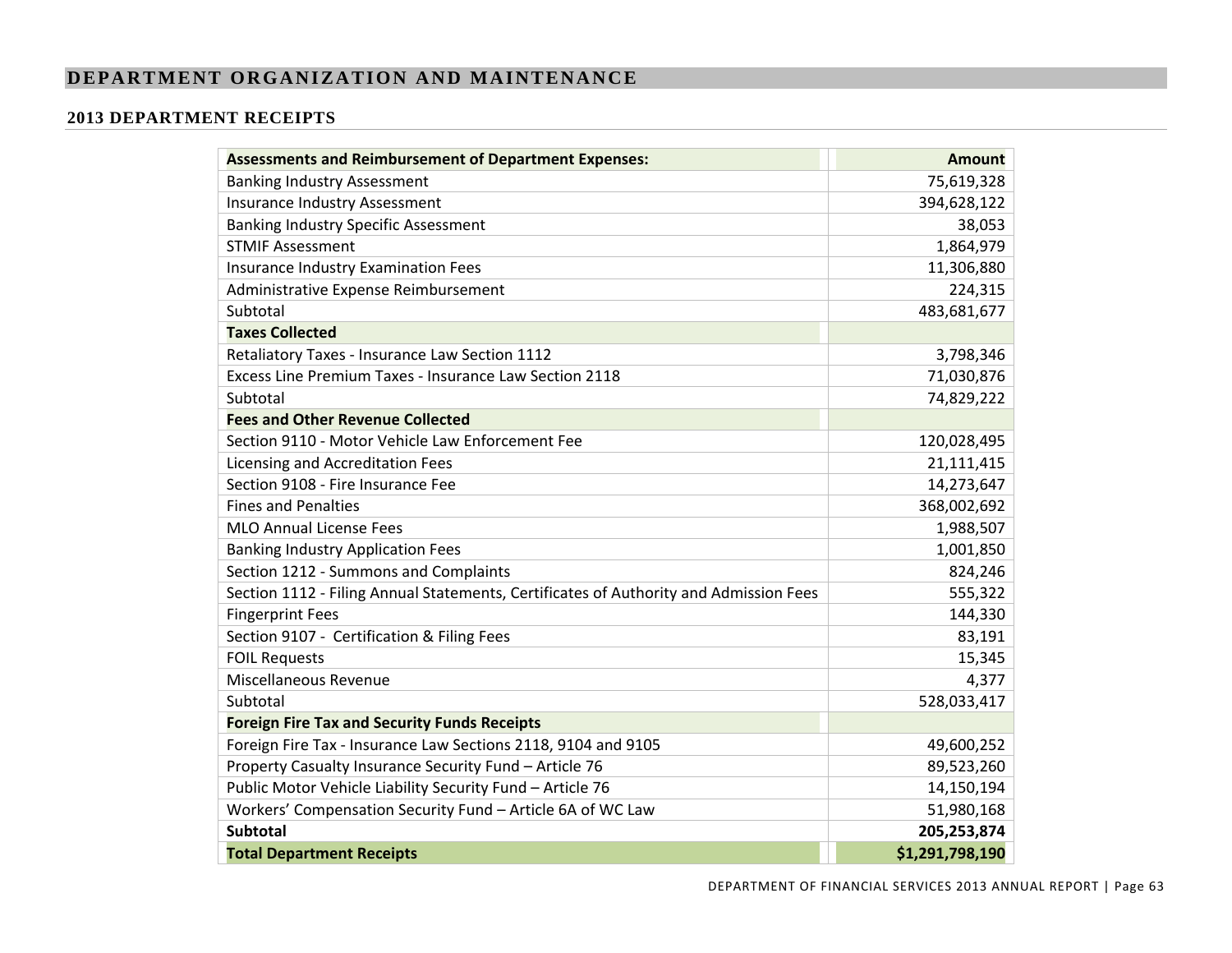# DEPARTMENT ORGANIZATION AND MAINTENANCE

## 2013 DEPARTMENT RECEIPTS

| **Assessments and Reimbursement of Department Expenses:** | **Amount** |
|---|---:|
| Banking Industry Assessment | 75,619,328 |
| Insurance Industry Assessment | 394,628,122 |
| Banking Industry Specific Assessment | 38,053 |
| STMIF Assessment | 1,864,979 |
| Insurance Industry Examination Fees | 11,306,880 |
| Administrative Expense Reimbursement | 224,315 |
| Subtotal | 483,681,677 |
| **Taxes Collected** | |
| Retaliatory Taxes - Insurance Law Section 1112 | 3,798,346 |
| Excess Line Premium Taxes - Insurance Law Section 2118 | 71,030,876 |
| Subtotal | 74,829,222 |
| **Fees and Other Revenue Collected** | |
| Section 9110 - Motor Vehicle Law Enforcement Fee | 120,028,495 |
| Licensing and Accreditation Fees | 21,111,415 |
| Section 9108 - Fire Insurance Fee | 14,273,647 |
| Fines and Penalties | 368,002,692 |
| MLO Annual License Fees | 1,988,507 |
| Banking Industry Application Fees | 1,001,850 |
| Section 1212 - Summons and Complaints | 824,246 |
| Section 1112 - Filing Annual Statements, Certificates of Authority and Admission Fees | 555,322 |
| Fingerprint Fees | 144,330 |
| Section 9107 - Certification & Filing Fees | 83,191 |
| FOIL Requests | 15,345 |
| Miscellaneous Revenue | 4,377 |
| Subtotal | 528,033,417 |
| **Foreign Fire Tax and Security Funds Receipts** | |
| Foreign Fire Tax - Insurance Law Sections 2118, 9104 and 9105 | 49,600,252 |
| Property Casualty Insurance Security Fund – Article 76 | 89,523,260 |
| Public Motor Vehicle Liability Security Fund – Article 76 | 14,150,194 |
| Workers' Compensation Security Fund – Article 6A of WC Law | 51,980,168 |
| **Subtotal** | **205,253,874** |
| **Total Department Receipts** | **$1,291,798,190** |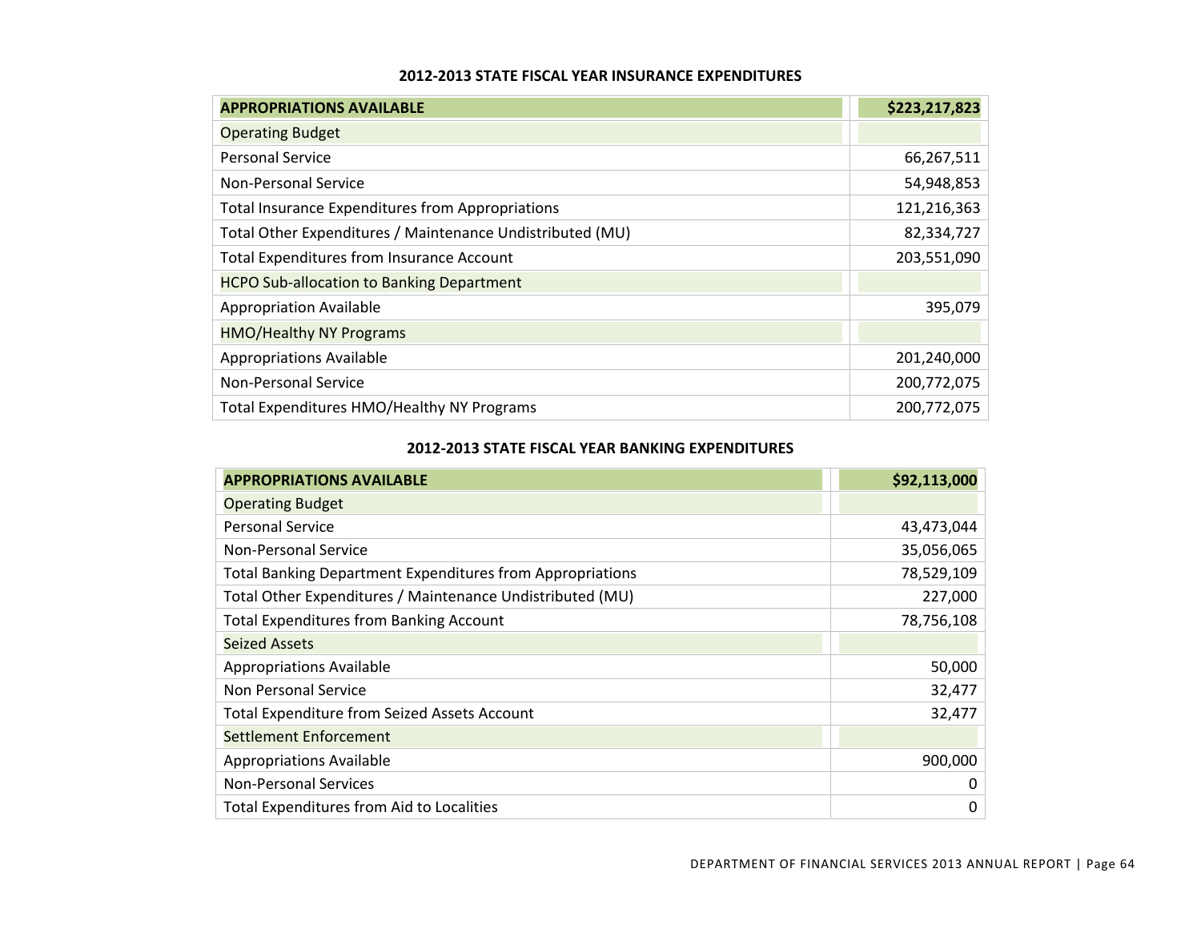## 2012-2013 STATE FISCAL YEAR INSURANCE EXPENDITURES

| **APPROPRIATIONS AVAILABLE** | **$223,217,823** |
|---|---|
| Operating Budget | |
| Personal Service | 66,267,511 |
| Non-Personal Service | 54,948,853 |
| Total Insurance Expenditures from Appropriations | 121,216,363 |
| Total Other Expenditures / Maintenance Undistributed (MU) | 82,334,727 |
| Total Expenditures from Insurance Account | 203,551,090 |
| HCPO Sub-allocation to Banking Department | |
| Appropriation Available | 395,079 |
| HMO/Healthy NY Programs | |
| Appropriations Available | 201,240,000 |
| Non-Personal Service | 200,772,075 |
| Total Expenditures HMO/Healthy NY Programs | 200,772,075 |

## 2012-2013 STATE FISCAL YEAR BANKING EXPENDITURES

| **APPROPRIATIONS AVAILABLE** | **$92,113,000** |
|---|---|
| Operating Budget | |
| Personal Service | 43,473,044 |
| Non-Personal Service | 35,056,065 |
| Total Banking Department Expenditures from Appropriations | 78,529,109 |
| Total Other Expenditures / Maintenance Undistributed (MU) | 227,000 |
| Total Expenditures from Banking Account | 78,756,108 |
| Seized Assets | |
| Appropriations Available | 50,000 |
| Non Personal Service | 32,477 |
| Total Expenditure from Seized Assets Account | 32,477 |
| Settlement Enforcement | |
| Appropriations Available | 900,000 |
| Non-Personal Services | 0 |
| Total Expenditures from Aid to Localities | 0 |